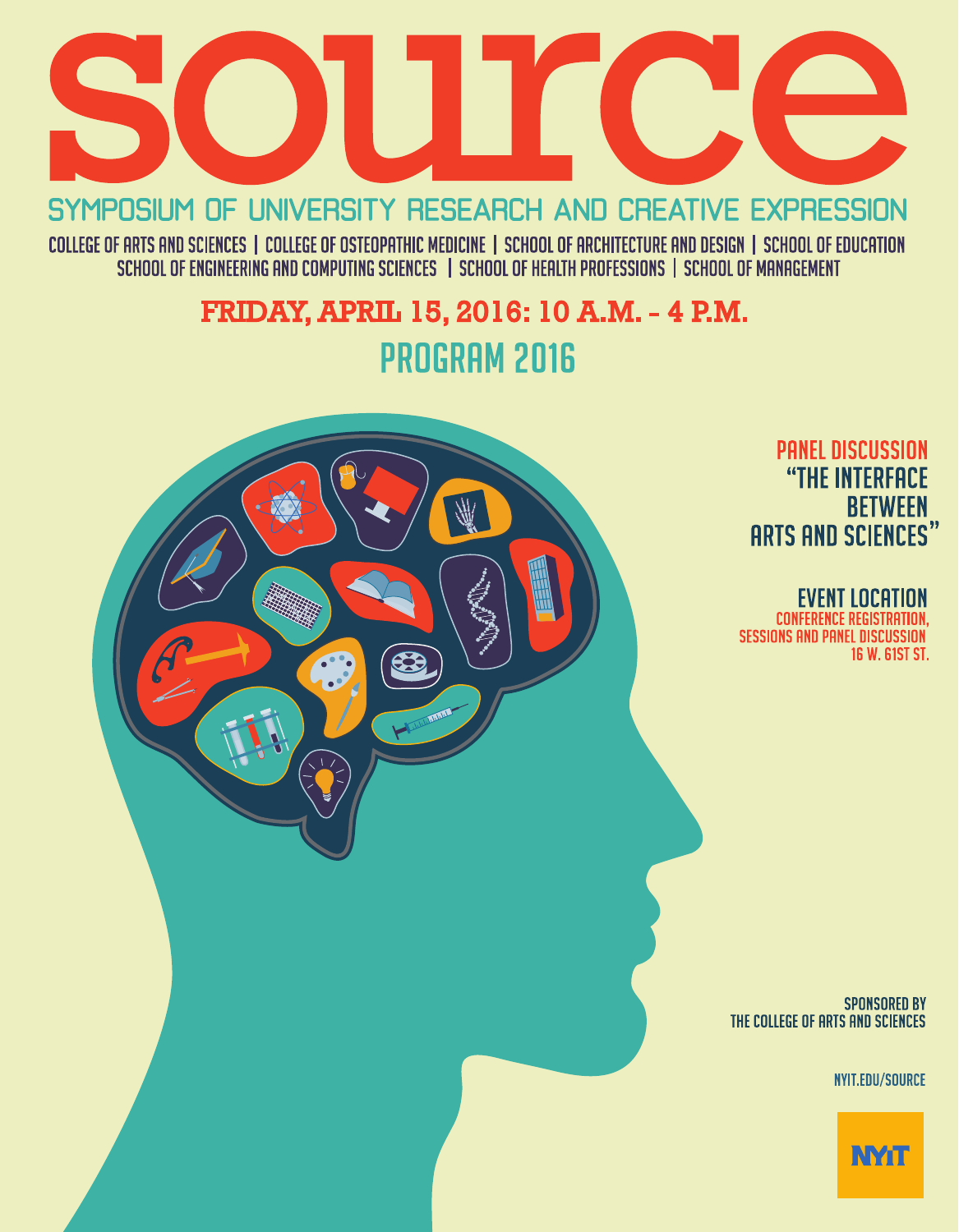# SOURCE

## SYMPOSIUM OF UNIVERSITY RESEARCH AND CREATIVE EXPRESSION

COLLEGE OF ARTS AND SCIENCES | COLLEGE OF OSTEOPATHIC MEDICINE | SCHOOL OF ARCHITECTURE AND DESIGN | SCHOOL OF EDUCATION
SCHOOL OF ENGINEERING AND COMPUTING SCIENCES | SCHOOL OF HEALTH PROFESSIONS | SCHOOL OF MANAGEMENT

**FRIDAY, APRIL 15, 2016: 10 A.M. – 4 P.M.**

## PROGRAM 2016

**PANEL DISCUSSION**
**"THE INTERFACE BETWEEN ARTS AND SCIENCES"**

**EVENT LOCATION**
CONFERENCE REGISTRATION, SESSIONS AND PANEL DISCUSSION
16 W. 61ST ST.

SPONSORED BY
THE COLLEGE OF ARTS AND SCIENCES

NYIT.EDU/SOURCE

NYIT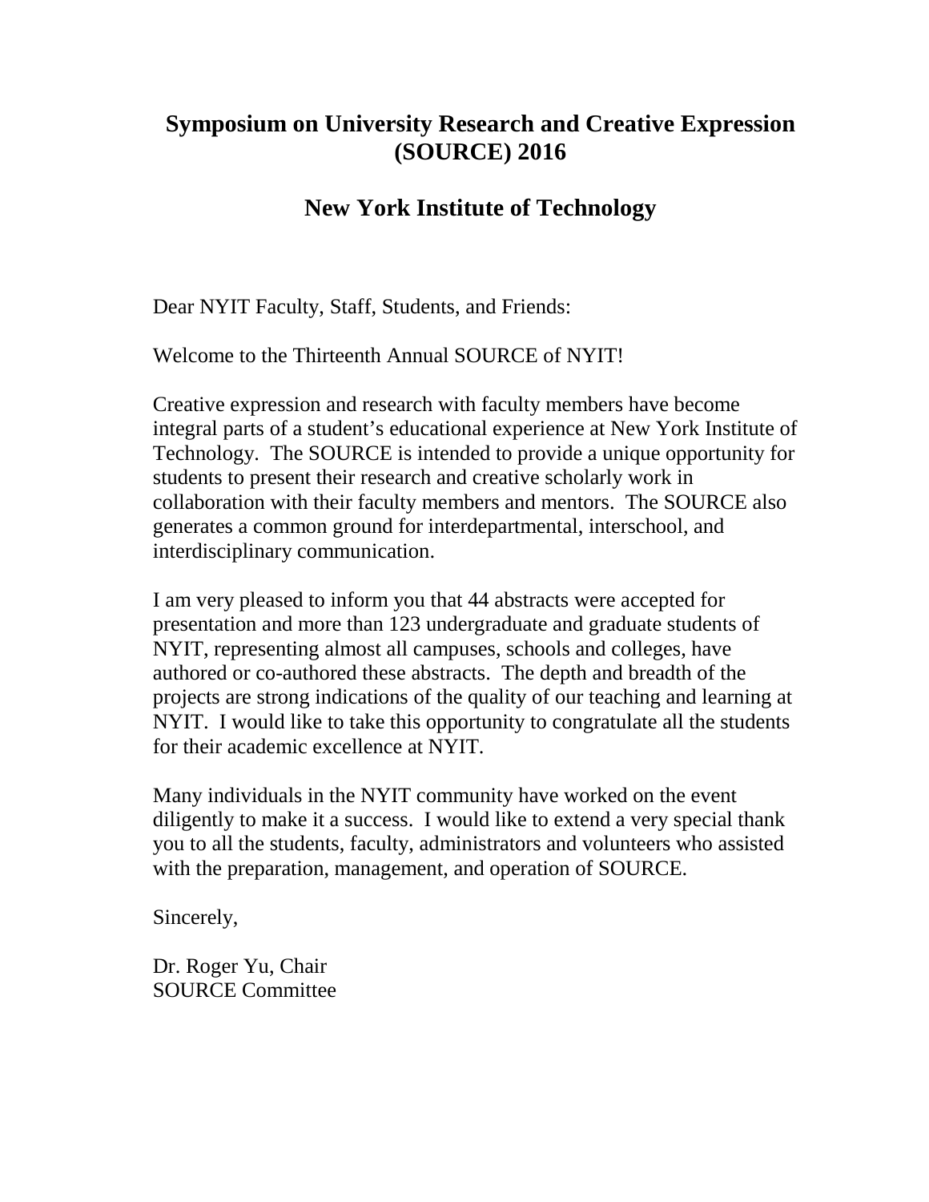# Symposium on University Research and Creative Expression (SOURCE) 2016

## New York Institute of Technology

Dear NYIT Faculty, Staff, Students, and Friends:

Welcome to the Thirteenth Annual SOURCE of NYIT!

Creative expression and research with faculty members have become integral parts of a student's educational experience at New York Institute of Technology. The SOURCE is intended to provide a unique opportunity for students to present their research and creative scholarly work in collaboration with their faculty members and mentors. The SOURCE also generates a common ground for interdepartmental, interschool, and interdisciplinary communication.

I am very pleased to inform you that 44 abstracts were accepted for presentation and more than 123 undergraduate and graduate students of NYIT, representing almost all campuses, schools and colleges, have authored or co-authored these abstracts. The depth and breadth of the projects are strong indications of the quality of our teaching and learning at NYIT. I would like to take this opportunity to congratulate all the students for their academic excellence at NYIT.

Many individuals in the NYIT community have worked on the event diligently to make it a success. I would like to extend a very special thank you to all the students, faculty, administrators and volunteers who assisted with the preparation, management, and operation of SOURCE.

Sincerely,

Dr. Roger Yu, Chair
SOURCE Committee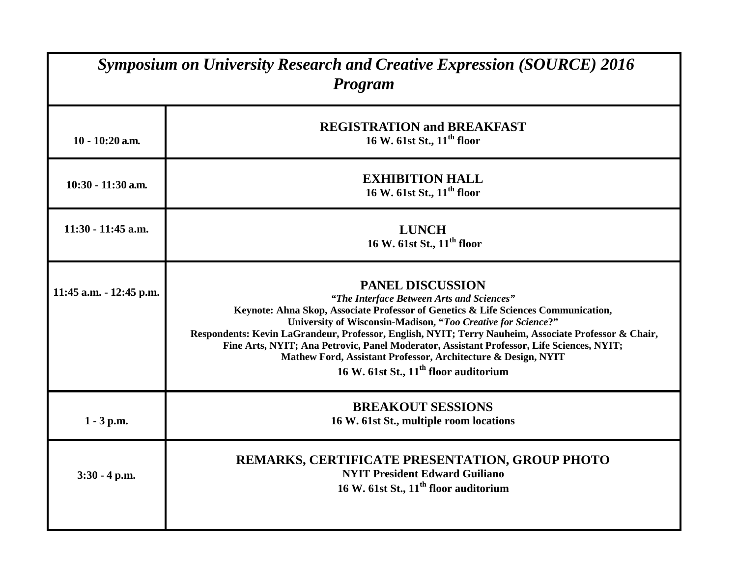| *Symposium on University Research and Creative Expression (SOURCE) 2016 Program* | |
|---|---|
| **10 - 10:20 a.m.** | **REGISTRATION and BREAKFAST**<br>**16 W. 61st St., 11th floor** |
| **10:30 - 11:30 a.m.** | **EXHIBITION HALL**<br>**16 W. 61st St., 11th floor** |
| **11:30 - 11:45 a.m.** | **LUNCH**<br>**16 W. 61st St., 11th floor** |
| **11:45 a.m. - 12:45 p.m.** | **PANEL DISCUSSION**<br>***"The Interface Between Arts and Sciences"***<br>**Keynote: Ahna Skop, Associate Professor of Genetics & Life Sciences Communication, University of Wisconsin-Madison, "*Too Creative for Science*?"**<br>**Respondents: Kevin LaGrandeur, Professor, English, NYIT; Terry Nauheim, Associate Professor & Chair, Fine Arts, NYIT; Ana Petrovic, Panel Moderator, Assistant Professor, Life Sciences, NYIT; Mathew Ford, Assistant Professor, Architecture & Design, NYIT**<br>**16 W. 61st St., 11th floor auditorium** |
| **1 - 3 p.m.** | **BREAKOUT SESSIONS**<br>**16 W. 61st St., multiple room locations** |
| **3:30 - 4 p.m.** | **REMARKS, CERTIFICATE PRESENTATION, GROUP PHOTO**<br>**NYIT President Edward Guiliano**<br>**16 W. 61st St., 11th floor auditorium** |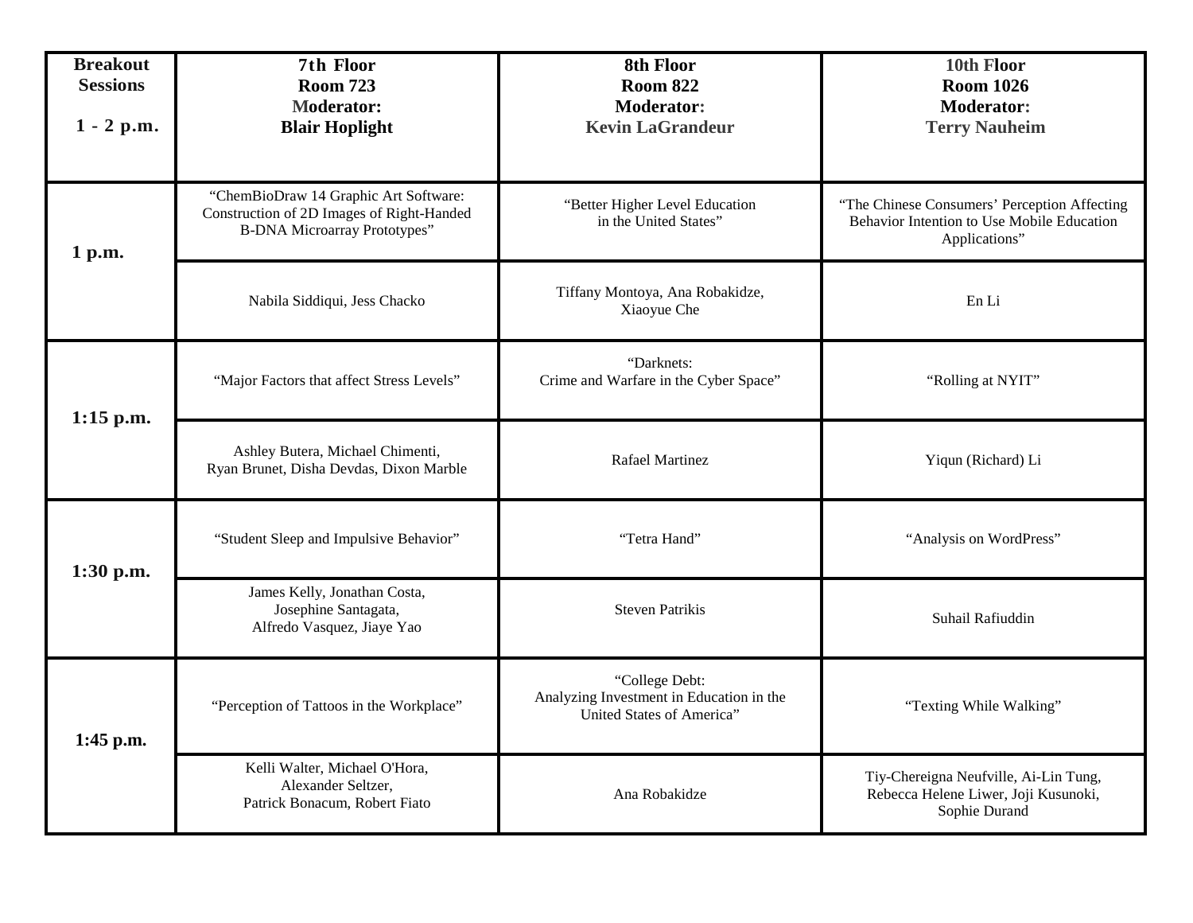| Breakout Sessions 1 - 2 p.m. | 7th Floor Room 723 Moderator: Blair Hoplight | 8th Floor Room 822 Moderator: Kevin LaGrandeur | 10th Floor Room 1026 Moderator: Terry Nauheim |
|---|---|---|---|
| 1 p.m. | "ChemBioDraw 14 Graphic Art Software: Construction of 2D Images of Right-Handed B-DNA Microarray Prototypes" | "Better Higher Level Education in the United States" | "The Chinese Consumers' Perception Affecting Behavior Intention to Use Mobile Education Applications" |
| | Nabila Siddiqui, Jess Chacko | Tiffany Montoya, Ana Robakidze, Xiaoyue Che | En Li |
| 1:15 p.m. | "Major Factors that affect Stress Levels" | "Darknets: Crime and Warfare in the Cyber Space" | "Rolling at NYIT" |
| | Ashley Butera, Michael Chimenti, Ryan Brunet, Disha Devdas, Dixon Marble | Rafael Martinez | Yiqun (Richard) Li |
| 1:30 p.m. | "Student Sleep and Impulsive Behavior" | "Tetra Hand" | "Analysis on WordPress" |
| | James Kelly, Jonathan Costa, Josephine Santagata, Alfredo Vasquez, Jiaye Yao | Steven Patrikis | Suhail Rafiuddin |
| 1:45 p.m. | "Perception of Tattoos in the Workplace" | "College Debt: Analyzing Investment in Education in the United States of America" | "Texting While Walking" |
| | Kelli Walter, Michael O'Hora, Alexander Seltzer, Patrick Bonacum, Robert Fiato | Ana Robakidze | Tiy-Chereigna Neufville, Ai-Lin Tung, Rebecca Helene Liwer, Joji Kusunoki, Sophie Durand |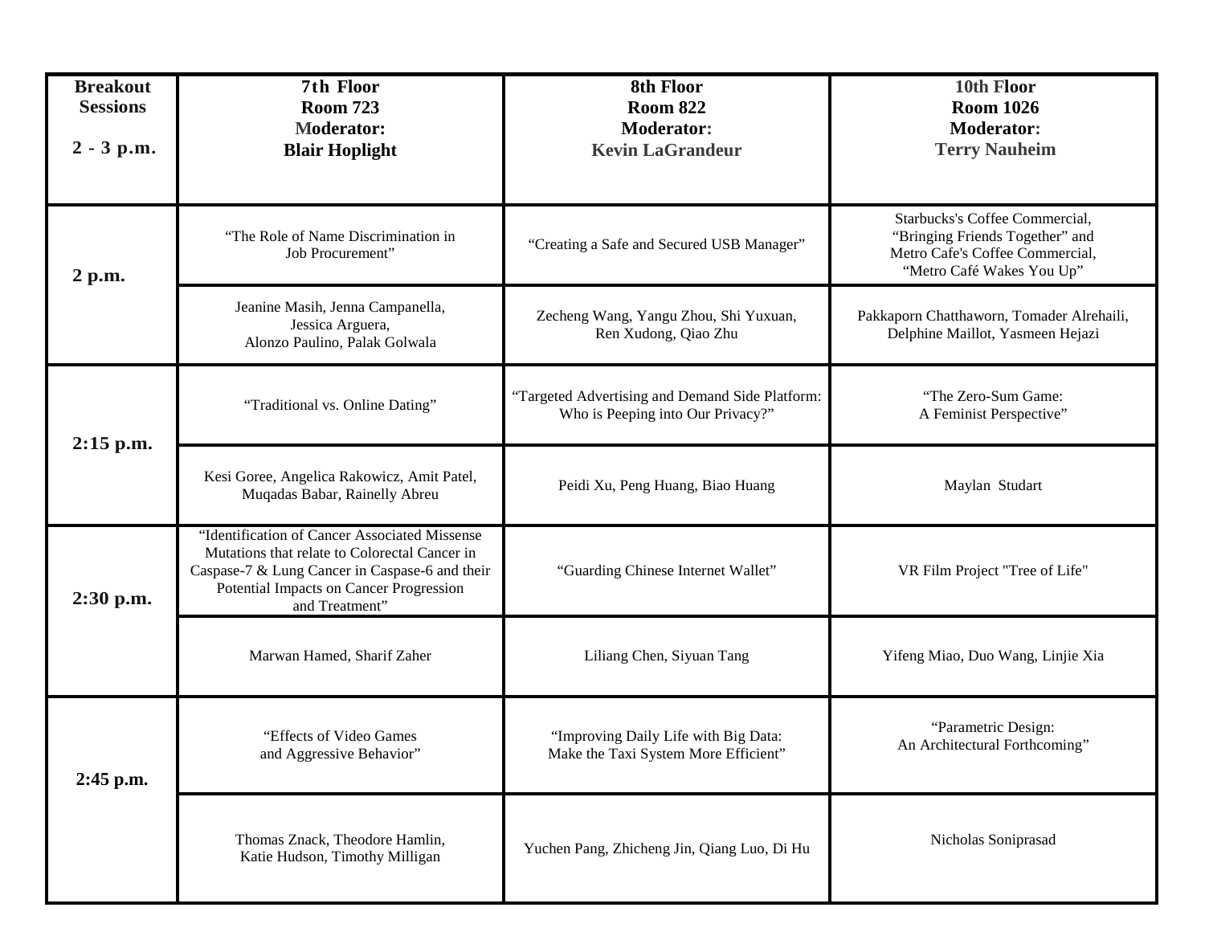| Breakout Sessions 2 - 3 p.m. | 7th Floor Room 723 Moderator: Blair Hoplight | 8th Floor Room 822 Moderator: Kevin LaGrandeur | 10th Floor Room 1026 Moderator: Terry Nauheim |
|---|---|---|---|
| 2 p.m. | "The Role of Name Discrimination in Job Procurement" | "Creating a Safe and Secured USB Manager" | Starbucks's Coffee Commercial, "Bringing Friends Together" and Metro Cafe's Coffee Commercial, "Metro Café Wakes You Up" |
| | Jeanine Masih, Jenna Campanella, Jessica Arguera, Alonzo Paulino, Palak Golwala | Zecheng Wang, Yangu Zhou, Shi Yuxuan, Ren Xudong, Qiao Zhu | Pakkaporn Chatthaworn, Tomader Alrehaili, Delphine Maillot, Yasmeen Hejazi |
| 2:15 p.m. | "Traditional vs. Online Dating" | "Targeted Advertising and Demand Side Platform: Who is Peeping into Our Privacy?" | "The Zero-Sum Game: A Feminist Perspective" |
| | Kesi Goree, Angelica Rakowicz, Amit Patel, Muqadas Babar, Rainelly Abreu | Peidi Xu, Peng Huang, Biao Huang | Maylan Studart |
| 2:30 p.m. | "Identification of Cancer Associated Missense Mutations that relate to Colorectal Cancer in Caspase-7 & Lung Cancer in Caspase-6 and their Potential Impacts on Cancer Progression and Treatment" | "Guarding Chinese Internet Wallet" | VR Film Project "Tree of Life" |
| | Marwan Hamed, Sharif Zaher | Liliang Chen, Siyuan Tang | Yifeng Miao, Duo Wang, Linjie Xia |
| 2:45 p.m. | "Effects of Video Games and Aggressive Behavior" | "Improving Daily Life with Big Data: Make the Taxi System More Efficient" | "Parametric Design: An Architectural Forthcoming" |
| | Thomas Znack, Theodore Hamlin, Katie Hudson, Timothy Milligan | Yuchen Pang, Zhicheng Jin, Qiang Luo, Di Hu | Nicholas Soniprasad |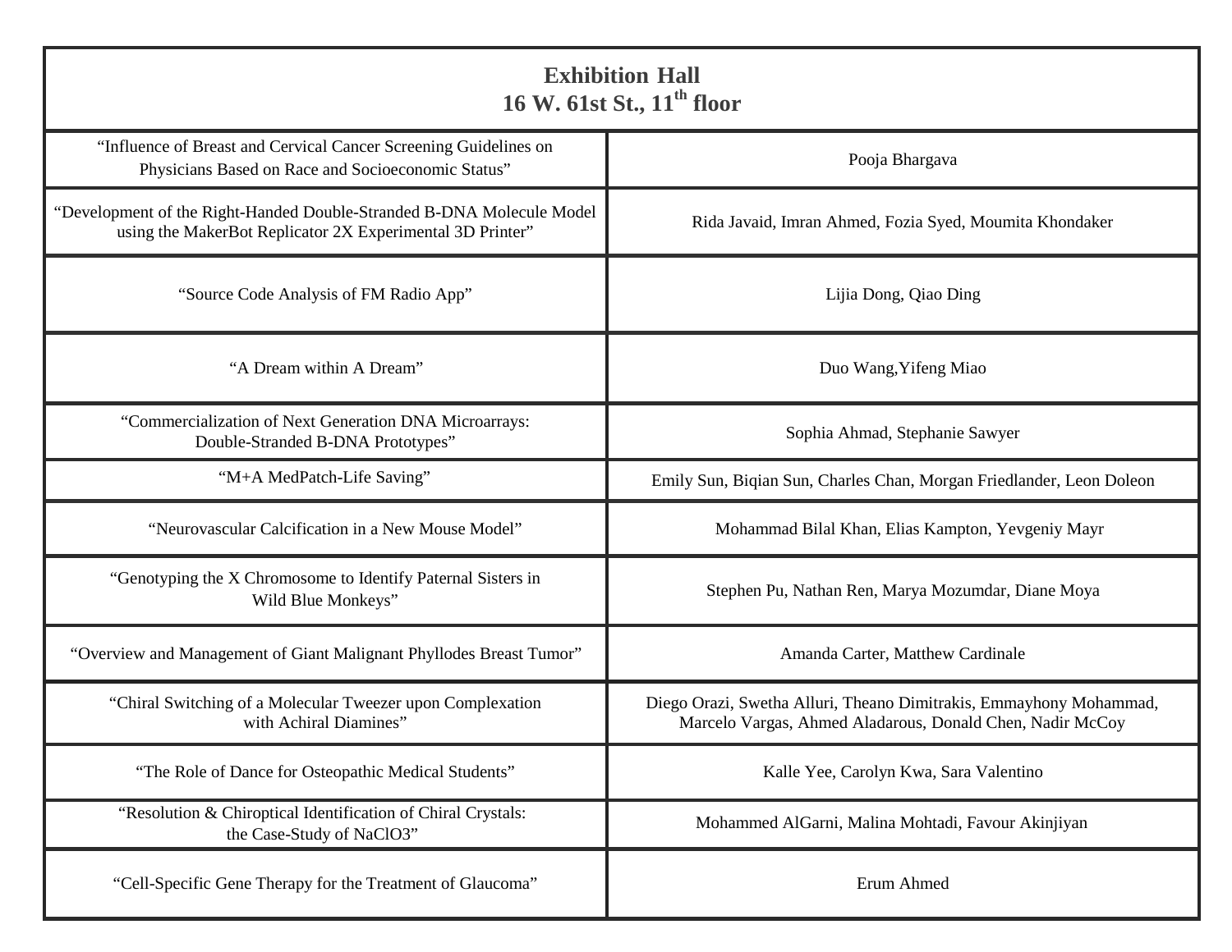| **Exhibition Hall**<br>**16 W. 61st St., 11th floor** | |
|---|---|
| "Influence of Breast and Cervical Cancer Screening Guidelines on Physicians Based on Race and Socioeconomic Status" | Pooja Bhargava |
| "Development of the Right-Handed Double-Stranded B-DNA Molecule Model using the MakerBot Replicator 2X Experimental 3D Printer" | Rida Javaid, Imran Ahmed, Fozia Syed, Moumita Khondaker |
| "Source Code Analysis of FM Radio App" | Lijia Dong, Qiao Ding |
| "A Dream within A Dream" | Duo Wang,Yifeng Miao |
| "Commercialization of Next Generation DNA Microarrays: Double-Stranded B-DNA Prototypes" | Sophia Ahmad, Stephanie Sawyer |
| "M+A MedPatch-Life Saving" | Emily Sun, Biqian Sun, Charles Chan, Morgan Friedlander, Leon Doleon |
| "Neurovascular Calcification in a New Mouse Model" | Mohammad Bilal Khan, Elias Kampton, Yevgeniy Mayr |
| "Genotyping the X Chromosome to Identify Paternal Sisters in Wild Blue Monkeys" | Stephen Pu, Nathan Ren, Marya Mozumdar, Diane Moya |
| "Overview and Management of Giant Malignant Phyllodes Breast Tumor" | Amanda Carter, Matthew Cardinale |
| "Chiral Switching of a Molecular Tweezer upon Complexation with Achiral Diamines" | Diego Orazi, Swetha Alluri, Theano Dimitrakis, Emmayhony Mohammad, Marcelo Vargas, Ahmed Aladarous, Donald Chen, Nadir McCoy |
| "The Role of Dance for Osteopathic Medical Students" | Kalle Yee, Carolyn Kwa, Sara Valentino |
| "Resolution & Chiroptical Identification of Chiral Crystals: the Case-Study of NaClO3" | Mohammed AlGarni, Malina Mohtadi, Favour Akinjiyan |
| "Cell-Specific Gene Therapy for the Treatment of Glaucoma" | Erum Ahmed |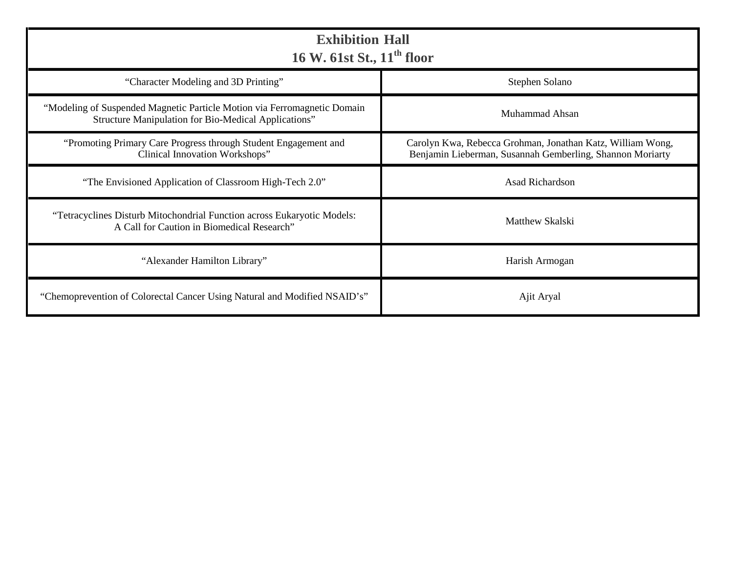| Exhibition Hall<br>16 W. 61st St., 11th floor | |
|---|---|
| “Character Modeling and 3D Printing” | Stephen Solano |
| “Modeling of Suspended Magnetic Particle Motion via Ferromagnetic Domain Structure Manipulation for Bio-Medical Applications” | Muhammad Ahsan |
| “Promoting Primary Care Progress through Student Engagement and Clinical Innovation Workshops” | Carolyn Kwa, Rebecca Grohman, Jonathan Katz, William Wong, Benjamin Lieberman, Susannah Gemberling, Shannon Moriarty |
| “The Envisioned Application of Classroom High-Tech 2.0” | Asad Richardson |
| “Tetracyclines Disturb Mitochondrial Function across Eukaryotic Models: A Call for Caution in Biomedical Research” | Matthew Skalski |
| “Alexander Hamilton Library” | Harish Armogan |
| “Chemoprevention of Colorectal Cancer Using Natural and Modified NSAID’s” | Ajit Aryal |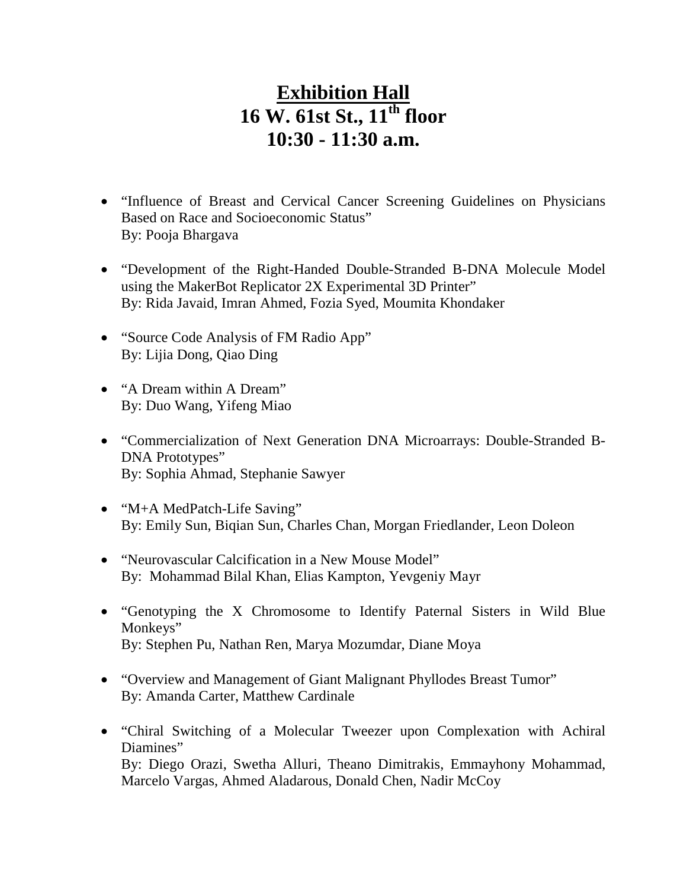# Exhibition Hall
## 16 W. 61st St., 11th floor
## 10:30 - 11:30 a.m.

- "Influence of Breast and Cervical Cancer Screening Guidelines on Physicians Based on Race and Socioeconomic Status"
  By: Pooja Bhargava

- "Development of the Right-Handed Double-Stranded B-DNA Molecule Model using the MakerBot Replicator 2X Experimental 3D Printer"
  By: Rida Javaid, Imran Ahmed, Fozia Syed, Moumita Khondaker

- "Source Code Analysis of FM Radio App"
  By: Lijia Dong, Qiao Ding

- "A Dream within A Dream"
  By: Duo Wang, Yifeng Miao

- "Commercialization of Next Generation DNA Microarrays: Double-Stranded B-DNA Prototypes"
  By: Sophia Ahmad, Stephanie Sawyer

- "M+A MedPatch-Life Saving"
  By: Emily Sun, Biqian Sun, Charles Chan, Morgan Friedlander, Leon Doleon

- "Neurovascular Calcification in a New Mouse Model"
  By: Mohammad Bilal Khan, Elias Kampton, Yevgeniy Mayr

- "Genotyping the X Chromosome to Identify Paternal Sisters in Wild Blue Monkeys"
  By: Stephen Pu, Nathan Ren, Marya Mozumdar, Diane Moya

- "Overview and Management of Giant Malignant Phyllodes Breast Tumor"
  By: Amanda Carter, Matthew Cardinale

- "Chiral Switching of a Molecular Tweezer upon Complexation with Achiral Diamines"
  By: Diego Orazi, Swetha Alluri, Theano Dimitrakis, Emmayhony Mohammad, Marcelo Vargas, Ahmed Aladarous, Donald Chen, Nadir McCoy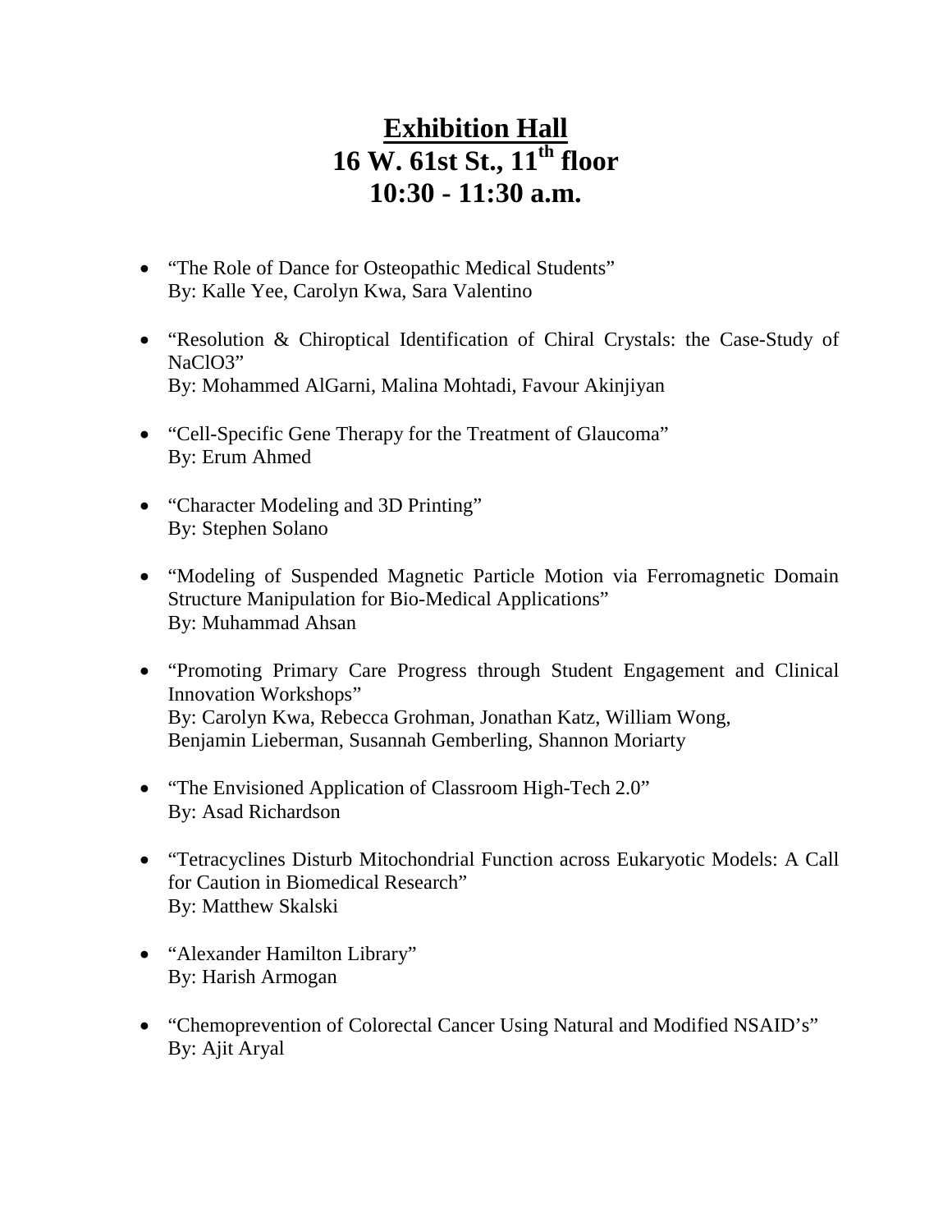# Exhibition Hall
# 16 W. 61st St., 11th floor
# 10:30 - 11:30 a.m.

- "The Role of Dance for Osteopathic Medical Students"
  By: Kalle Yee, Carolyn Kwa, Sara Valentino

- "Resolution & Chiroptical Identification of Chiral Crystals: the Case-Study of $NaClO_3$"
  By: Mohammed AlGarni, Malina Mohtadi, Favour Akinjiyan

- "Cell-Specific Gene Therapy for the Treatment of Glaucoma"
  By: Erum Ahmed

- "Character Modeling and 3D Printing"
  By: Stephen Solano

- "Modeling of Suspended Magnetic Particle Motion via Ferromagnetic Domain Structure Manipulation for Bio-Medical Applications"
  By: Muhammad Ahsan

- "Promoting Primary Care Progress through Student Engagement and Clinical Innovation Workshops"
  By: Carolyn Kwa, Rebecca Grohman, Jonathan Katz, William Wong, Benjamin Lieberman, Susannah Gemberling, Shannon Moriarty

- "The Envisioned Application of Classroom High-Tech 2.0"
  By: Asad Richardson

- "Tetracyclines Disturb Mitochondrial Function across Eukaryotic Models: A Call for Caution in Biomedical Research"
  By: Matthew Skalski

- "Alexander Hamilton Library"
  By: Harish Armogan

- "Chemoprevention of Colorectal Cancer Using Natural and Modified NSAID's"
  By: Ajit Aryal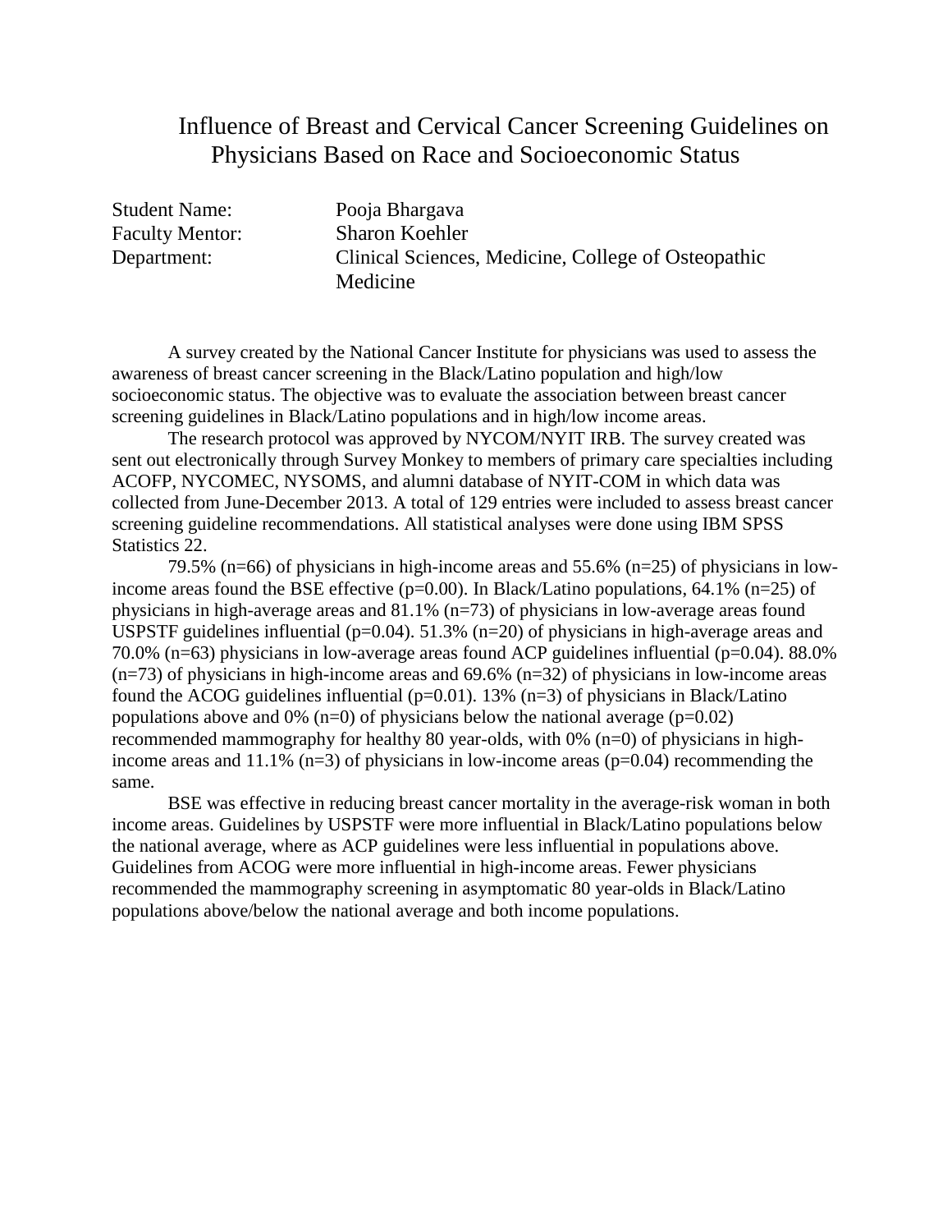# Influence of Breast and Cervical Cancer Screening Guidelines on Physicians Based on Race and Socioeconomic Status

Student Name: Pooja Bhargava
Faculty Mentor: Sharon Koehler
Department: Clinical Sciences, Medicine, College of Osteopathic Medicine

A survey created by the National Cancer Institute for physicians was used to assess the awareness of breast cancer screening in the Black/Latino population and high/low socioeconomic status. The objective was to evaluate the association between breast cancer screening guidelines in Black/Latino populations and in high/low income areas.

The research protocol was approved by NYCOM/NYIT IRB. The survey created was sent out electronically through Survey Monkey to members of primary care specialties including ACOFP, NYCOMEC, NYSOMS, and alumni database of NYIT-COM in which data was collected from June-December 2013. A total of 129 entries were included to assess breast cancer screening guideline recommendations. All statistical analyses were done using IBM SPSS Statistics 22.

79.5% (n=66) of physicians in high-income areas and 55.6% (n=25) of physicians in low-income areas found the BSE effective (p=0.00). In Black/Latino populations, 64.1% (n=25) of physicians in high-average areas and 81.1% (n=73) of physicians in low-average areas found USPSTF guidelines influential (p=0.04). 51.3% (n=20) of physicians in high-average areas and 70.0% (n=63) physicians in low-average areas found ACP guidelines influential (p=0.04). 88.0% (n=73) of physicians in high-income areas and 69.6% (n=32) of physicians in low-income areas found the ACOG guidelines influential (p=0.01). 13% (n=3) of physicians in Black/Latino populations above and 0% (n=0) of physicians below the national average (p=0.02) recommended mammography for healthy 80 year-olds, with 0% (n=0) of physicians in high-income areas and 11.1% (n=3) of physicians in low-income areas (p=0.04) recommending the same.

BSE was effective in reducing breast cancer mortality in the average-risk woman in both income areas. Guidelines by USPSTF were more influential in Black/Latino populations below the national average, where as ACP guidelines were less influential in populations above. Guidelines from ACOG were more influential in high-income areas. Fewer physicians recommended the mammography screening in asymptomatic 80 year-olds in Black/Latino populations above/below the national average and both income populations.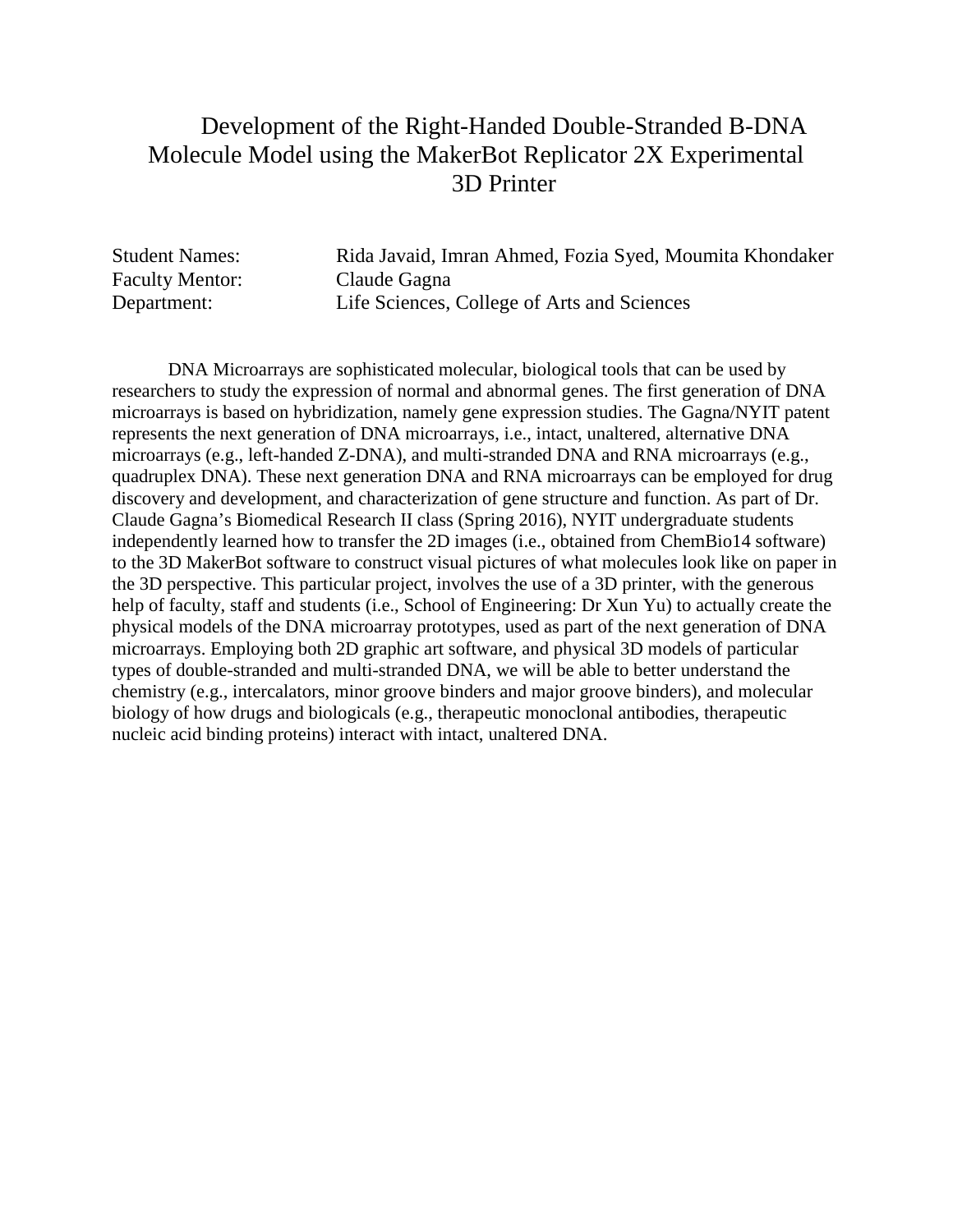# Development of the Right-Handed Double-Stranded B-DNA Molecule Model using the MakerBot Replicator 2X Experimental 3D Printer

Student Names: Rida Javaid, Imran Ahmed, Fozia Syed, Moumita Khondaker
Faculty Mentor: Claude Gagna
Department: Life Sciences, College of Arts and Sciences

DNA Microarrays are sophisticated molecular, biological tools that can be used by researchers to study the expression of normal and abnormal genes. The first generation of DNA microarrays is based on hybridization, namely gene expression studies. The Gagna/NYIT patent represents the next generation of DNA microarrays, i.e., intact, unaltered, alternative DNA microarrays (e.g., left-handed Z-DNA), and multi-stranded DNA and RNA microarrays (e.g., quadruplex DNA). These next generation DNA and RNA microarrays can be employed for drug discovery and development, and characterization of gene structure and function. As part of Dr. Claude Gagna's Biomedical Research II class (Spring 2016), NYIT undergraduate students independently learned how to transfer the 2D images (i.e., obtained from ChemBio14 software) to the 3D MakerBot software to construct visual pictures of what molecules look like on paper in the 3D perspective. This particular project, involves the use of a 3D printer, with the generous help of faculty, staff and students (i.e., School of Engineering: Dr Xun Yu) to actually create the physical models of the DNA microarray prototypes, used as part of the next generation of DNA microarrays. Employing both 2D graphic art software, and physical 3D models of particular types of double-stranded and multi-stranded DNA, we will be able to better understand the chemistry (e.g., intercalators, minor groove binders and major groove binders), and molecular biology of how drugs and biologicals (e.g., therapeutic monoclonal antibodies, therapeutic nucleic acid binding proteins) interact with intact, unaltered DNA.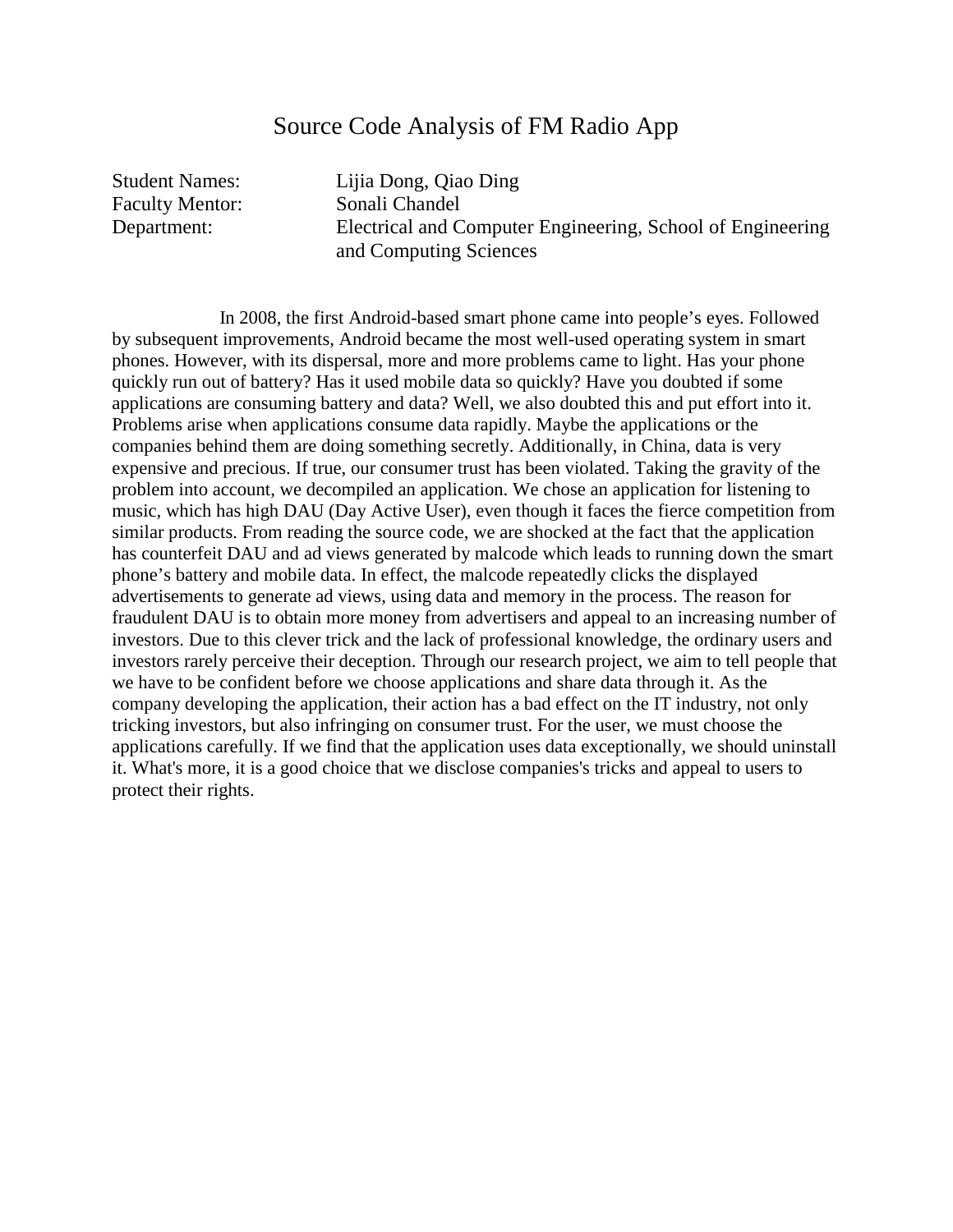# Source Code Analysis of FM Radio App

Student Names: Lijia Dong, Qiao Ding
Faculty Mentor: Sonali Chandel
Department: Electrical and Computer Engineering, School of Engineering and Computing Sciences

In 2008, the first Android-based smart phone came into people's eyes. Followed by subsequent improvements, Android became the most well-used operating system in smart phones. However, with its dispersal, more and more problems came to light. Has your phone quickly run out of battery? Has it used mobile data so quickly? Have you doubted if some applications are consuming battery and data? Well, we also doubted this and put effort into it. Problems arise when applications consume data rapidly. Maybe the applications or the companies behind them are doing something secretly. Additionally, in China, data is very expensive and precious. If true, our consumer trust has been violated. Taking the gravity of the problem into account, we decompiled an application. We chose an application for listening to music, which has high DAU (Day Active User), even though it faces the fierce competition from similar products. From reading the source code, we are shocked at the fact that the application has counterfeit DAU and ad views generated by malcode which leads to running down the smart phone's battery and mobile data. In effect, the malcode repeatedly clicks the displayed advertisements to generate ad views, using data and memory in the process. The reason for fraudulent DAU is to obtain more money from advertisers and appeal to an increasing number of investors. Due to this clever trick and the lack of professional knowledge, the ordinary users and investors rarely perceive their deception. Through our research project, we aim to tell people that we have to be confident before we choose applications and share data through it. As the company developing the application, their action has a bad effect on the IT industry, not only tricking investors, but also infringing on consumer trust. For the user, we must choose the applications carefully. If we find that the application uses data exceptionally, we should uninstall it. What's more, it is a good choice that we disclose companies's tricks and appeal to users to protect their rights.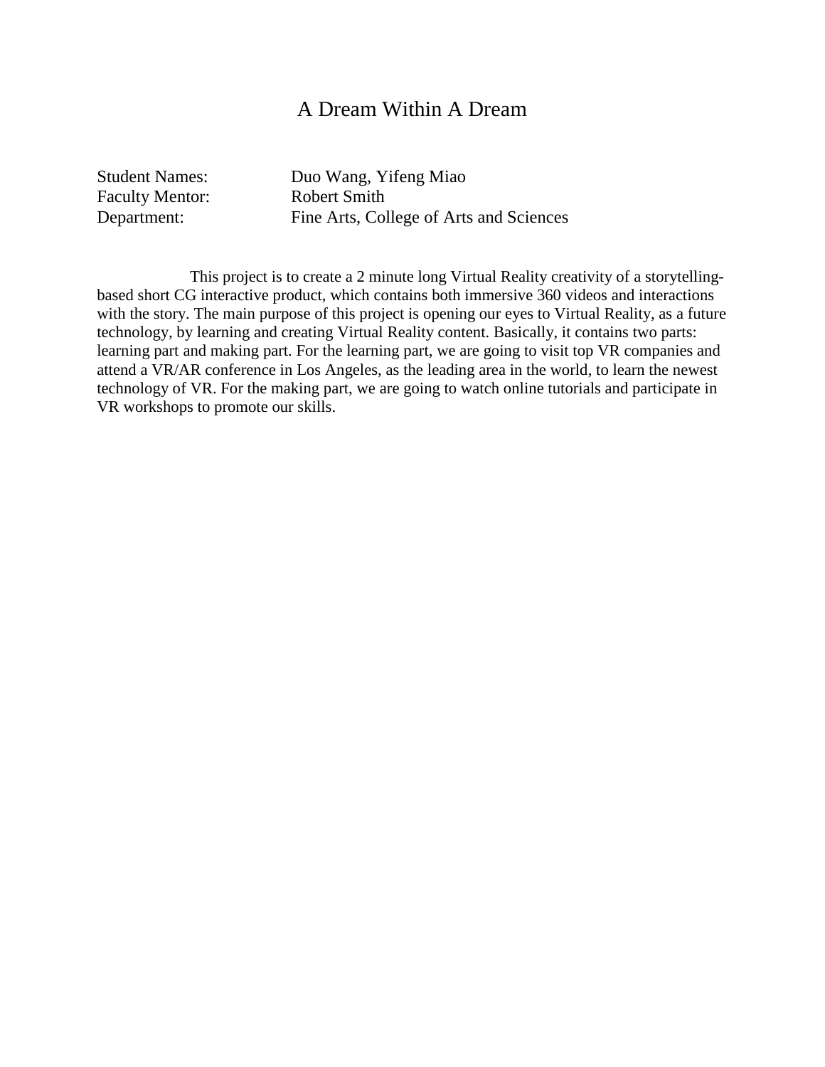# A Dream Within A Dream

Student Names: Duo Wang, Yifeng Miao
Faculty Mentor: Robert Smith
Department: Fine Arts, College of Arts and Sciences

This project is to create a 2 minute long Virtual Reality creativity of a storytelling-based short CG interactive product, which contains both immersive 360 videos and interactions with the story. The main purpose of this project is opening our eyes to Virtual Reality, as a future technology, by learning and creating Virtual Reality content. Basically, it contains two parts: learning part and making part. For the learning part, we are going to visit top VR companies and attend a VR/AR conference in Los Angeles, as the leading area in the world, to learn the newest technology of VR. For the making part, we are going to watch online tutorials and participate in VR workshops to promote our skills.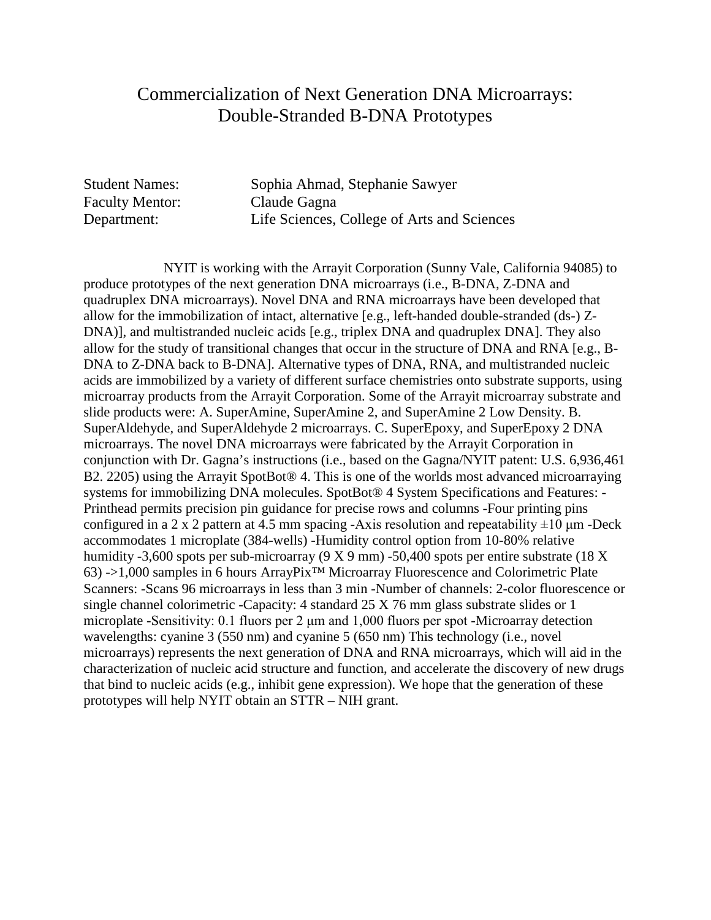# Commercialization of Next Generation DNA Microarrays: Double-Stranded B-DNA Prototypes

Student Names: Sophia Ahmad, Stephanie Sawyer
Faculty Mentor: Claude Gagna
Department: Life Sciences, College of Arts and Sciences

NYIT is working with the Arrayit Corporation (Sunny Vale, California 94085) to produce prototypes of the next generation DNA microarrays (i.e., B-DNA, Z-DNA and quadruplex DNA microarrays). Novel DNA and RNA microarrays have been developed that allow for the immobilization of intact, alternative [e.g., left-handed double-stranded (ds-) Z-DNA)], and multistranded nucleic acids [e.g., triplex DNA and quadruplex DNA]. They also allow for the study of transitional changes that occur in the structure of DNA and RNA [e.g., B-DNA to Z-DNA back to B-DNA]. Alternative types of DNA, RNA, and multistranded nucleic acids are immobilized by a variety of different surface chemistries onto substrate supports, using microarray products from the Arrayit Corporation. Some of the Arrayit microarray substrate and slide products were: A. SuperAmine, SuperAmine 2, and SuperAmine 2 Low Density. B. SuperAldehyde, and SuperAldehyde 2 microarrays. C. SuperEpoxy, and SuperEpoxy 2 DNA microarrays. The novel DNA microarrays were fabricated by the Arrayit Corporation in conjunction with Dr. Gagna's instructions (i.e., based on the Gagna/NYIT patent: U.S. 6,936,461 B2. 2205) using the Arrayit SpotBot® 4. This is one of the worlds most advanced microarraying systems for immobilizing DNA molecules. SpotBot® 4 System Specifications and Features: -Printhead permits precision pin guidance for precise rows and columns -Four printing pins configured in a 2 x 2 pattern at 4.5 mm spacing -Axis resolution and repeatability ±10 µm -Deck accommodates 1 microplate (384-wells) -Humidity control option from 10-80% relative humidity -3,600 spots per sub-microarray (9 X 9 mm) -50,400 spots per entire substrate (18 X 63) ->1,000 samples in 6 hours ArrayPix™ Microarray Fluorescence and Colorimetric Plate Scanners: -Scans 96 microarrays in less than 3 min -Number of channels: 2-color fluorescence or single channel colorimetric -Capacity: 4 standard 25 X 76 mm glass substrate slides or 1 microplate -Sensitivity: 0.1 fluors per 2 µm and 1,000 fluors per spot -Microarray detection wavelengths: cyanine 3 (550 nm) and cyanine 5 (650 nm) This technology (i.e., novel microarrays) represents the next generation of DNA and RNA microarrays, which will aid in the characterization of nucleic acid structure and function, and accelerate the discovery of new drugs that bind to nucleic acids (e.g., inhibit gene expression). We hope that the generation of these prototypes will help NYIT obtain an STTR – NIH grant.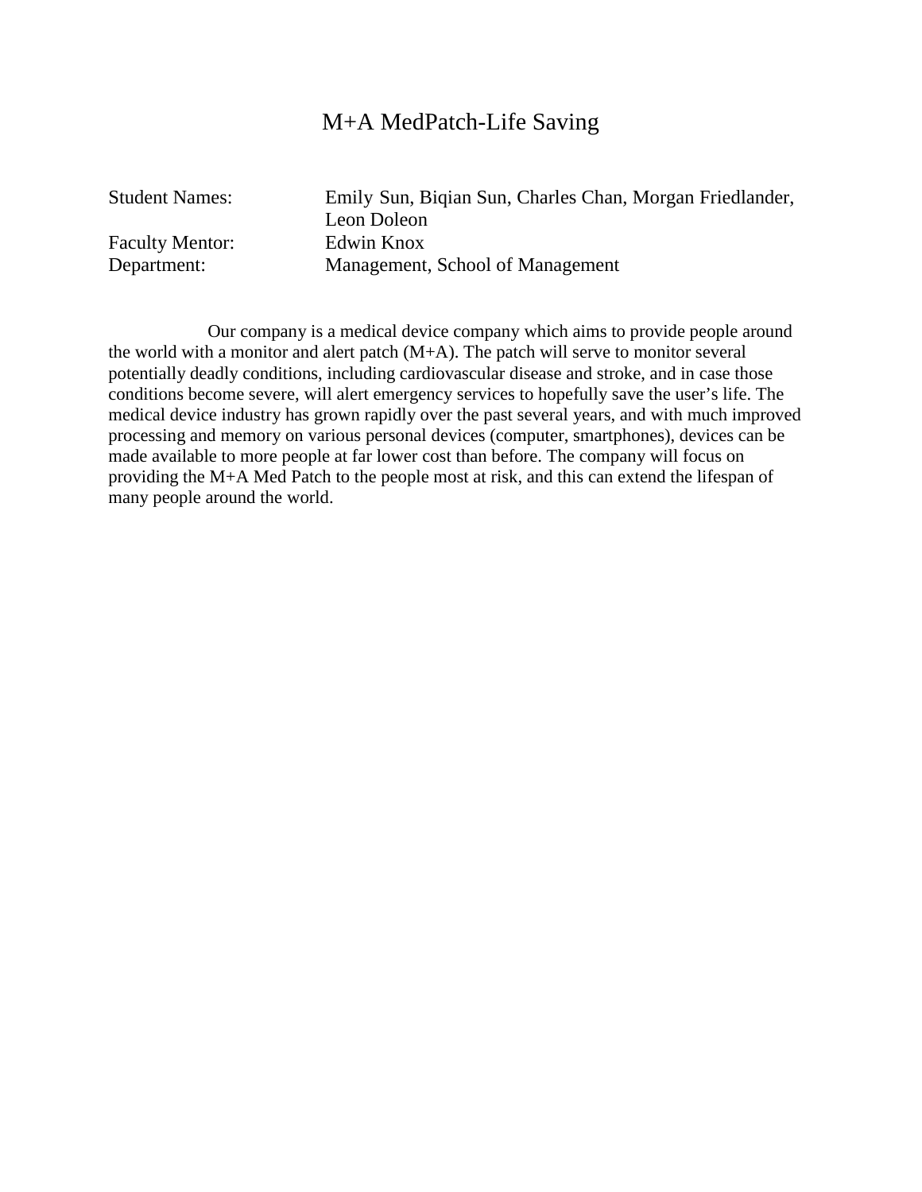# M+A MedPatch-Life Saving

Student Names: Emily Sun, Biqian Sun, Charles Chan, Morgan Friedlander, Leon Doleon
Faculty Mentor: Edwin Knox
Department: Management, School of Management

Our company is a medical device company which aims to provide people around the world with a monitor and alert patch (M+A). The patch will serve to monitor several potentially deadly conditions, including cardiovascular disease and stroke, and in case those conditions become severe, will alert emergency services to hopefully save the user's life. The medical device industry has grown rapidly over the past several years, and with much improved processing and memory on various personal devices (computer, smartphones), devices can be made available to more people at far lower cost than before. The company will focus on providing the M+A Med Patch to the people most at risk, and this can extend the lifespan of many people around the world.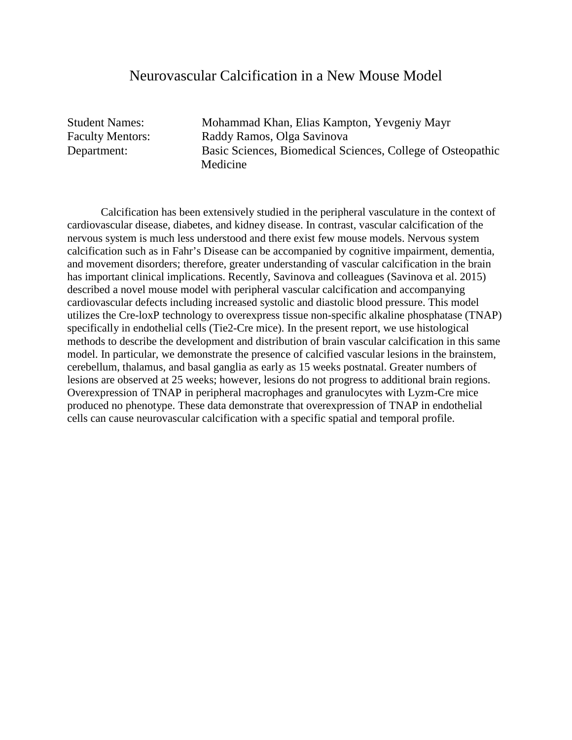# Neurovascular Calcification in a New Mouse Model

Student Names: Mohammad Khan, Elias Kampton, Yevgeniy Mayr
Faculty Mentors: Raddy Ramos, Olga Savinova
Department: Basic Sciences, Biomedical Sciences, College of Osteopathic Medicine

Calcification has been extensively studied in the peripheral vasculature in the context of cardiovascular disease, diabetes, and kidney disease. In contrast, vascular calcification of the nervous system is much less understood and there exist few mouse models. Nervous system calcification such as in Fahr's Disease can be accompanied by cognitive impairment, dementia, and movement disorders; therefore, greater understanding of vascular calcification in the brain has important clinical implications. Recently, Savinova and colleagues (Savinova et al. 2015) described a novel mouse model with peripheral vascular calcification and accompanying cardiovascular defects including increased systolic and diastolic blood pressure. This model utilizes the Cre-loxP technology to overexpress tissue non-specific alkaline phosphatase (TNAP) specifically in endothelial cells (Tie2-Cre mice). In the present report, we use histological methods to describe the development and distribution of brain vascular calcification in this same model. In particular, we demonstrate the presence of calcified vascular lesions in the brainstem, cerebellum, thalamus, and basal ganglia as early as 15 weeks postnatal. Greater numbers of lesions are observed at 25 weeks; however, lesions do not progress to additional brain regions. Overexpression of TNAP in peripheral macrophages and granulocytes with Lyzm-Cre mice produced no phenotype. These data demonstrate that overexpression of TNAP in endothelial cells can cause neurovascular calcification with a specific spatial and temporal profile.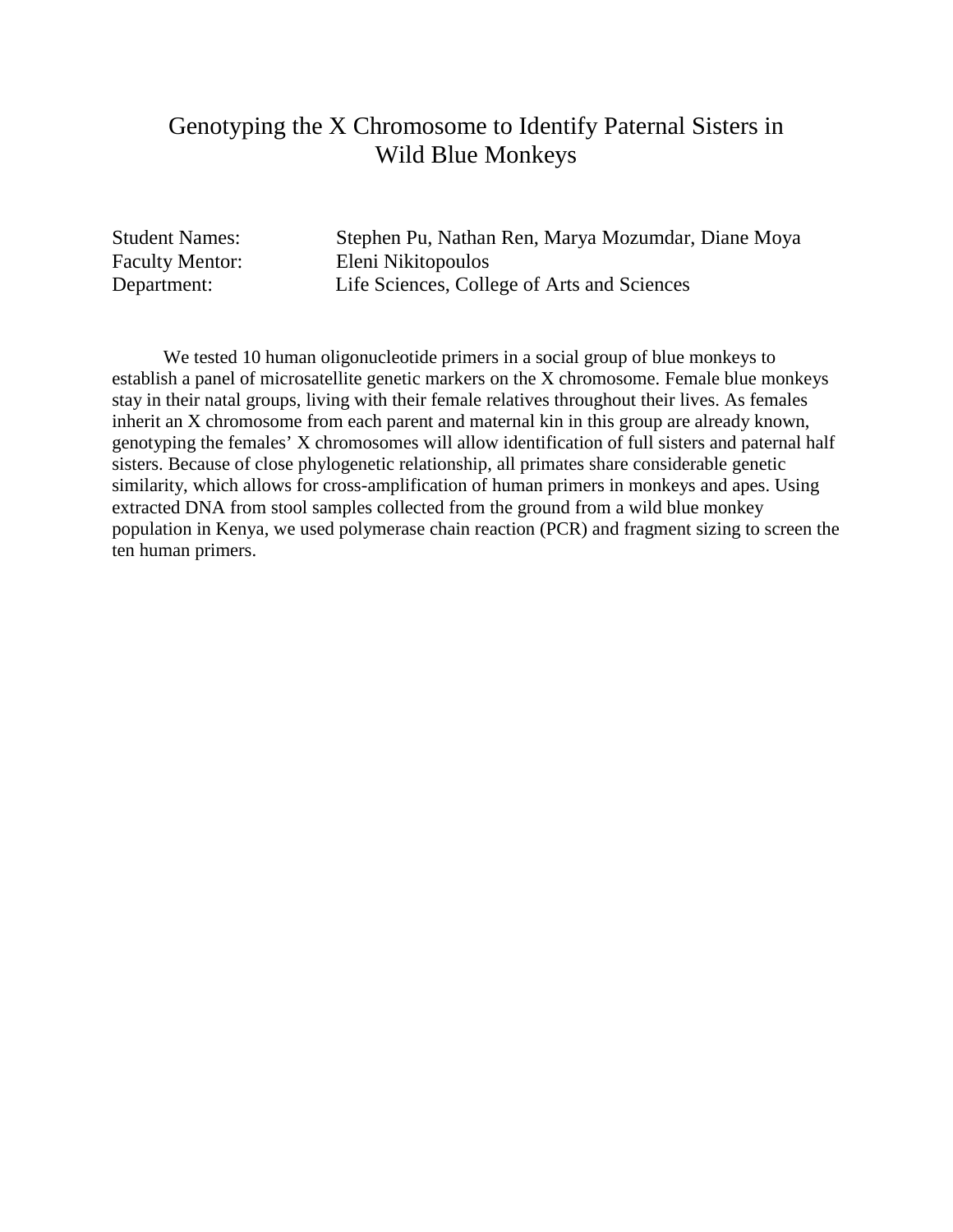# Genotyping the X Chromosome to Identify Paternal Sisters in Wild Blue Monkeys

Student Names: Stephen Pu, Nathan Ren, Marya Mozumdar, Diane Moya
Faculty Mentor: Eleni Nikitopoulos
Department: Life Sciences, College of Arts and Sciences

We tested 10 human oligonucleotide primers in a social group of blue monkeys to establish a panel of microsatellite genetic markers on the X chromosome. Female blue monkeys stay in their natal groups, living with their female relatives throughout their lives. As females inherit an X chromosome from each parent and maternal kin in this group are already known, genotyping the females' X chromosomes will allow identification of full sisters and paternal half sisters. Because of close phylogenetic relationship, all primates share considerable genetic similarity, which allows for cross-amplification of human primers in monkeys and apes. Using extracted DNA from stool samples collected from the ground from a wild blue monkey population in Kenya, we used polymerase chain reaction (PCR) and fragment sizing to screen the ten human primers.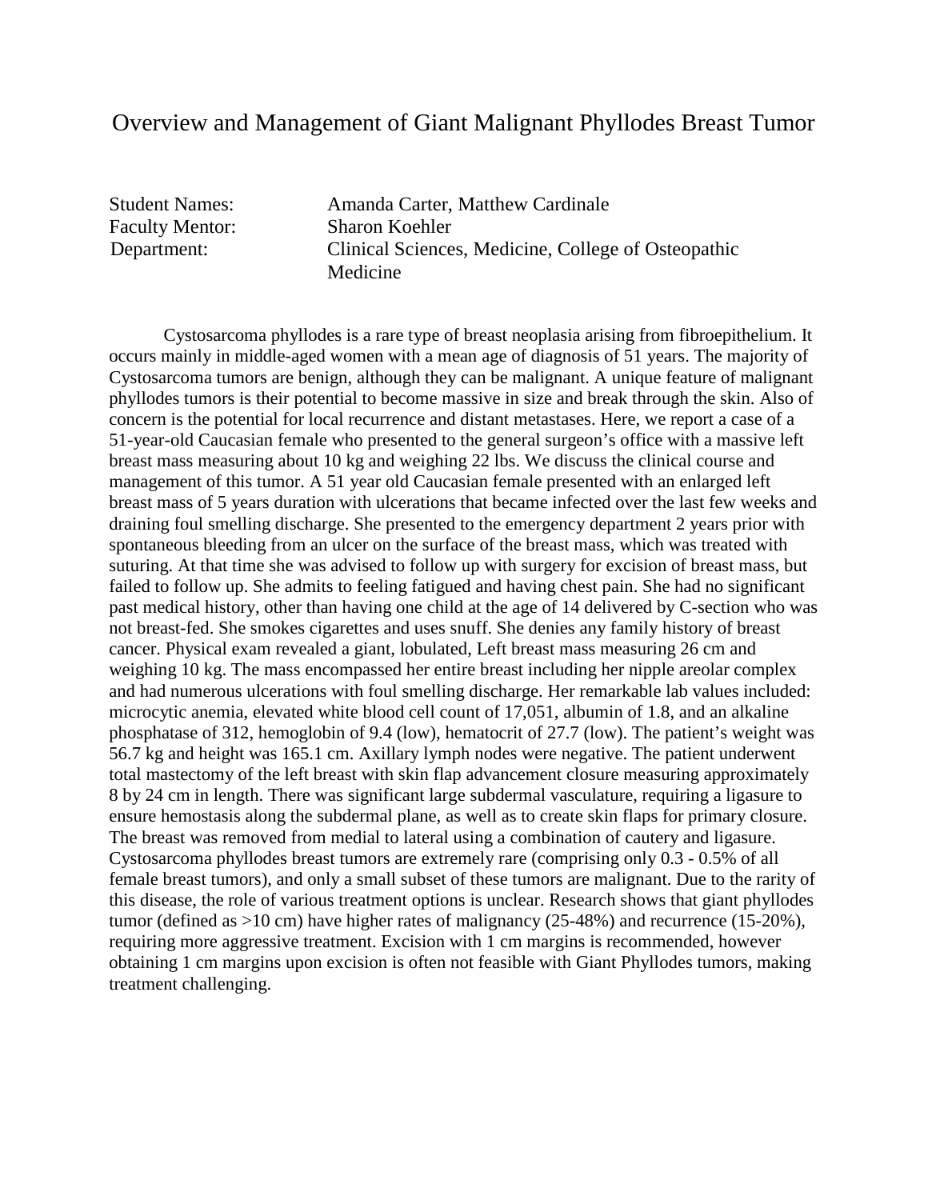# Overview and Management of Giant Malignant Phyllodes Breast Tumor

Student Names: Amanda Carter, Matthew Cardinale
Faculty Mentor: Sharon Koehler
Department: Clinical Sciences, Medicine, College of Osteopathic Medicine

Cystosarcoma phyllodes is a rare type of breast neoplasia arising from fibroepithelium. It occurs mainly in middle-aged women with a mean age of diagnosis of 51 years. The majority of Cystosarcoma tumors are benign, although they can be malignant. A unique feature of malignant phyllodes tumors is their potential to become massive in size and break through the skin. Also of concern is the potential for local recurrence and distant metastases. Here, we report a case of a 51-year-old Caucasian female who presented to the general surgeon's office with a massive left breast mass measuring about 10 kg and weighing 22 lbs. We discuss the clinical course and management of this tumor. A 51 year old Caucasian female presented with an enlarged left breast mass of 5 years duration with ulcerations that became infected over the last few weeks and draining foul smelling discharge. She presented to the emergency department 2 years prior with spontaneous bleeding from an ulcer on the surface of the breast mass, which was treated with suturing. At that time she was advised to follow up with surgery for excision of breast mass, but failed to follow up. She admits to feeling fatigued and having chest pain. She had no significant past medical history, other than having one child at the age of 14 delivered by C-section who was not breast-fed. She smokes cigarettes and uses snuff. She denies any family history of breast cancer. Physical exam revealed a giant, lobulated, Left breast mass measuring 26 cm and weighing 10 kg. The mass encompassed her entire breast including her nipple areolar complex and had numerous ulcerations with foul smelling discharge. Her remarkable lab values included: microcytic anemia, elevated white blood cell count of 17,051, albumin of 1.8, and an alkaline phosphatase of 312, hemoglobin of 9.4 (low), hematocrit of 27.7 (low). The patient's weight was 56.7 kg and height was 165.1 cm. Axillary lymph nodes were negative. The patient underwent total mastectomy of the left breast with skin flap advancement closure measuring approximately 8 by 24 cm in length. There was significant large subdermal vasculature, requiring a ligasure to ensure hemostasis along the subdermal plane, as well as to create skin flaps for primary closure. The breast was removed from medial to lateral using a combination of cautery and ligasure. Cystosarcoma phyllodes breast tumors are extremely rare (comprising only 0.3 - 0.5% of all female breast tumors), and only a small subset of these tumors are malignant. Due to the rarity of this disease, the role of various treatment options is unclear. Research shows that giant phyllodes tumor (defined as >10 cm) have higher rates of malignancy (25-48%) and recurrence (15-20%), requiring more aggressive treatment. Excision with 1 cm margins is recommended, however obtaining 1 cm margins upon excision is often not feasible with Giant Phyllodes tumors, making treatment challenging.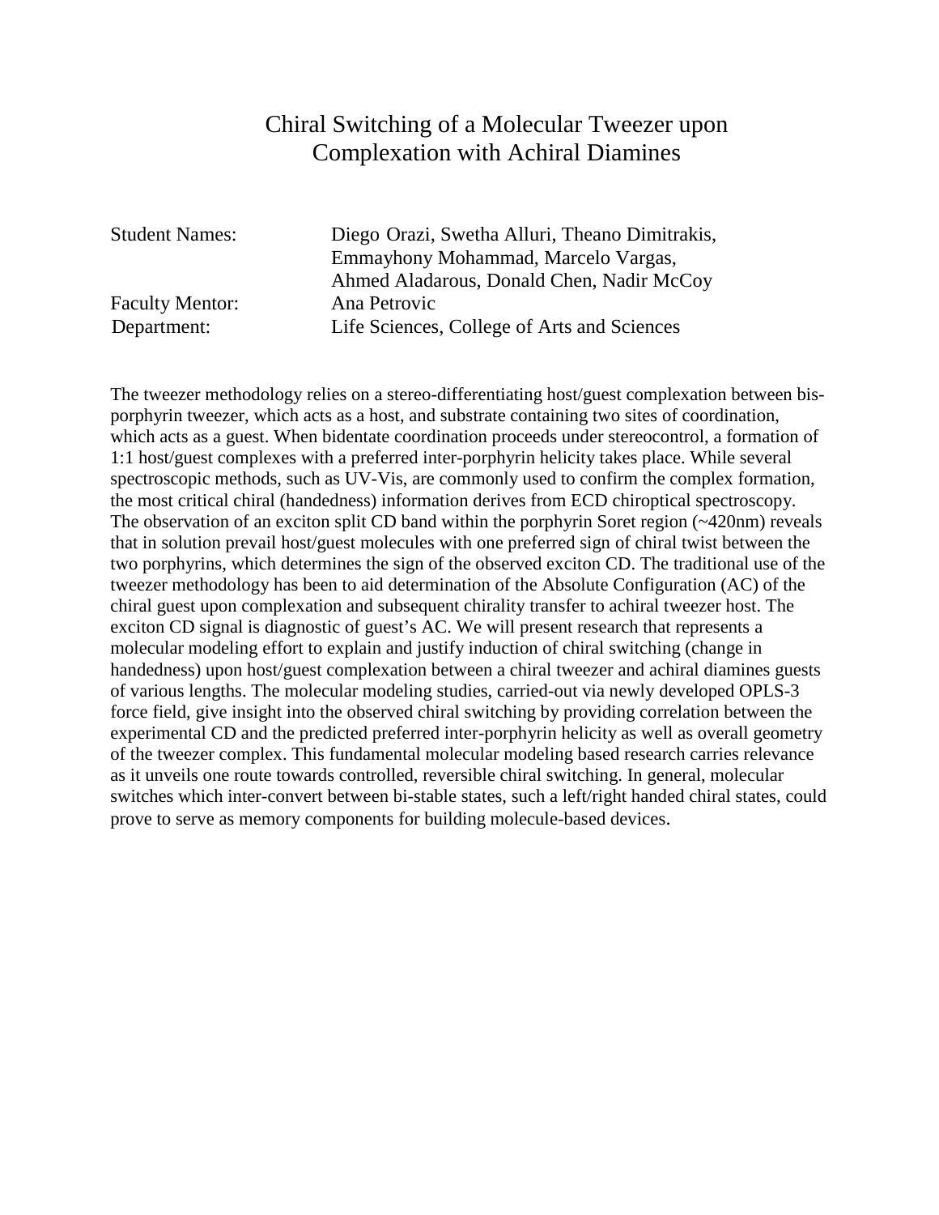# Chiral Switching of a Molecular Tweezer upon Complexation with Achiral Diamines

| | |
|---|---|
| Student Names: | Diego Orazi, Swetha Alluri, Theano Dimitrakis, Emmayhony Mohammad, Marcelo Vargas, Ahmed Aladarous, Donald Chen, Nadir McCoy |
| Faculty Mentor: | Ana Petrovic |
| Department: | Life Sciences, College of Arts and Sciences |

The tweezer methodology relies on a stereo-differentiating host/guest complexation between bis-porphyrin tweezer, which acts as a host, and substrate containing two sites of coordination, which acts as a guest. When bidentate coordination proceeds under stereocontrol, a formation of 1:1 host/guest complexes with a preferred inter-porphyrin helicity takes place. While several spectroscopic methods, such as UV-Vis, are commonly used to confirm the complex formation, the most critical chiral (handedness) information derives from ECD chiroptical spectroscopy. The observation of an exciton split CD band within the porphyrin Soret region (~420nm) reveals that in solution prevail host/guest molecules with one preferred sign of chiral twist between the two porphyrins, which determines the sign of the observed exciton CD. The traditional use of the tweezer methodology has been to aid determination of the Absolute Configuration (AC) of the chiral guest upon complexation and subsequent chirality transfer to achiral tweezer host. The exciton CD signal is diagnostic of guest's AC. We will present research that represents a molecular modeling effort to explain and justify induction of chiral switching (change in handedness) upon host/guest complexation between a chiral tweezer and achiral diamines guests of various lengths. The molecular modeling studies, carried-out via newly developed OPLS-3 force field, give insight into the observed chiral switching by providing correlation between the experimental CD and the predicted preferred inter-porphyrin helicity as well as overall geometry of the tweezer complex. This fundamental molecular modeling based research carries relevance as it unveils one route towards controlled, reversible chiral switching. In general, molecular switches which inter-convert between bi-stable states, such a left/right handed chiral states, could prove to serve as memory components for building molecule-based devices.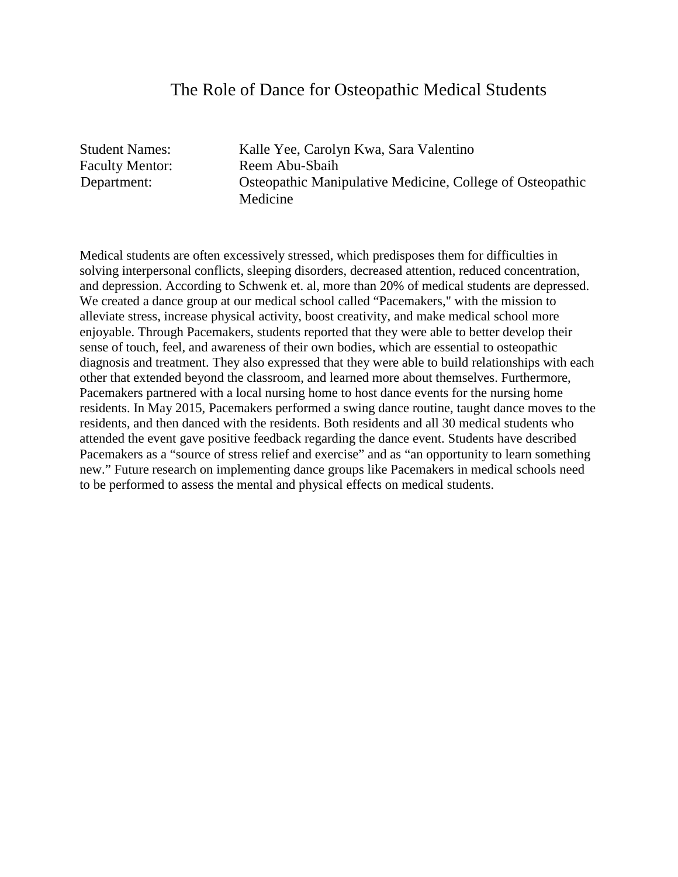# The Role of Dance for Osteopathic Medical Students

Student Names: Kalle Yee, Carolyn Kwa, Sara Valentino
Faculty Mentor: Reem Abu-Sbaih
Department: Osteopathic Manipulative Medicine, College of Osteopathic Medicine

Medical students are often excessively stressed, which predisposes them for difficulties in solving interpersonal conflicts, sleeping disorders, decreased attention, reduced concentration, and depression. According to Schwenk et. al, more than 20% of medical students are depressed. We created a dance group at our medical school called "Pacemakers," with the mission to alleviate stress, increase physical activity, boost creativity, and make medical school more enjoyable. Through Pacemakers, students reported that they were able to better develop their sense of touch, feel, and awareness of their own bodies, which are essential to osteopathic diagnosis and treatment. They also expressed that they were able to build relationships with each other that extended beyond the classroom, and learned more about themselves. Furthermore, Pacemakers partnered with a local nursing home to host dance events for the nursing home residents. In May 2015, Pacemakers performed a swing dance routine, taught dance moves to the residents, and then danced with the residents. Both residents and all 30 medical students who attended the event gave positive feedback regarding the dance event. Students have described Pacemakers as a "source of stress relief and exercise" and as "an opportunity to learn something new." Future research on implementing dance groups like Pacemakers in medical schools need to be performed to assess the mental and physical effects on medical students.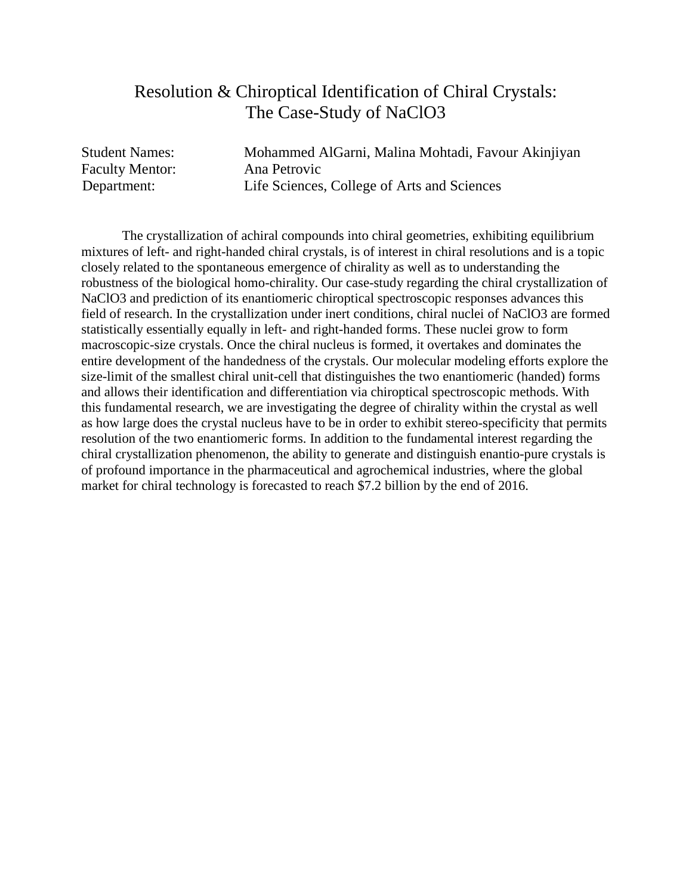# Resolution & Chiroptical Identification of Chiral Crystals: The Case-Study of $NaClO_3$

Student Names: Mohammed AlGarni, Malina Mohtadi, Favour Akinjiyan
Faculty Mentor: Ana Petrovic
Department: Life Sciences, College of Arts and Sciences

The crystallization of achiral compounds into chiral geometries, exhibiting equilibrium mixtures of left- and right-handed chiral crystals, is of interest in chiral resolutions and is a topic closely related to the spontaneous emergence of chirality as well as to understanding the robustness of the biological homo-chirality. Our case-study regarding the chiral crystallization of $NaClO_3$ and prediction of its enantiomeric chiroptical spectroscopic responses advances this field of research. In the crystallization under inert conditions, chiral nuclei of $NaClO_3$ are formed statistically essentially equally in left- and right-handed forms. These nuclei grow to form macroscopic-size crystals. Once the chiral nucleus is formed, it overtakes and dominates the entire development of the handedness of the crystals. Our molecular modeling efforts explore the size-limit of the smallest chiral unit-cell that distinguishes the two enantiomeric (handed) forms and allows their identification and differentiation via chiroptical spectroscopic methods. With this fundamental research, we are investigating the degree of chirality within the crystal as well as how large does the crystal nucleus have to be in order to exhibit stereo-specificity that permits resolution of the two enantiomeric forms. In addition to the fundamental interest regarding the chiral crystallization phenomenon, the ability to generate and distinguish enantio-pure crystals is of profound importance in the pharmaceutical and agrochemical industries, where the global market for chiral technology is forecasted to reach $7.2 billion by the end of 2016.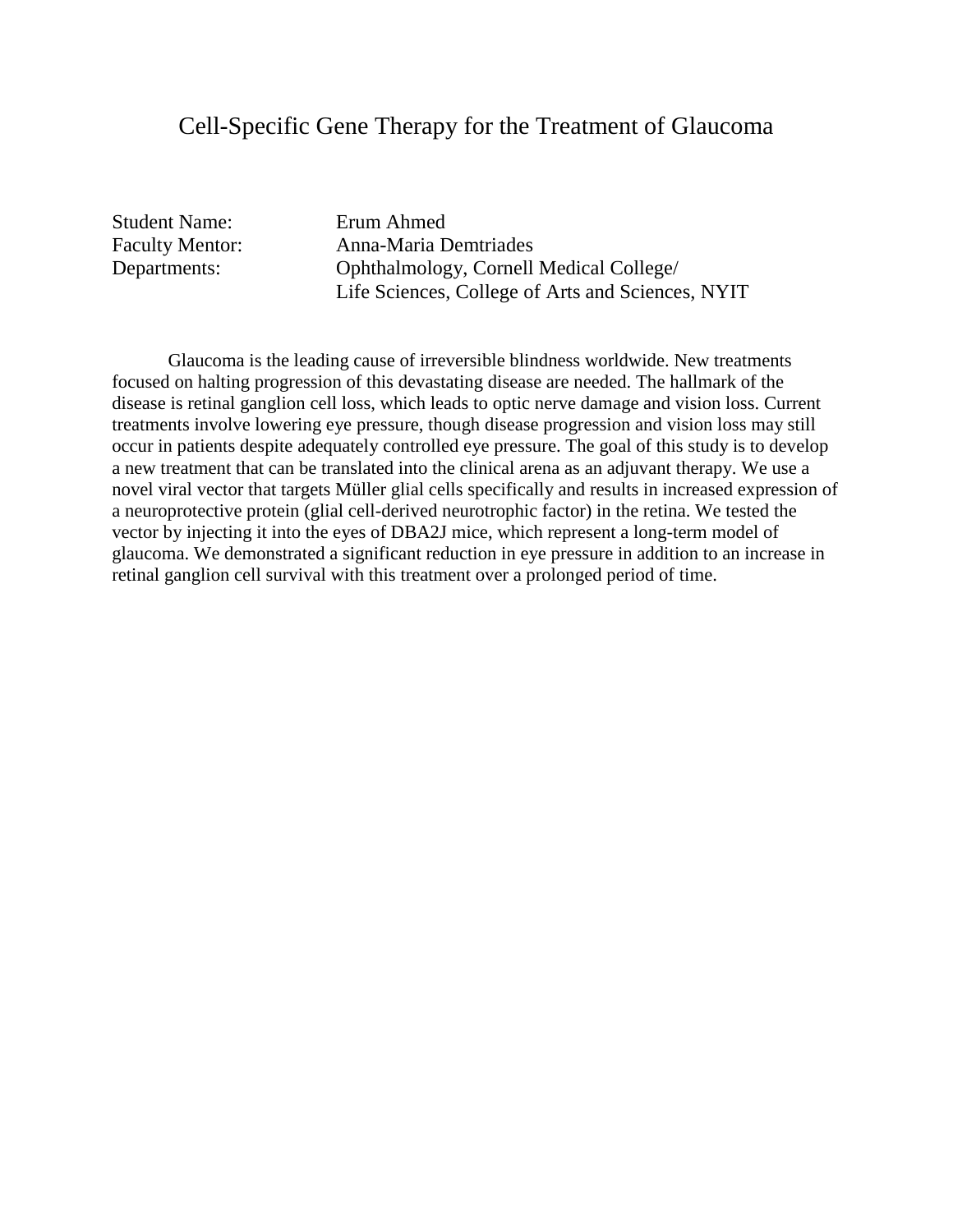# Cell-Specific Gene Therapy for the Treatment of Glaucoma

Student Name: Erum Ahmed
Faculty Mentor: Anna-Maria Demtriades
Departments: Ophthalmology, Cornell Medical College/
Life Sciences, College of Arts and Sciences, NYIT

Glaucoma is the leading cause of irreversible blindness worldwide. New treatments focused on halting progression of this devastating disease are needed. The hallmark of the disease is retinal ganglion cell loss, which leads to optic nerve damage and vision loss. Current treatments involve lowering eye pressure, though disease progression and vision loss may still occur in patients despite adequately controlled eye pressure. The goal of this study is to develop a new treatment that can be translated into the clinical arena as an adjuvant therapy. We use a novel viral vector that targets Müller glial cells specifically and results in increased expression of a neuroprotective protein (glial cell-derived neurotrophic factor) in the retina. We tested the vector by injecting it into the eyes of DBA2J mice, which represent a long-term model of glaucoma. We demonstrated a significant reduction in eye pressure in addition to an increase in retinal ganglion cell survival with this treatment over a prolonged period of time.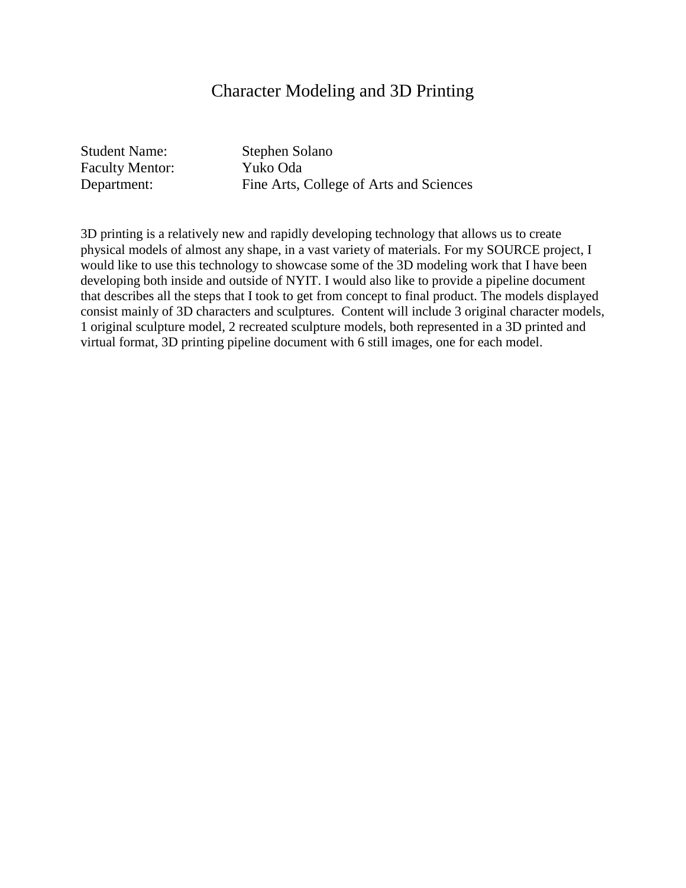# Character Modeling and 3D Printing

Student Name: Stephen Solano
Faculty Mentor: Yuko Oda
Department: Fine Arts, College of Arts and Sciences

3D printing is a relatively new and rapidly developing technology that allows us to create physical models of almost any shape, in a vast variety of materials. For my SOURCE project, I would like to use this technology to showcase some of the 3D modeling work that I have been developing both inside and outside of NYIT. I would also like to provide a pipeline document that describes all the steps that I took to get from concept to final product. The models displayed consist mainly of 3D characters and sculptures. Content will include 3 original character models, 1 original sculpture model, 2 recreated sculpture models, both represented in a 3D printed and virtual format, 3D printing pipeline document with 6 still images, one for each model.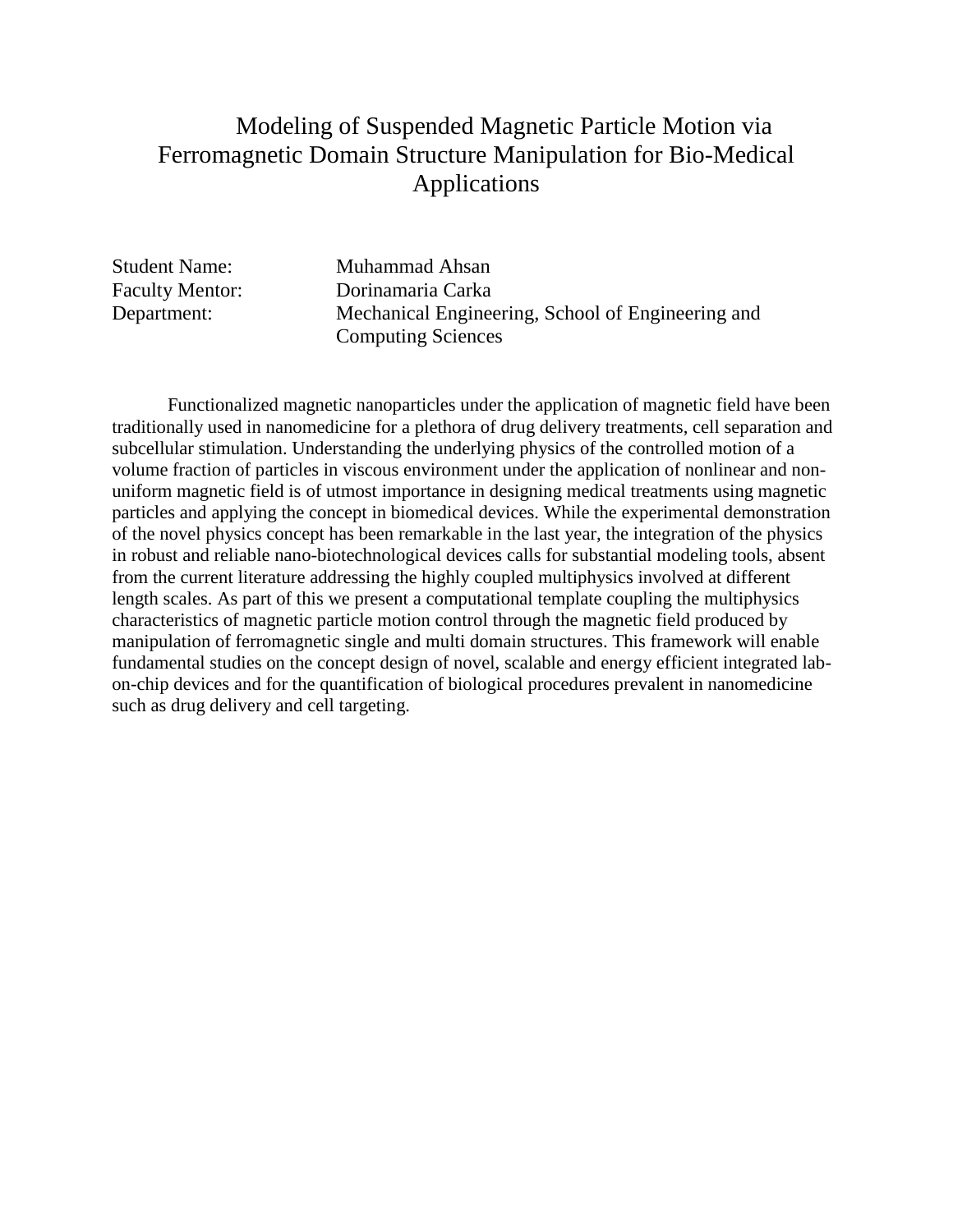# Modeling of Suspended Magnetic Particle Motion via Ferromagnetic Domain Structure Manipulation for Bio-Medical Applications

Student Name: Muhammad Ahsan
Faculty Mentor: Dorinamaria Carka
Department: Mechanical Engineering, School of Engineering and Computing Sciences

Functionalized magnetic nanoparticles under the application of magnetic field have been traditionally used in nanomedicine for a plethora of drug delivery treatments, cell separation and subcellular stimulation. Understanding the underlying physics of the controlled motion of a volume fraction of particles in viscous environment under the application of nonlinear and non-uniform magnetic field is of utmost importance in designing medical treatments using magnetic particles and applying the concept in biomedical devices. While the experimental demonstration of the novel physics concept has been remarkable in the last year, the integration of the physics in robust and reliable nano-biotechnological devices calls for substantial modeling tools, absent from the current literature addressing the highly coupled multiphysics involved at different length scales. As part of this we present a computational template coupling the multiphysics characteristics of magnetic particle motion control through the magnetic field produced by manipulation of ferromagnetic single and multi domain structures. This framework will enable fundamental studies on the concept design of novel, scalable and energy efficient integrated lab-on-chip devices and for the quantification of biological procedures prevalent in nanomedicine such as drug delivery and cell targeting.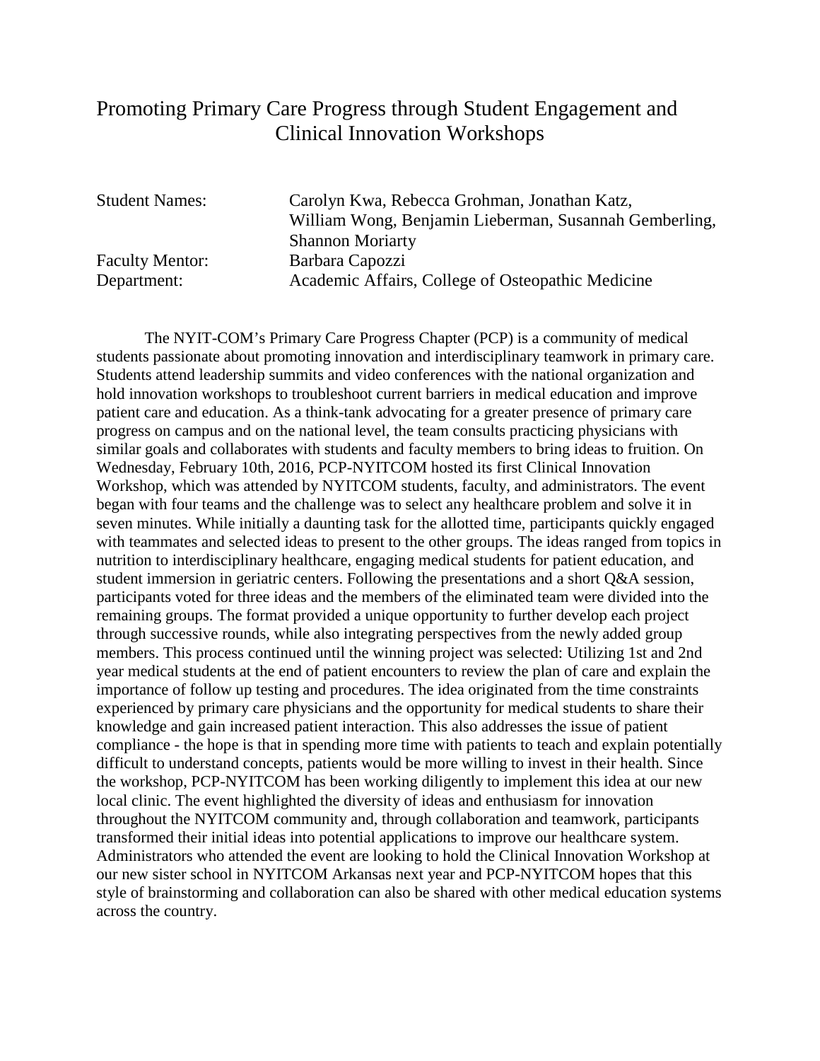# Promoting Primary Care Progress through Student Engagement and Clinical Innovation Workshops

Student Names: Carolyn Kwa, Rebecca Grohman, Jonathan Katz, William Wong, Benjamin Lieberman, Susannah Gemberling, Shannon Moriarty

Faculty Mentor: Barbara Capozzi

Department: Academic Affairs, College of Osteopathic Medicine

The NYIT-COM's Primary Care Progress Chapter (PCP) is a community of medical students passionate about promoting innovation and interdisciplinary teamwork in primary care. Students attend leadership summits and video conferences with the national organization and hold innovation workshops to troubleshoot current barriers in medical education and improve patient care and education. As a think-tank advocating for a greater presence of primary care progress on campus and on the national level, the team consults practicing physicians with similar goals and collaborates with students and faculty members to bring ideas to fruition. On Wednesday, February 10th, 2016, PCP-NYITCOM hosted its first Clinical Innovation Workshop, which was attended by NYITCOM students, faculty, and administrators. The event began with four teams and the challenge was to select any healthcare problem and solve it in seven minutes. While initially a daunting task for the allotted time, participants quickly engaged with teammates and selected ideas to present to the other groups. The ideas ranged from topics in nutrition to interdisciplinary healthcare, engaging medical students for patient education, and student immersion in geriatric centers. Following the presentations and a short Q&A session, participants voted for three ideas and the members of the eliminated team were divided into the remaining groups. The format provided a unique opportunity to further develop each project through successive rounds, while also integrating perspectives from the newly added group members. This process continued until the winning project was selected: Utilizing 1st and 2nd year medical students at the end of patient encounters to review the plan of care and explain the importance of follow up testing and procedures. The idea originated from the time constraints experienced by primary care physicians and the opportunity for medical students to share their knowledge and gain increased patient interaction. This also addresses the issue of patient compliance - the hope is that in spending more time with patients to teach and explain potentially difficult to understand concepts, patients would be more willing to invest in their health. Since the workshop, PCP-NYITCOM has been working diligently to implement this idea at our new local clinic. The event highlighted the diversity of ideas and enthusiasm for innovation throughout the NYITCOM community and, through collaboration and teamwork, participants transformed their initial ideas into potential applications to improve our healthcare system. Administrators who attended the event are looking to hold the Clinical Innovation Workshop at our new sister school in NYITCOM Arkansas next year and PCP-NYITCOM hopes that this style of brainstorming and collaboration can also be shared with other medical education systems across the country.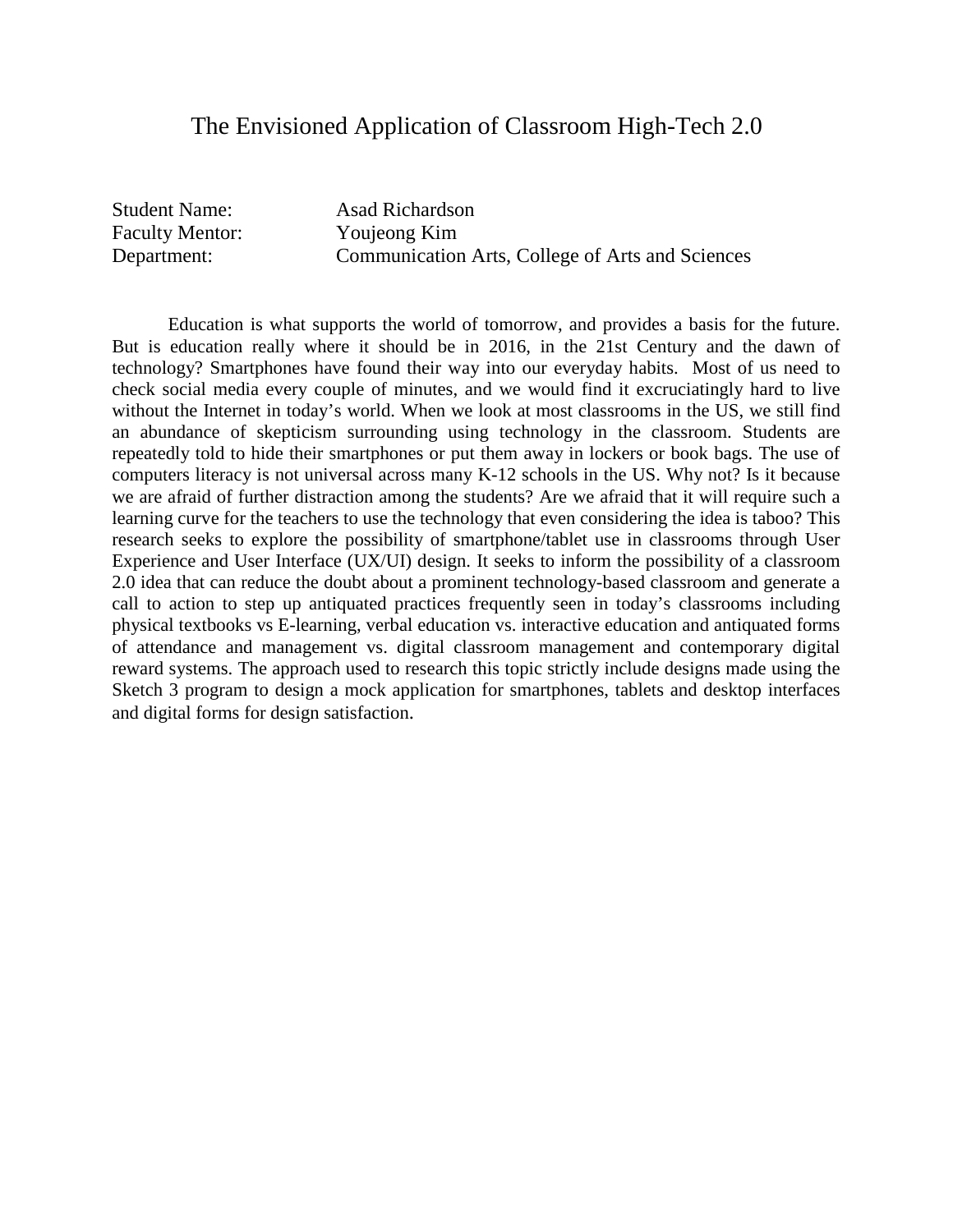# The Envisioned Application of Classroom High-Tech 2.0

Student Name: Asad Richardson
Faculty Mentor: Youjeong Kim
Department: Communication Arts, College of Arts and Sciences

Education is what supports the world of tomorrow, and provides a basis for the future. But is education really where it should be in 2016, in the 21st Century and the dawn of technology? Smartphones have found their way into our everyday habits. Most of us need to check social media every couple of minutes, and we would find it excruciatingly hard to live without the Internet in today's world. When we look at most classrooms in the US, we still find an abundance of skepticism surrounding using technology in the classroom. Students are repeatedly told to hide their smartphones or put them away in lockers or book bags. The use of computers literacy is not universal across many K-12 schools in the US. Why not? Is it because we are afraid of further distraction among the students? Are we afraid that it will require such a learning curve for the teachers to use the technology that even considering the idea is taboo? This research seeks to explore the possibility of smartphone/tablet use in classrooms through User Experience and User Interface (UX/UI) design. It seeks to inform the possibility of a classroom 2.0 idea that can reduce the doubt about a prominent technology-based classroom and generate a call to action to step up antiquated practices frequently seen in today's classrooms including physical textbooks vs E-learning, verbal education vs. interactive education and antiquated forms of attendance and management vs. digital classroom management and contemporary digital reward systems. The approach used to research this topic strictly include designs made using the Sketch 3 program to design a mock application for smartphones, tablets and desktop interfaces and digital forms for design satisfaction.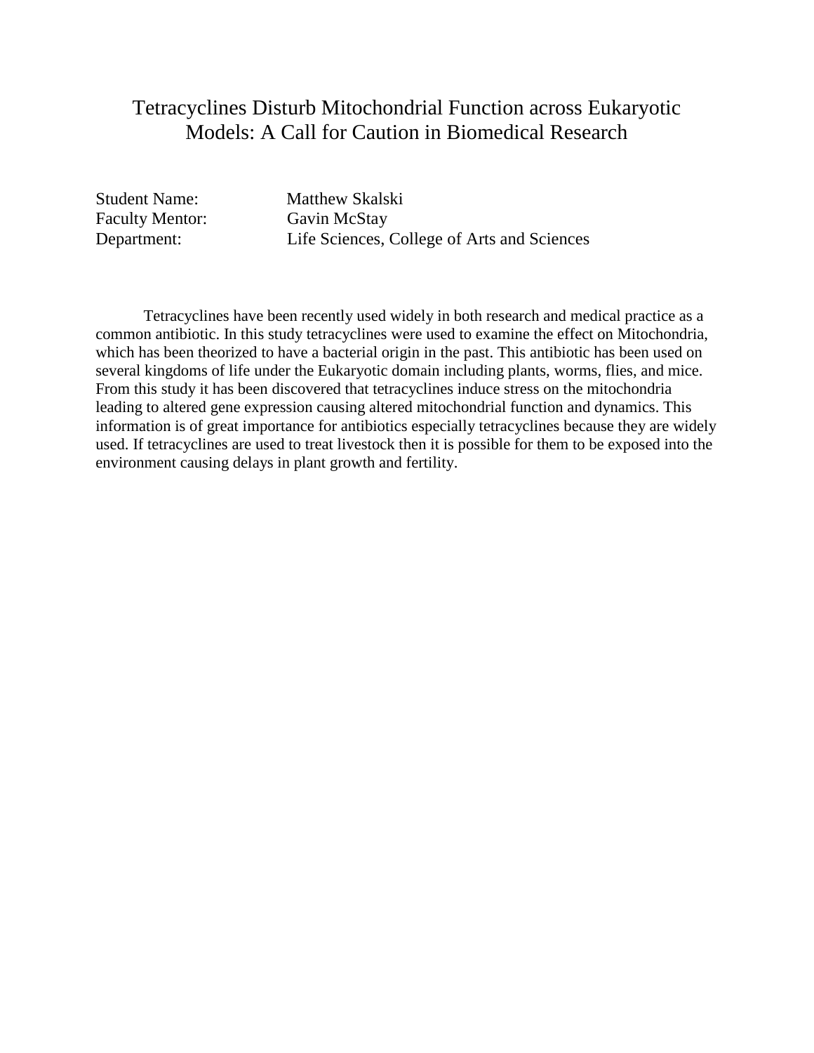# Tetracyclines Disturb Mitochondrial Function across Eukaryotic Models: A Call for Caution in Biomedical Research

Student Name: Matthew Skalski
Faculty Mentor: Gavin McStay
Department: Life Sciences, College of Arts and Sciences

Tetracyclines have been recently used widely in both research and medical practice as a common antibiotic. In this study tetracyclines were used to examine the effect on Mitochondria, which has been theorized to have a bacterial origin in the past. This antibiotic has been used on several kingdoms of life under the Eukaryotic domain including plants, worms, flies, and mice. From this study it has been discovered that tetracyclines induce stress on the mitochondria leading to altered gene expression causing altered mitochondrial function and dynamics. This information is of great importance for antibiotics especially tetracyclines because they are widely used. If tetracyclines are used to treat livestock then it is possible for them to be exposed into the environment causing delays in plant growth and fertility.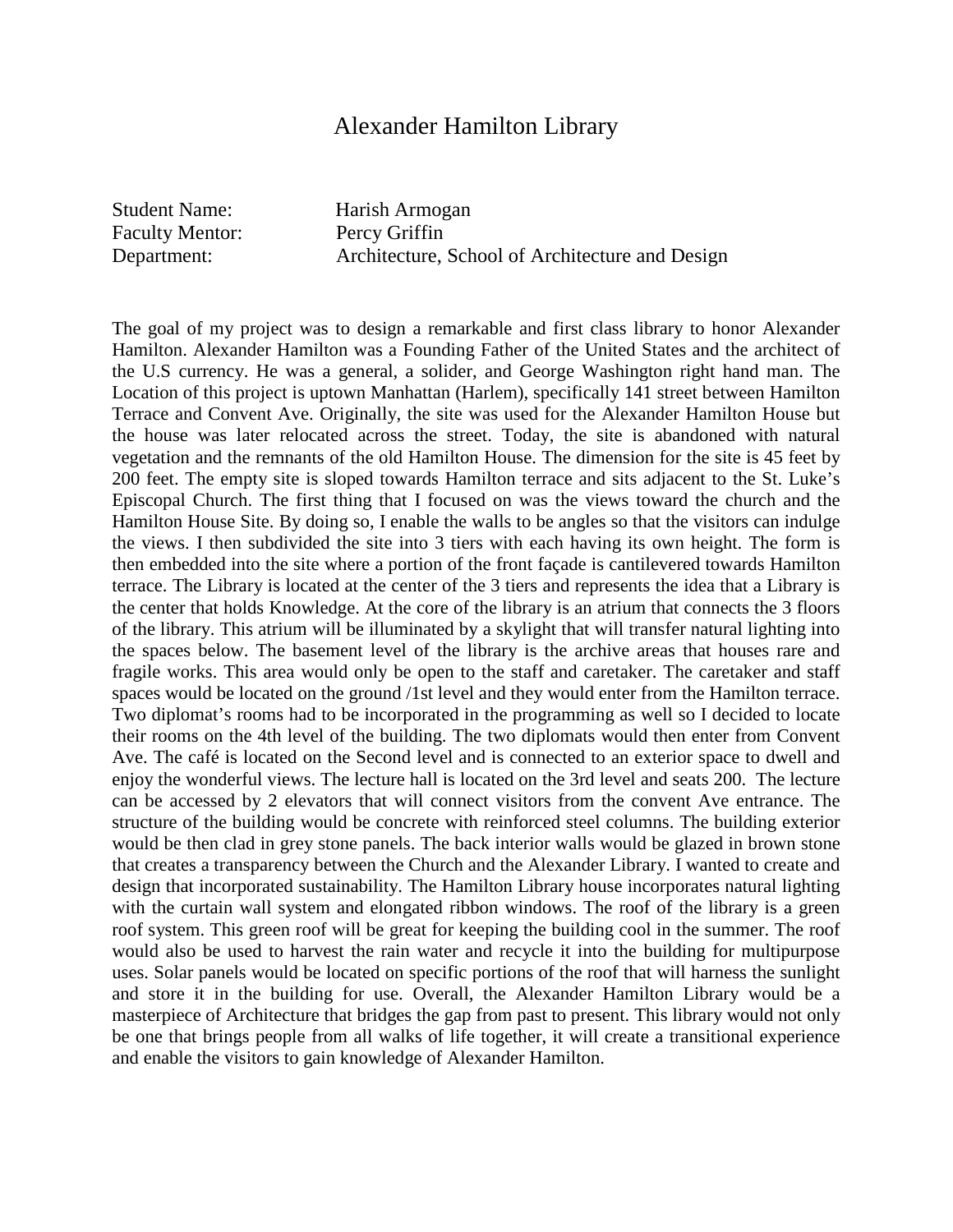# Alexander Hamilton Library

Student Name: Harish Armogan
Faculty Mentor: Percy Griffin
Department: Architecture, School of Architecture and Design

The goal of my project was to design a remarkable and first class library to honor Alexander Hamilton. Alexander Hamilton was a Founding Father of the United States and the architect of the U.S currency. He was a general, a solider, and George Washington right hand man. The Location of this project is uptown Manhattan (Harlem), specifically 141 street between Hamilton Terrace and Convent Ave. Originally, the site was used for the Alexander Hamilton House but the house was later relocated across the street. Today, the site is abandoned with natural vegetation and the remnants of the old Hamilton House. The dimension for the site is 45 feet by 200 feet. The empty site is sloped towards Hamilton terrace and sits adjacent to the St. Luke's Episcopal Church. The first thing that I focused on was the views toward the church and the Hamilton House Site. By doing so, I enable the walls to be angles so that the visitors can indulge the views. I then subdivided the site into 3 tiers with each having its own height. The form is then embedded into the site where a portion of the front façade is cantilevered towards Hamilton terrace. The Library is located at the center of the 3 tiers and represents the idea that a Library is the center that holds Knowledge. At the core of the library is an atrium that connects the 3 floors of the library. This atrium will be illuminated by a skylight that will transfer natural lighting into the spaces below. The basement level of the library is the archive areas that houses rare and fragile works. This area would only be open to the staff and caretaker. The caretaker and staff spaces would be located on the ground /1st level and they would enter from the Hamilton terrace. Two diplomat's rooms had to be incorporated in the programming as well so I decided to locate their rooms on the 4th level of the building. The two diplomats would then enter from Convent Ave. The café is located on the Second level and is connected to an exterior space to dwell and enjoy the wonderful views. The lecture hall is located on the 3rd level and seats 200. The lecture can be accessed by 2 elevators that will connect visitors from the convent Ave entrance. The structure of the building would be concrete with reinforced steel columns. The building exterior would be then clad in grey stone panels. The back interior walls would be glazed in brown stone that creates a transparency between the Church and the Alexander Library. I wanted to create and design that incorporated sustainability. The Hamilton Library house incorporates natural lighting with the curtain wall system and elongated ribbon windows. The roof of the library is a green roof system. This green roof will be great for keeping the building cool in the summer. The roof would also be used to harvest the rain water and recycle it into the building for multipurpose uses. Solar panels would be located on specific portions of the roof that will harness the sunlight and store it in the building for use. Overall, the Alexander Hamilton Library would be a masterpiece of Architecture that bridges the gap from past to present. This library would not only be one that brings people from all walks of life together, it will create a transitional experience and enable the visitors to gain knowledge of Alexander Hamilton.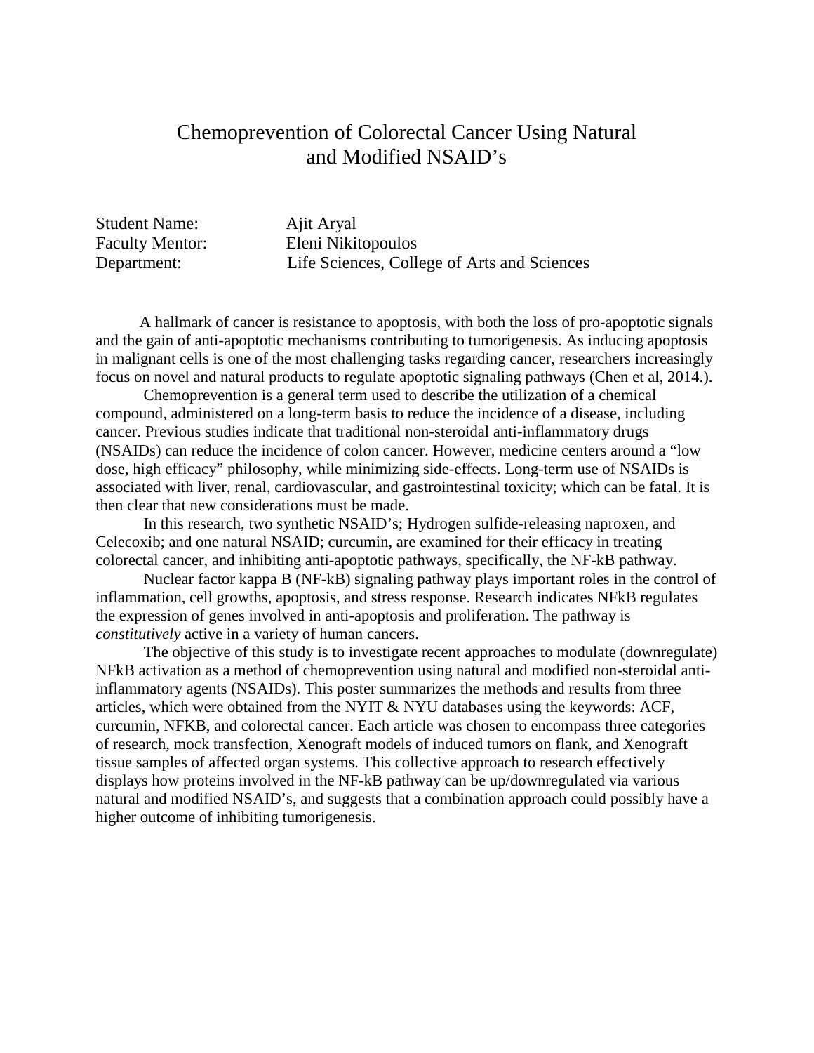# Chemoprevention of Colorectal Cancer Using Natural and Modified NSAID's

Student Name: Ajit Aryal
Faculty Mentor: Eleni Nikitopoulos
Department: Life Sciences, College of Arts and Sciences

A hallmark of cancer is resistance to apoptosis, with both the loss of pro-apoptotic signals and the gain of anti-apoptotic mechanisms contributing to tumorigenesis. As inducing apoptosis in malignant cells is one of the most challenging tasks regarding cancer, researchers increasingly focus on novel and natural products to regulate apoptotic signaling pathways (Chen et al, 2014.).

Chemoprevention is a general term used to describe the utilization of a chemical compound, administered on a long-term basis to reduce the incidence of a disease, including cancer. Previous studies indicate that traditional non-steroidal anti-inflammatory drugs (NSAIDs) can reduce the incidence of colon cancer. However, medicine centers around a "low dose, high efficacy" philosophy, while minimizing side-effects. Long-term use of NSAIDs is associated with liver, renal, cardiovascular, and gastrointestinal toxicity; which can be fatal. It is then clear that new considerations must be made.

In this research, two synthetic NSAID's; Hydrogen sulfide-releasing naproxen, and Celecoxib; and one natural NSAID; curcumin, are examined for their efficacy in treating colorectal cancer, and inhibiting anti-apoptotic pathways, specifically, the NF-kB pathway.

Nuclear factor kappa B (NF-kB) signaling pathway plays important roles in the control of inflammation, cell growths, apoptosis, and stress response. Research indicates NFkB regulates the expression of genes involved in anti-apoptosis and proliferation. The pathway is *constitutively* active in a variety of human cancers.

The objective of this study is to investigate recent approaches to modulate (downregulate) NFkB activation as a method of chemoprevention using natural and modified non-steroidal anti-inflammatory agents (NSAIDs). This poster summarizes the methods and results from three articles, which were obtained from the NYIT & NYU databases using the keywords: ACF, curcumin, NFKB, and colorectal cancer. Each article was chosen to encompass three categories of research, mock transfection, Xenograft models of induced tumors on flank, and Xenograft tissue samples of affected organ systems. This collective approach to research effectively displays how proteins involved in the NF-kB pathway can be up/downregulated via various natural and modified NSAID's, and suggests that a combination approach could possibly have a higher outcome of inhibiting tumorigenesis.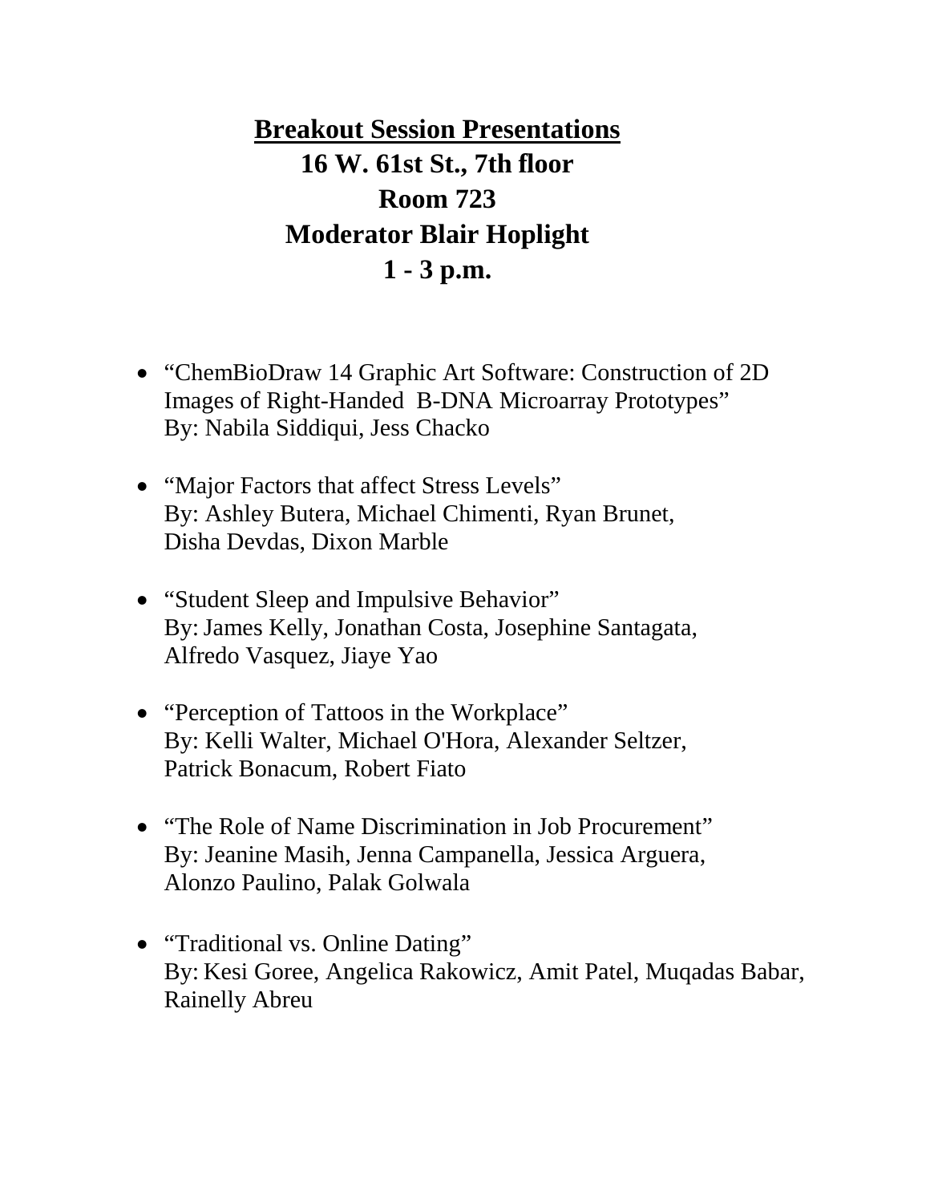# <u>Breakout Session Presentations</u>

## 16 W. 61st St., 7th floor

## Room 723

## Moderator Blair Hoplight

## 1 - 3 p.m.

- “ChemBioDraw 14 Graphic Art Software: Construction of 2D Images of Right-Handed B-DNA Microarray Prototypes”
  By: Nabila Siddiqui, Jess Chacko

- “Major Factors that affect Stress Levels”
  By: Ashley Butera, Michael Chimenti, Ryan Brunet, Disha Devdas, Dixon Marble

- “Student Sleep and Impulsive Behavior”
  By: James Kelly, Jonathan Costa, Josephine Santagata, Alfredo Vasquez, Jiaye Yao

- “Perception of Tattoos in the Workplace”
  By: Kelli Walter, Michael O'Hora, Alexander Seltzer, Patrick Bonacum, Robert Fiato

- “The Role of Name Discrimination in Job Procurement”
  By: Jeanine Masih, Jenna Campanella, Jessica Arguera, Alonzo Paulino, Palak Golwala

- “Traditional vs. Online Dating”
  By: Kesi Goree, Angelica Rakowicz, Amit Patel, Muqadas Babar, Rainelly Abreu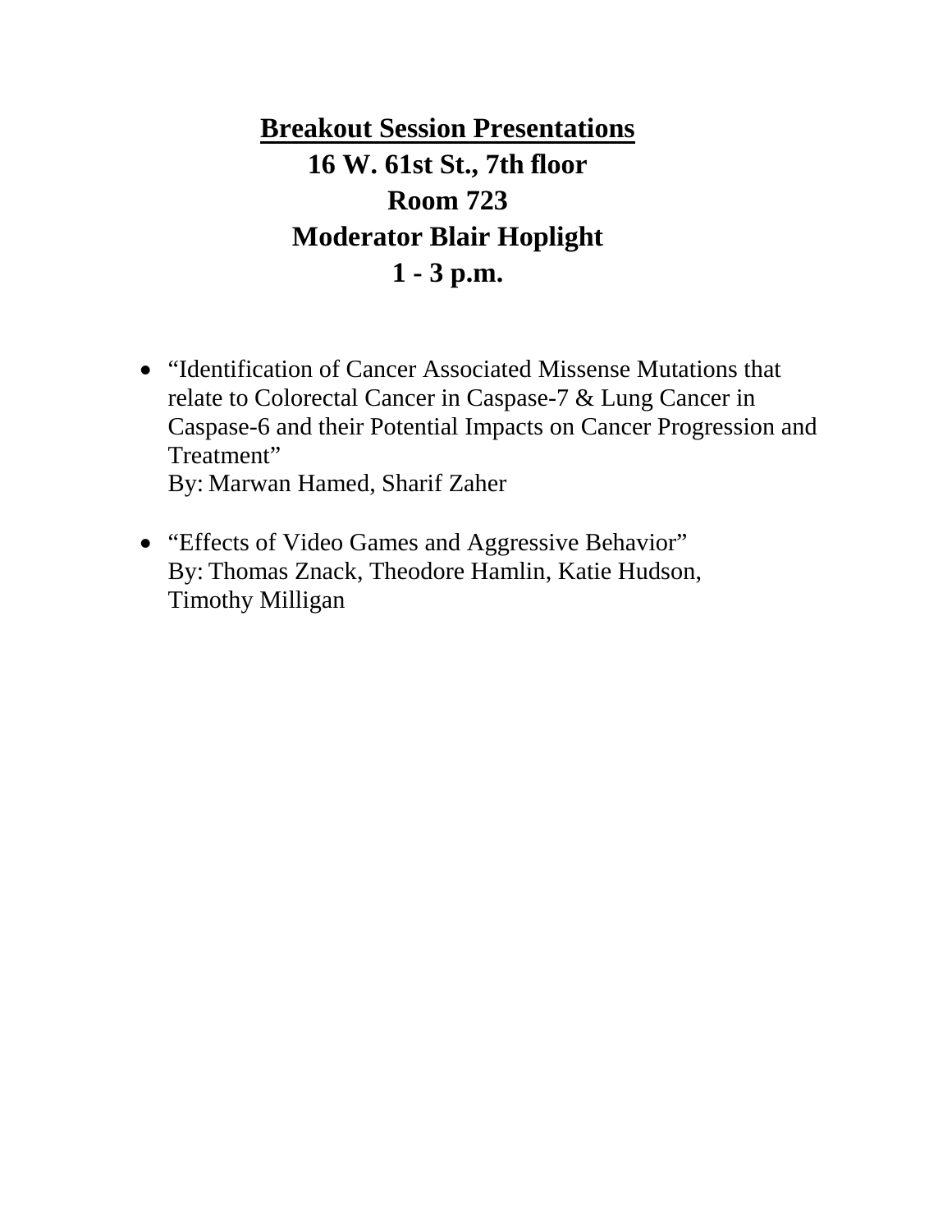## Breakout Session Presentations

**16 W. 61st St., 7th floor**

**Room 723**

**Moderator Blair Hoplight**

**1 - 3 p.m.**

- "Identification of Cancer Associated Missense Mutations that relate to Colorectal Cancer in Caspase-7 & Lung Cancer in Caspase-6 and their Potential Impacts on Cancer Progression and Treatment"
  By: Marwan Hamed, Sharif Zaher

- "Effects of Video Games and Aggressive Behavior"
  By: Thomas Znack, Theodore Hamlin, Katie Hudson, Timothy Milligan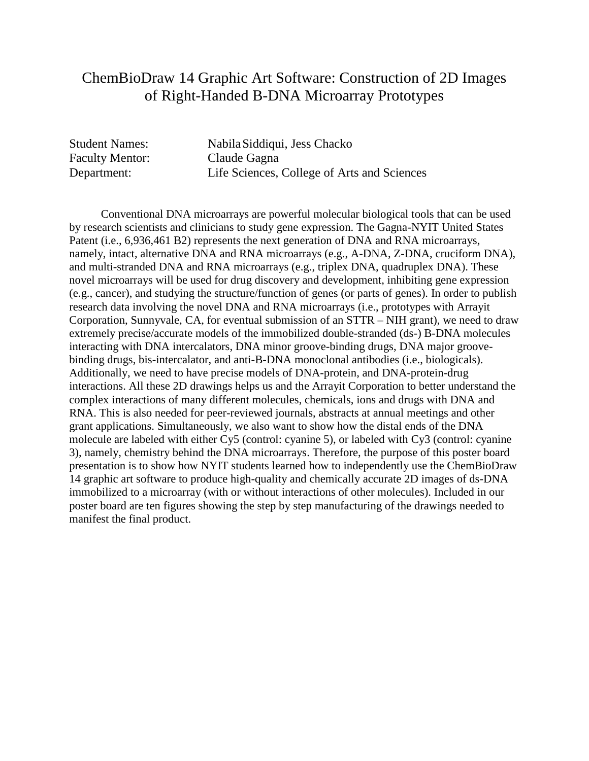# ChemBioDraw 14 Graphic Art Software: Construction of 2D Images of Right-Handed B-DNA Microarray Prototypes

Student Names: Nabila Siddiqui, Jess Chacko
Faculty Mentor: Claude Gagna
Department: Life Sciences, College of Arts and Sciences

Conventional DNA microarrays are powerful molecular biological tools that can be used by research scientists and clinicians to study gene expression. The Gagna-NYIT United States Patent (i.e., 6,936,461 B2) represents the next generation of DNA and RNA microarrays, namely, intact, alternative DNA and RNA microarrays (e.g., A-DNA, Z-DNA, cruciform DNA), and multi-stranded DNA and RNA microarrays (e.g., triplex DNA, quadruplex DNA). These novel microarrays will be used for drug discovery and development, inhibiting gene expression (e.g., cancer), and studying the structure/function of genes (or parts of genes). In order to publish research data involving the novel DNA and RNA microarrays (i.e., prototypes with Arrayit Corporation, Sunnyvale, CA, for eventual submission of an STTR – NIH grant), we need to draw extremely precise/accurate models of the immobilized double-stranded (ds-) B-DNA molecules interacting with DNA intercalators, DNA minor groove-binding drugs, DNA major groove-binding drugs, bis-intercalator, and anti-B-DNA monoclonal antibodies (i.e., biologicals). Additionally, we need to have precise models of DNA-protein, and DNA-protein-drug interactions. All these 2D drawings helps us and the Arrayit Corporation to better understand the complex interactions of many different molecules, chemicals, ions and drugs with DNA and RNA. This is also needed for peer-reviewed journals, abstracts at annual meetings and other grant applications. Simultaneously, we also want to show how the distal ends of the DNA molecule are labeled with either Cy5 (control: cyanine 5), or labeled with Cy3 (control: cyanine 3), namely, chemistry behind the DNA microarrays. Therefore, the purpose of this poster board presentation is to show how NYIT students learned how to independently use the ChemBioDraw 14 graphic art software to produce high-quality and chemically accurate 2D images of ds-DNA immobilized to a microarray (with or without interactions of other molecules). Included in our poster board are ten figures showing the step by step manufacturing of the drawings needed to manifest the final product.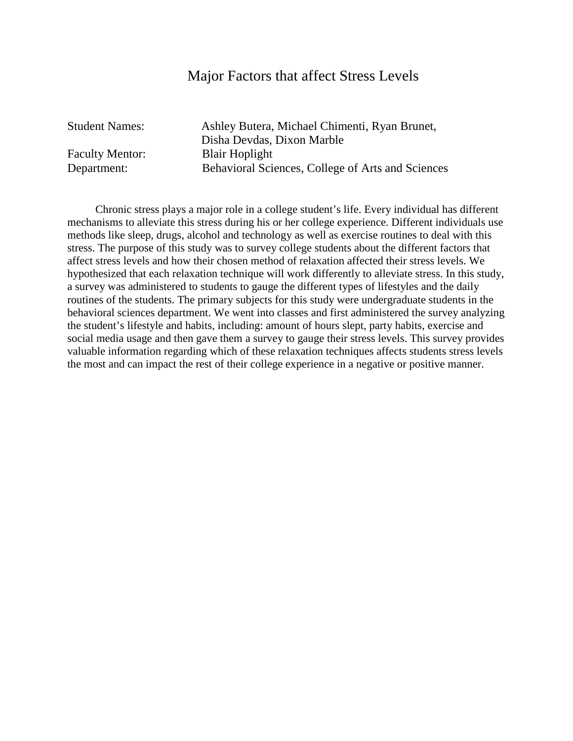# Major Factors that affect Stress Levels

Student Names: Ashley Butera, Michael Chimenti, Ryan Brunet, Disha Devdas, Dixon Marble
Faculty Mentor: Blair Hoplight
Department: Behavioral Sciences, College of Arts and Sciences

Chronic stress plays a major role in a college student's life. Every individual has different mechanisms to alleviate this stress during his or her college experience. Different individuals use methods like sleep, drugs, alcohol and technology as well as exercise routines to deal with this stress. The purpose of this study was to survey college students about the different factors that affect stress levels and how their chosen method of relaxation affected their stress levels. We hypothesized that each relaxation technique will work differently to alleviate stress. In this study, a survey was administered to students to gauge the different types of lifestyles and the daily routines of the students. The primary subjects for this study were undergraduate students in the behavioral sciences department. We went into classes and first administered the survey analyzing the student's lifestyle and habits, including: amount of hours slept, party habits, exercise and social media usage and then gave them a survey to gauge their stress levels. This survey provides valuable information regarding which of these relaxation techniques affects students stress levels the most and can impact the rest of their college experience in a negative or positive manner.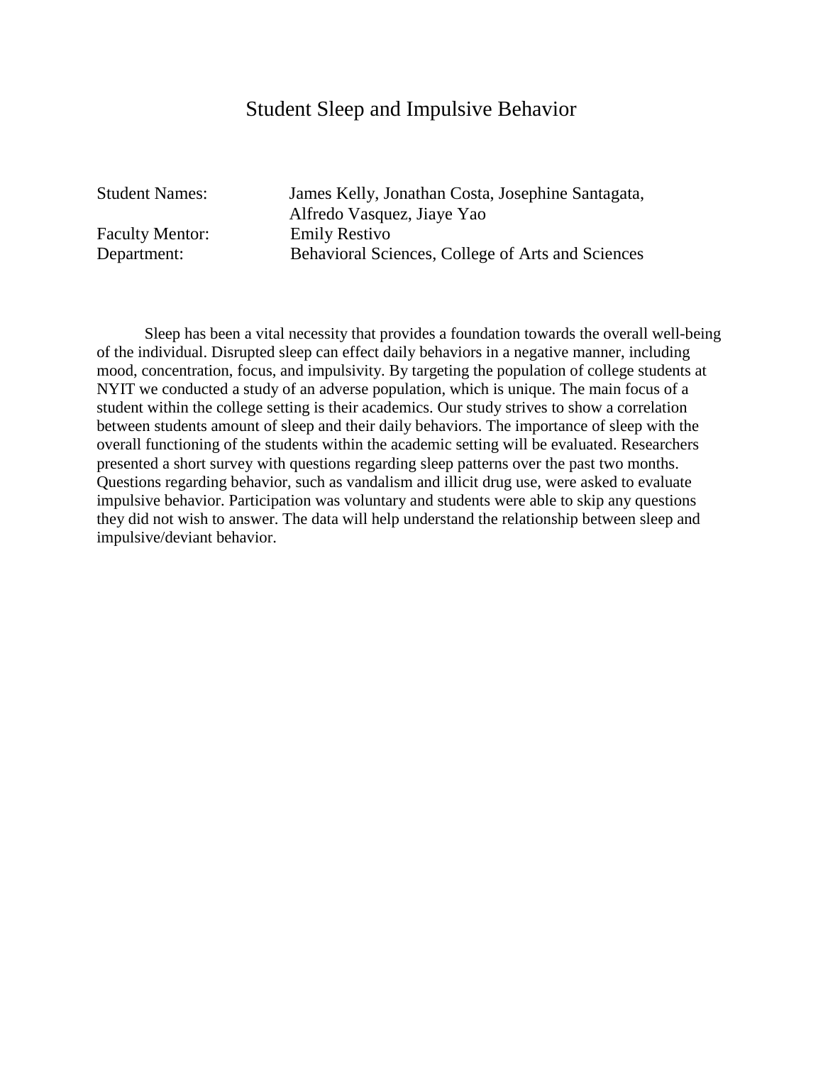# Student Sleep and Impulsive Behavior

Student Names: James Kelly, Jonathan Costa, Josephine Santagata, Alfredo Vasquez, Jiaye Yao
Faculty Mentor: Emily Restivo
Department: Behavioral Sciences, College of Arts and Sciences

Sleep has been a vital necessity that provides a foundation towards the overall well-being of the individual. Disrupted sleep can effect daily behaviors in a negative manner, including mood, concentration, focus, and impulsivity. By targeting the population of college students at NYIT we conducted a study of an adverse population, which is unique. The main focus of a student within the college setting is their academics. Our study strives to show a correlation between students amount of sleep and their daily behaviors. The importance of sleep with the overall functioning of the students within the academic setting will be evaluated. Researchers presented a short survey with questions regarding sleep patterns over the past two months. Questions regarding behavior, such as vandalism and illicit drug use, were asked to evaluate impulsive behavior. Participation was voluntary and students were able to skip any questions they did not wish to answer. The data will help understand the relationship between sleep and impulsive/deviant behavior.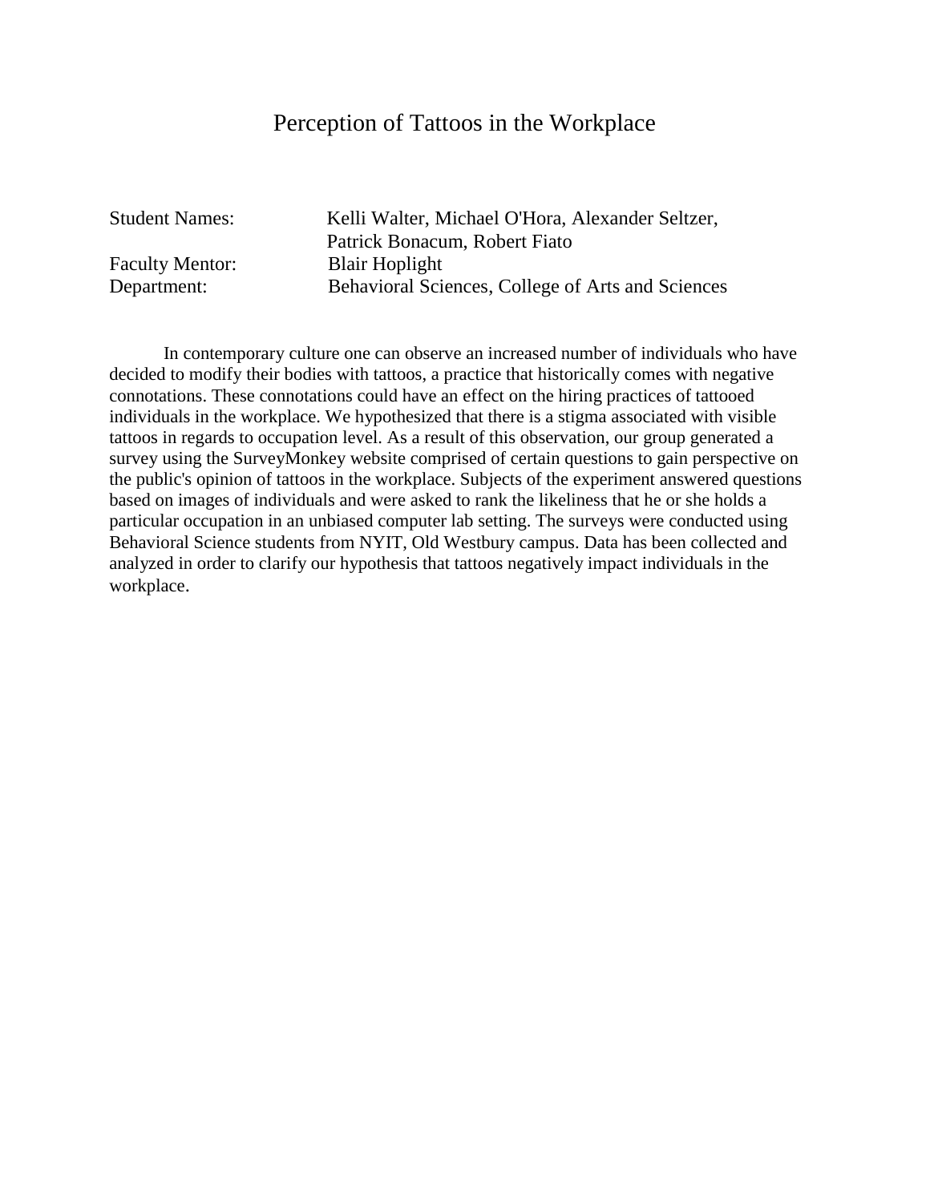# Perception of Tattoos in the Workplace

Student Names: Kelli Walter, Michael O'Hora, Alexander Seltzer, Patrick Bonacum, Robert Fiato
Faculty Mentor: Blair Hoplight
Department: Behavioral Sciences, College of Arts and Sciences

In contemporary culture one can observe an increased number of individuals who have decided to modify their bodies with tattoos, a practice that historically comes with negative connotations. These connotations could have an effect on the hiring practices of tattooed individuals in the workplace. We hypothesized that there is a stigma associated with visible tattoos in regards to occupation level. As a result of this observation, our group generated a survey using the SurveyMonkey website comprised of certain questions to gain perspective on the public's opinion of tattoos in the workplace. Subjects of the experiment answered questions based on images of individuals and were asked to rank the likeliness that he or she holds a particular occupation in an unbiased computer lab setting. The surveys were conducted using Behavioral Science students from NYIT, Old Westbury campus. Data has been collected and analyzed in order to clarify our hypothesis that tattoos negatively impact individuals in the workplace.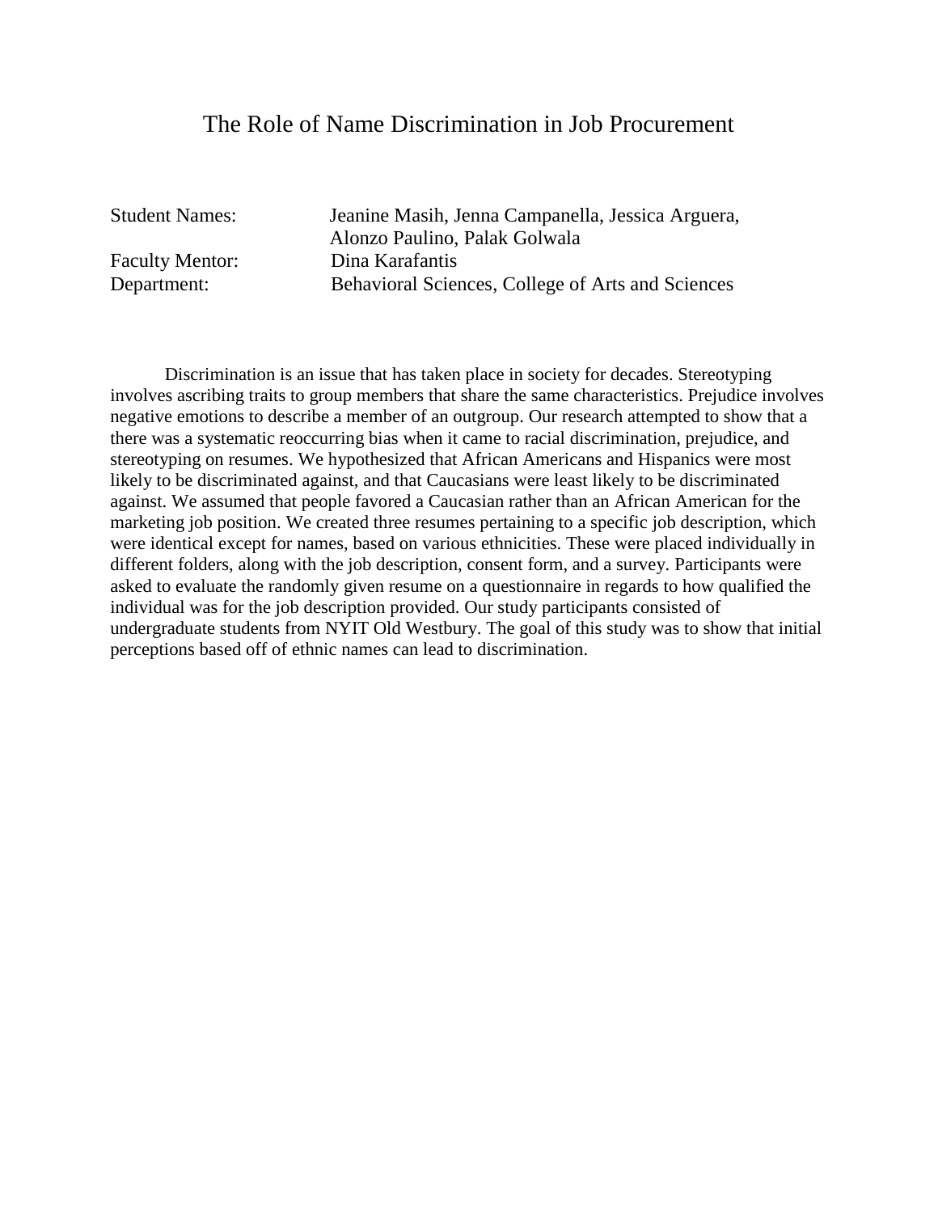# The Role of Name Discrimination in Job Procurement

Student Names: Jeanine Masih, Jenna Campanella, Jessica Arguera, Alonzo Paulino, Palak Golwala
Faculty Mentor: Dina Karafantis
Department: Behavioral Sciences, College of Arts and Sciences

Discrimination is an issue that has taken place in society for decades. Stereotyping involves ascribing traits to group members that share the same characteristics. Prejudice involves negative emotions to describe a member of an outgroup. Our research attempted to show that a there was a systematic reoccurring bias when it came to racial discrimination, prejudice, and stereotyping on resumes. We hypothesized that African Americans and Hispanics were most likely to be discriminated against, and that Caucasians were least likely to be discriminated against. We assumed that people favored a Caucasian rather than an African American for the marketing job position. We created three resumes pertaining to a specific job description, which were identical except for names, based on various ethnicities. These were placed individually in different folders, along with the job description, consent form, and a survey. Participants were asked to evaluate the randomly given resume on a questionnaire in regards to how qualified the individual was for the job description provided. Our study participants consisted of undergraduate students from NYIT Old Westbury. The goal of this study was to show that initial perceptions based off of ethnic names can lead to discrimination.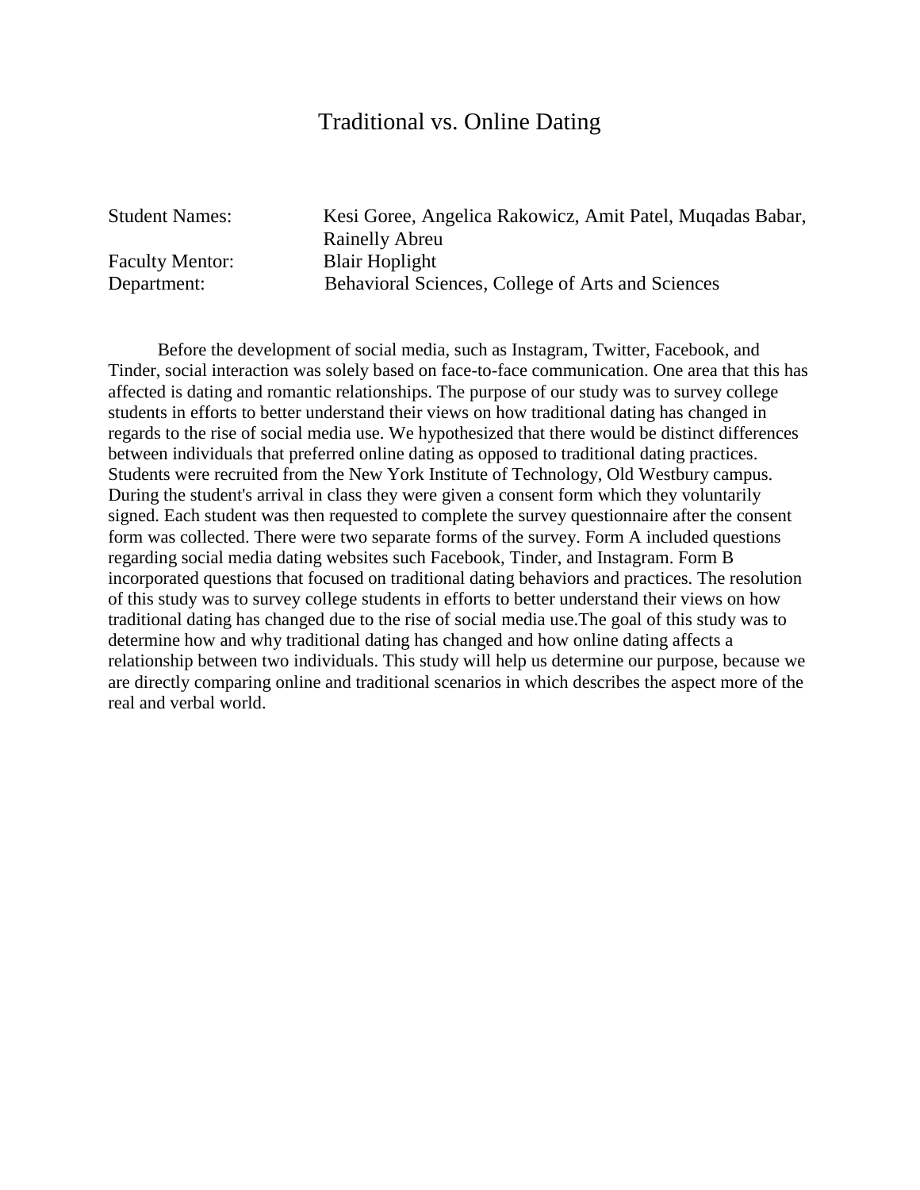# Traditional vs. Online Dating

Student Names: Kesi Goree, Angelica Rakowicz, Amit Patel, Muqadas Babar, Rainelly Abreu
Faculty Mentor: Blair Hoplight
Department: Behavioral Sciences, College of Arts and Sciences

Before the development of social media, such as Instagram, Twitter, Facebook, and Tinder, social interaction was solely based on face-to-face communication. One area that this has affected is dating and romantic relationships. The purpose of our study was to survey college students in efforts to better understand their views on how traditional dating has changed in regards to the rise of social media use. We hypothesized that there would be distinct differences between individuals that preferred online dating as opposed to traditional dating practices. Students were recruited from the New York Institute of Technology, Old Westbury campus. During the student's arrival in class they were given a consent form which they voluntarily signed. Each student was then requested to complete the survey questionnaire after the consent form was collected. There were two separate forms of the survey. Form A included questions regarding social media dating websites such Facebook, Tinder, and Instagram. Form B incorporated questions that focused on traditional dating behaviors and practices. The resolution of this study was to survey college students in efforts to better understand their views on how traditional dating has changed due to the rise of social media use.The goal of this study was to determine how and why traditional dating has changed and how online dating affects a relationship between two individuals. This study will help us determine our purpose, because we are directly comparing online and traditional scenarios in which describes the aspect more of the real and verbal world.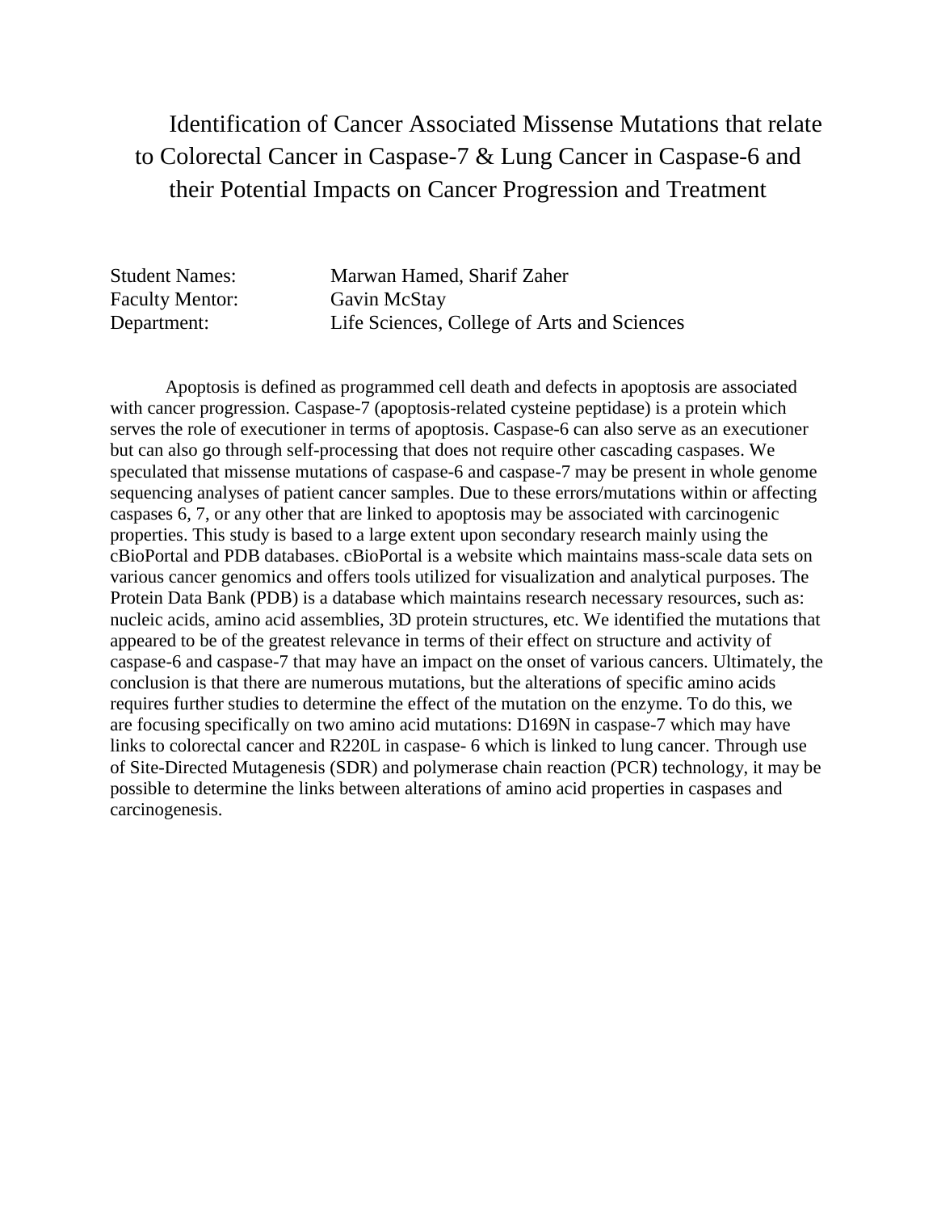# Identification of Cancer Associated Missense Mutations that relate to Colorectal Cancer in Caspase-7 & Lung Cancer in Caspase-6 and their Potential Impacts on Cancer Progression and Treatment

Student Names: Marwan Hamed, Sharif Zaher
Faculty Mentor: Gavin McStay
Department: Life Sciences, College of Arts and Sciences

Apoptosis is defined as programmed cell death and defects in apoptosis are associated with cancer progression. Caspase-7 (apoptosis-related cysteine peptidase) is a protein which serves the role of executioner in terms of apoptosis. Caspase-6 can also serve as an executioner but can also go through self-processing that does not require other cascading caspases. We speculated that missense mutations of caspase-6 and caspase-7 may be present in whole genome sequencing analyses of patient cancer samples. Due to these errors/mutations within or affecting caspases 6, 7, or any other that are linked to apoptosis may be associated with carcinogenic properties. This study is based to a large extent upon secondary research mainly using the cBioPortal and PDB databases. cBioPortal is a website which maintains mass-scale data sets on various cancer genomics and offers tools utilized for visualization and analytical purposes. The Protein Data Bank (PDB) is a database which maintains research necessary resources, such as: nucleic acids, amino acid assemblies, 3D protein structures, etc. We identified the mutations that appeared to be of the greatest relevance in terms of their effect on structure and activity of caspase-6 and caspase-7 that may have an impact on the onset of various cancers. Ultimately, the conclusion is that there are numerous mutations, but the alterations of specific amino acids requires further studies to determine the effect of the mutation on the enzyme. To do this, we are focusing specifically on two amino acid mutations: D169N in caspase-7 which may have links to colorectal cancer and R220L in caspase- 6 which is linked to lung cancer. Through use of Site-Directed Mutagenesis (SDR) and polymerase chain reaction (PCR) technology, it may be possible to determine the links between alterations of amino acid properties in caspases and carcinogenesis.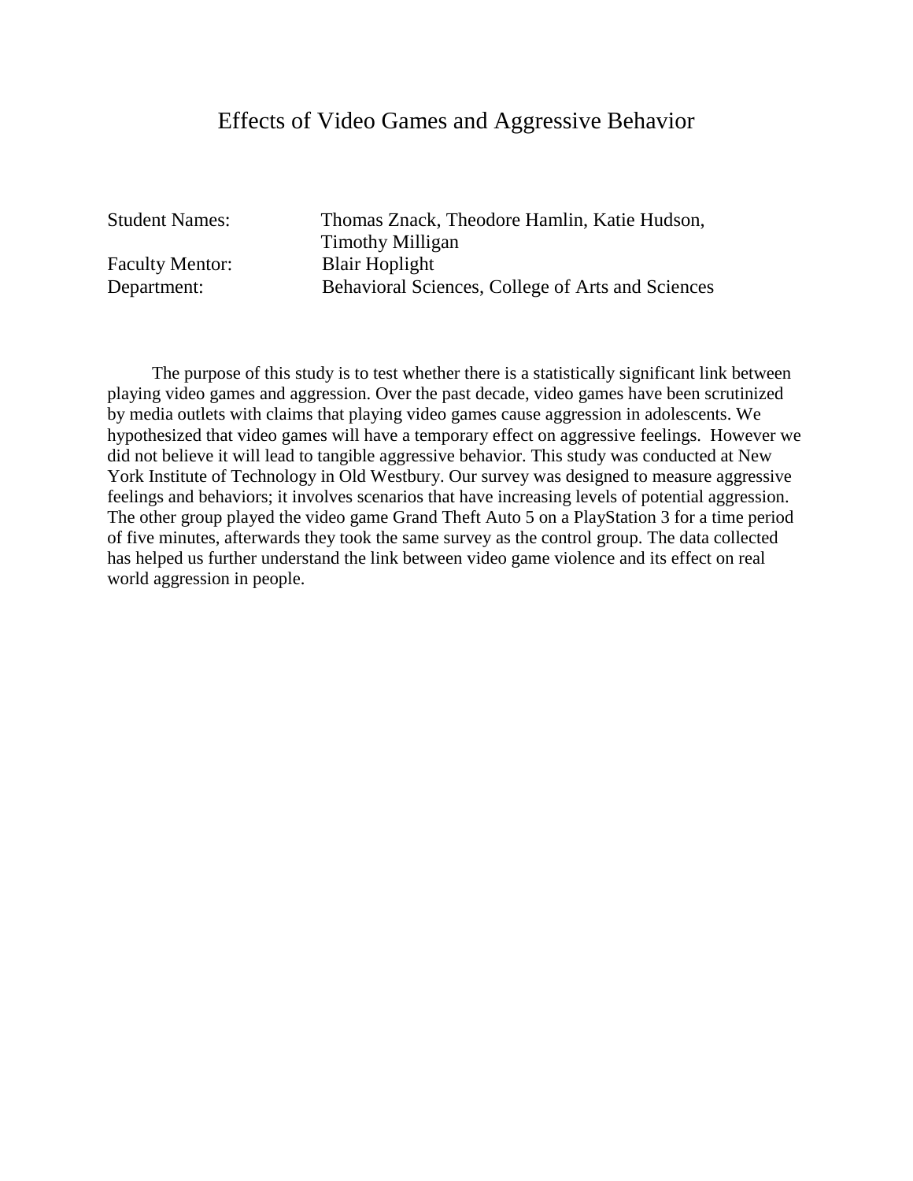# Effects of Video Games and Aggressive Behavior

| | |
|---|---|
| Student Names: | Thomas Znack, Theodore Hamlin, Katie Hudson, Timothy Milligan |
| Faculty Mentor: | Blair Hoplight |
| Department: | Behavioral Sciences, College of Arts and Sciences |

The purpose of this study is to test whether there is a statistically significant link between playing video games and aggression. Over the past decade, video games have been scrutinized by media outlets with claims that playing video games cause aggression in adolescents. We hypothesized that video games will have a temporary effect on aggressive feelings. However we did not believe it will lead to tangible aggressive behavior. This study was conducted at New York Institute of Technology in Old Westbury. Our survey was designed to measure aggressive feelings and behaviors; it involves scenarios that have increasing levels of potential aggression. The other group played the video game Grand Theft Auto 5 on a PlayStation 3 for a time period of five minutes, afterwards they took the same survey as the control group. The data collected has helped us further understand the link between video game violence and its effect on real world aggression in people.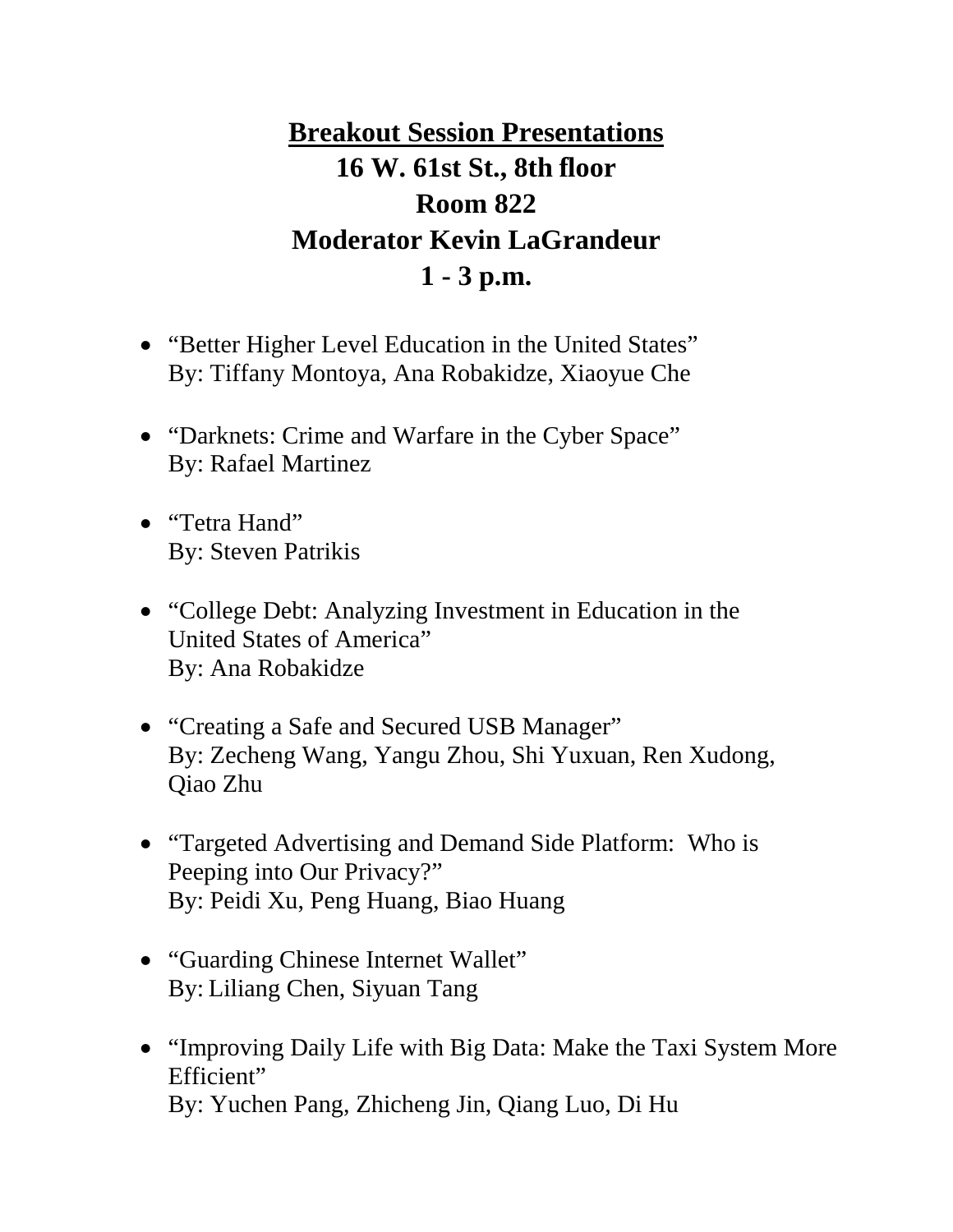## Breakout Session Presentations

**16 W. 61st St., 8th floor**
**Room 822**
**Moderator Kevin LaGrandeur**
**1 - 3 p.m.**

- "Better Higher Level Education in the United States"
  By: Tiffany Montoya, Ana Robakidze, Xiaoyue Che

- "Darknets: Crime and Warfare in the Cyber Space"
  By: Rafael Martinez

- "Tetra Hand"
  By: Steven Patrikis

- "College Debt: Analyzing Investment in Education in the United States of America"
  By: Ana Robakidze

- "Creating a Safe and Secured USB Manager"
  By: Zecheng Wang, Yangu Zhou, Shi Yuxuan, Ren Xudong, Qiao Zhu

- "Targeted Advertising and Demand Side Platform: Who is Peeping into Our Privacy?"
  By: Peidi Xu, Peng Huang, Biao Huang

- "Guarding Chinese Internet Wallet"
  By: Liliang Chen, Siyuan Tang

- "Improving Daily Life with Big Data: Make the Taxi System More Efficient"
  By: Yuchen Pang, Zhicheng Jin, Qiang Luo, Di Hu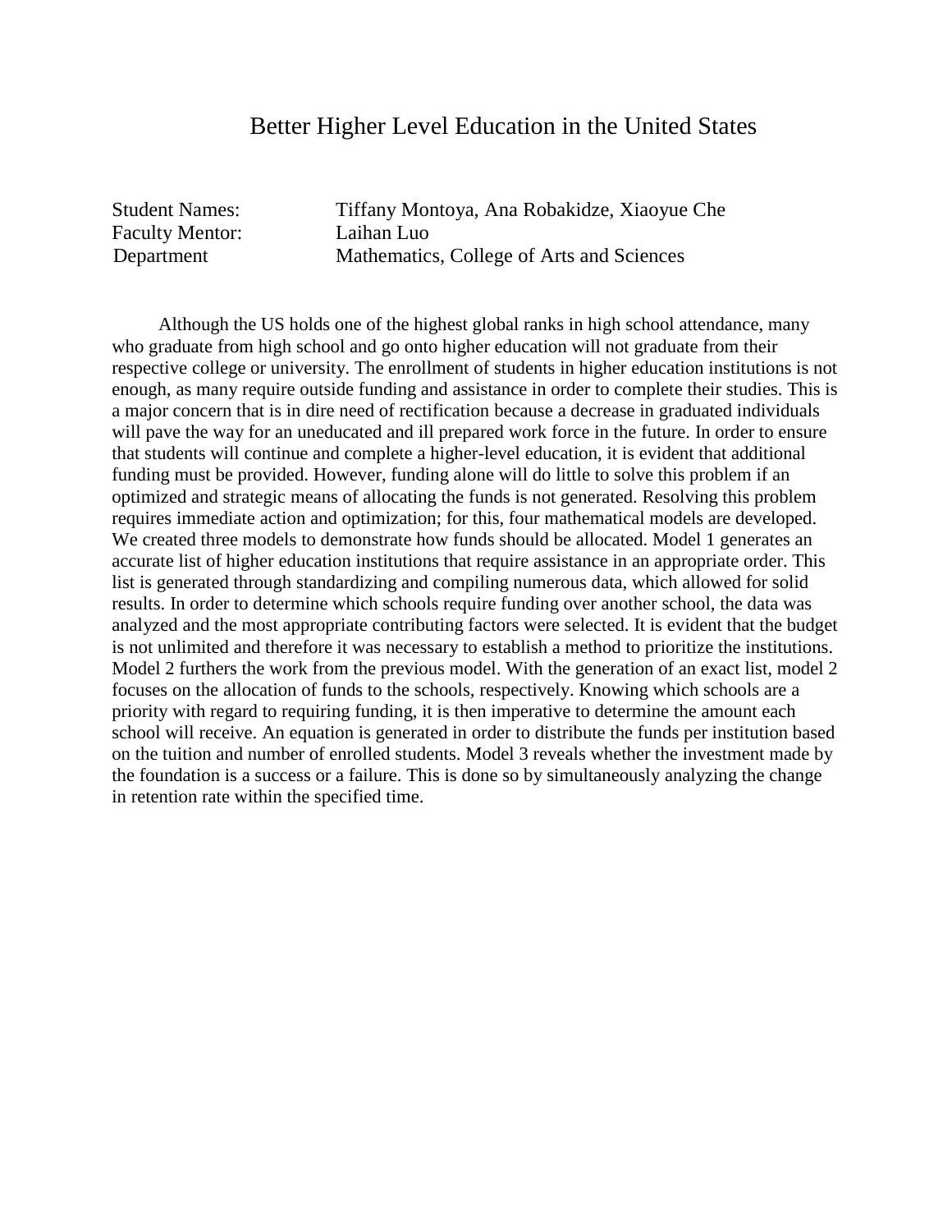# Better Higher Level Education in the United States

| | |
|---|---|
| Student Names: | Tiffany Montoya, Ana Robakidze, Xiaoyue Che |
| Faculty Mentor: | Laihan Luo |
| Department | Mathematics, College of Arts and Sciences |

Although the US holds one of the highest global ranks in high school attendance, many who graduate from high school and go onto higher education will not graduate from their respective college or university. The enrollment of students in higher education institutions is not enough, as many require outside funding and assistance in order to complete their studies. This is a major concern that is in dire need of rectification because a decrease in graduated individuals will pave the way for an uneducated and ill prepared work force in the future. In order to ensure that students will continue and complete a higher-level education, it is evident that additional funding must be provided. However, funding alone will do little to solve this problem if an optimized and strategic means of allocating the funds is not generated. Resolving this problem requires immediate action and optimization; for this, four mathematical models are developed. We created three models to demonstrate how funds should be allocated. Model 1 generates an accurate list of higher education institutions that require assistance in an appropriate order. This list is generated through standardizing and compiling numerous data, which allowed for solid results. In order to determine which schools require funding over another school, the data was analyzed and the most appropriate contributing factors were selected. It is evident that the budget is not unlimited and therefore it was necessary to establish a method to prioritize the institutions. Model 2 furthers the work from the previous model. With the generation of an exact list, model 2 focuses on the allocation of funds to the schools, respectively. Knowing which schools are a priority with regard to requiring funding, it is then imperative to determine the amount each school will receive. An equation is generated in order to distribute the funds per institution based on the tuition and number of enrolled students. Model 3 reveals whether the investment made by the foundation is a success or a failure. This is done so by simultaneously analyzing the change in retention rate within the specified time.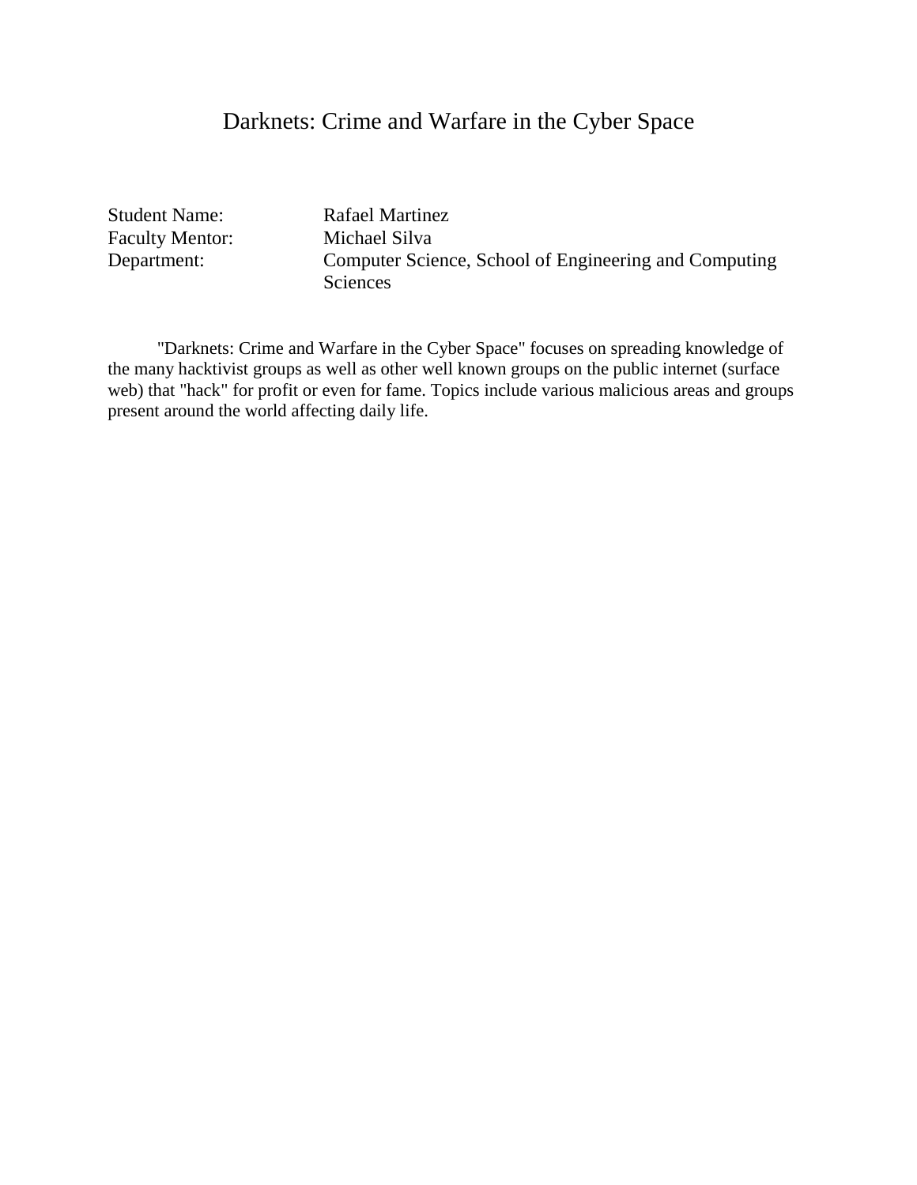# Darknets: Crime and Warfare in the Cyber Space

| | |
|---|---|
| Student Name: | Rafael Martinez |
| Faculty Mentor: | Michael Silva |
| Department: | Computer Science, School of Engineering and Computing Sciences |

"Darknets: Crime and Warfare in the Cyber Space" focuses on spreading knowledge of the many hacktivist groups as well as other well known groups on the public internet (surface web) that "hack" for profit or even for fame. Topics include various malicious areas and groups present around the world affecting daily life.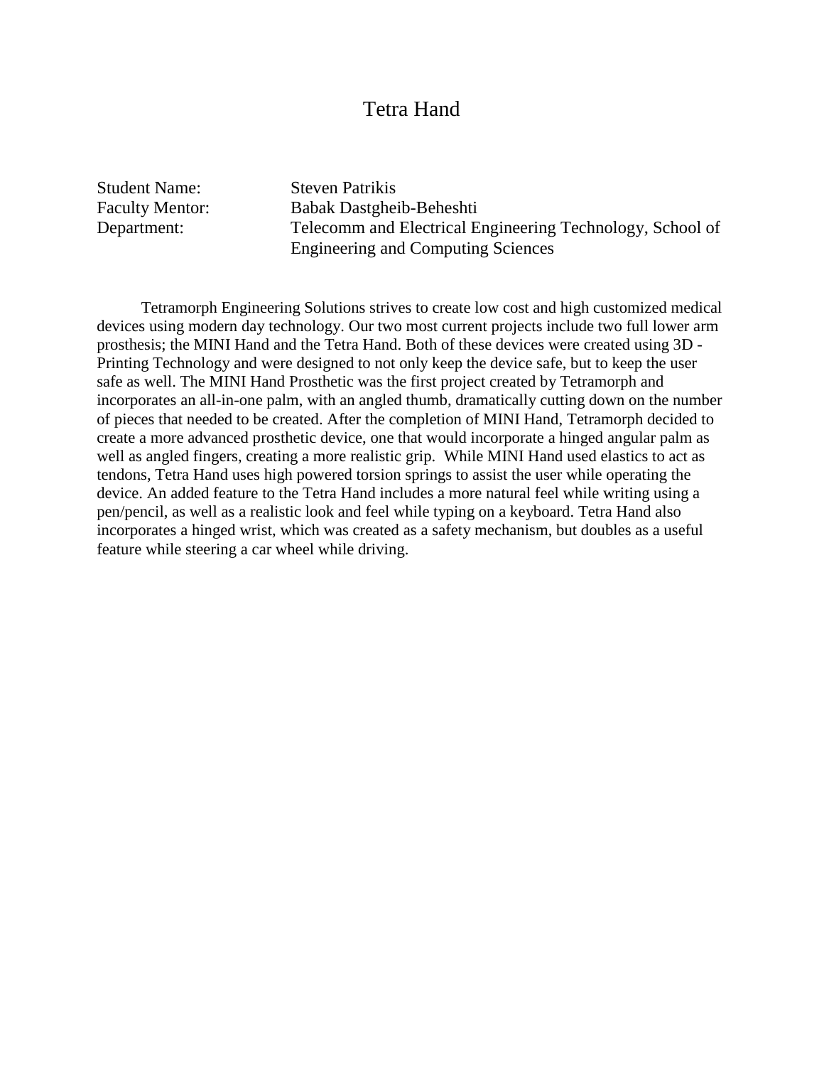# Tetra Hand

Student Name: Steven Patrikis
Faculty Mentor: Babak Dastgheib-Beheshti
Department: Telecomm and Electrical Engineering Technology, School of Engineering and Computing Sciences

Tetramorph Engineering Solutions strives to create low cost and high customized medical devices using modern day technology. Our two most current projects include two full lower arm prosthesis; the MINI Hand and the Tetra Hand. Both of these devices were created using 3D - Printing Technology and were designed to not only keep the device safe, but to keep the user safe as well. The MINI Hand Prosthetic was the first project created by Tetramorph and incorporates an all-in-one palm, with an angled thumb, dramatically cutting down on the number of pieces that needed to be created. After the completion of MINI Hand, Tetramorph decided to create a more advanced prosthetic device, one that would incorporate a hinged angular palm as well as angled fingers, creating a more realistic grip. While MINI Hand used elastics to act as tendons, Tetra Hand uses high powered torsion springs to assist the user while operating the device. An added feature to the Tetra Hand includes a more natural feel while writing using a pen/pencil, as well as a realistic look and feel while typing on a keyboard. Tetra Hand also incorporates a hinged wrist, which was created as a safety mechanism, but doubles as a useful feature while steering a car wheel while driving.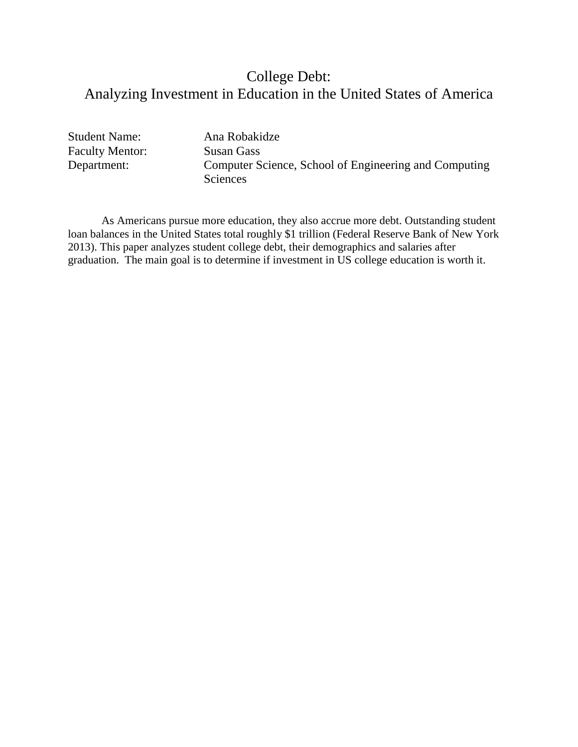# College Debt:
# Analyzing Investment in Education in the United States of America

Student Name: Ana Robakidze
Faculty Mentor: Susan Gass
Department: Computer Science, School of Engineering and Computing Sciences

As Americans pursue more education, they also accrue more debt. Outstanding student loan balances in the United States total roughly $1 trillion (Federal Reserve Bank of New York 2013). This paper analyzes student college debt, their demographics and salaries after graduation. The main goal is to determine if investment in US college education is worth it.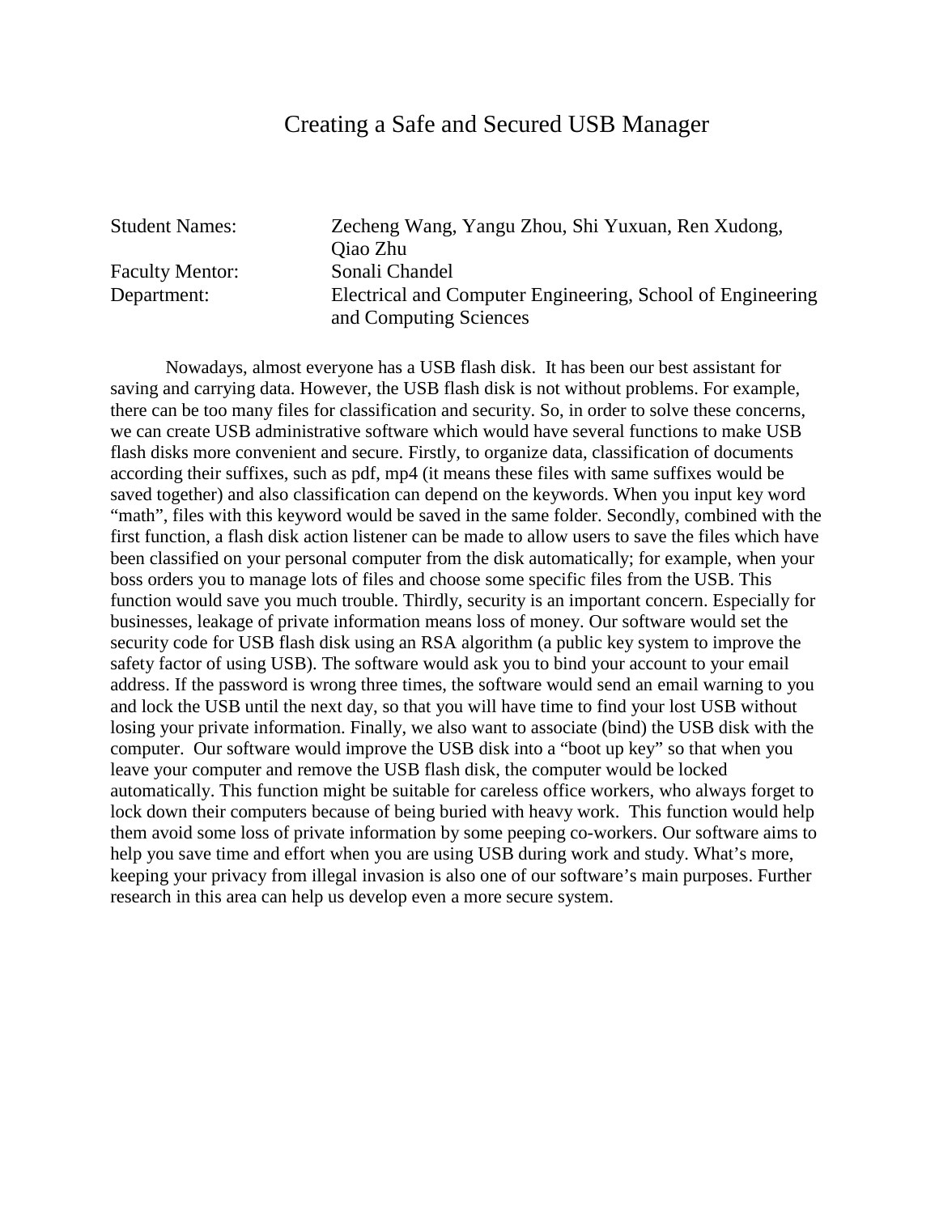# Creating a Safe and Secured USB Manager

Student Names: Zecheng Wang, Yangu Zhou, Shi Yuxuan, Ren Xudong, Qiao Zhu

Faculty Mentor: Sonali Chandel

Department: Electrical and Computer Engineering, School of Engineering and Computing Sciences

Nowadays, almost everyone has a USB flash disk. It has been our best assistant for saving and carrying data. However, the USB flash disk is not without problems. For example, there can be too many files for classification and security. So, in order to solve these concerns, we can create USB administrative software which would have several functions to make USB flash disks more convenient and secure. Firstly, to organize data, classification of documents according their suffixes, such as pdf, mp4 (it means these files with same suffixes would be saved together) and also classification can depend on the keywords. When you input key word "math", files with this keyword would be saved in the same folder. Secondly, combined with the first function, a flash disk action listener can be made to allow users to save the files which have been classified on your personal computer from the disk automatically; for example, when your boss orders you to manage lots of files and choose some specific files from the USB. This function would save you much trouble. Thirdly, security is an important concern. Especially for businesses, leakage of private information means loss of money. Our software would set the security code for USB flash disk using an RSA algorithm (a public key system to improve the safety factor of using USB). The software would ask you to bind your account to your email address. If the password is wrong three times, the software would send an email warning to you and lock the USB until the next day, so that you will have time to find your lost USB without losing your private information. Finally, we also want to associate (bind) the USB disk with the computer. Our software would improve the USB disk into a "boot up key" so that when you leave your computer and remove the USB flash disk, the computer would be locked automatically. This function might be suitable for careless office workers, who always forget to lock down their computers because of being buried with heavy work. This function would help them avoid some loss of private information by some peeping co-workers. Our software aims to help you save time and effort when you are using USB during work and study. What's more, keeping your privacy from illegal invasion is also one of our software's main purposes. Further research in this area can help us develop even a more secure system.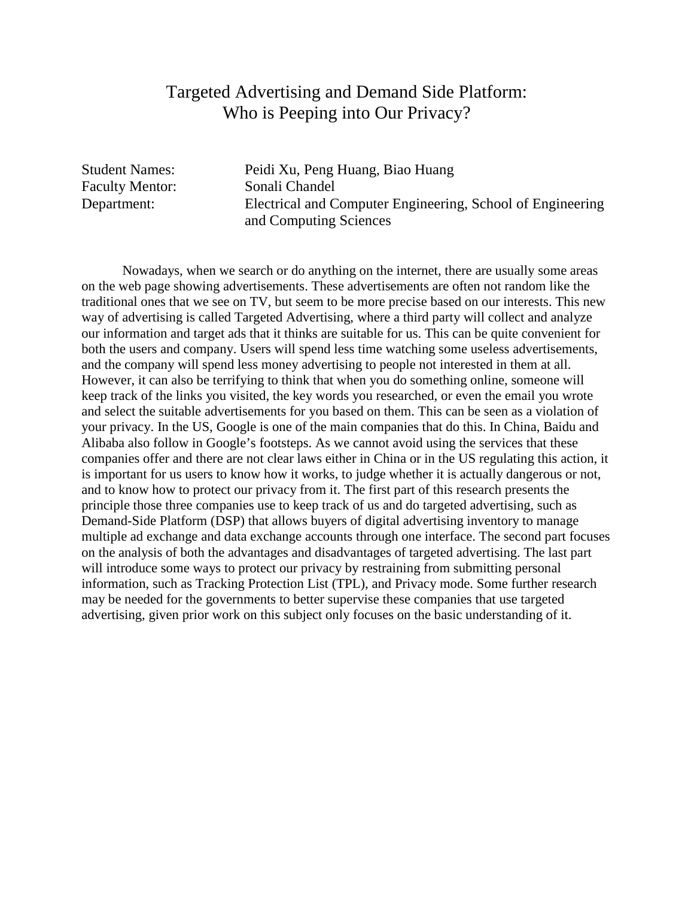# Targeted Advertising and Demand Side Platform: Who is Peeping into Our Privacy?

Student Names: Peidi Xu, Peng Huang, Biao Huang
Faculty Mentor: Sonali Chandel
Department: Electrical and Computer Engineering, School of Engineering and Computing Sciences

Nowadays, when we search or do anything on the internet, there are usually some areas on the web page showing advertisements. These advertisements are often not random like the traditional ones that we see on TV, but seem to be more precise based on our interests. This new way of advertising is called Targeted Advertising, where a third party will collect and analyze our information and target ads that it thinks are suitable for us. This can be quite convenient for both the users and company. Users will spend less time watching some useless advertisements, and the company will spend less money advertising to people not interested in them at all. However, it can also be terrifying to think that when you do something online, someone will keep track of the links you visited, the key words you researched, or even the email you wrote and select the suitable advertisements for you based on them. This can be seen as a violation of your privacy. In the US, Google is one of the main companies that do this. In China, Baidu and Alibaba also follow in Google's footsteps. As we cannot avoid using the services that these companies offer and there are not clear laws either in China or in the US regulating this action, it is important for us users to know how it works, to judge whether it is actually dangerous or not, and to know how to protect our privacy from it. The first part of this research presents the principle those three companies use to keep track of us and do targeted advertising, such as Demand-Side Platform (DSP) that allows buyers of digital advertising inventory to manage multiple ad exchange and data exchange accounts through one interface. The second part focuses on the analysis of both the advantages and disadvantages of targeted advertising. The last part will introduce some ways to protect our privacy by restraining from submitting personal information, such as Tracking Protection List (TPL), and Privacy mode. Some further research may be needed for the governments to better supervise these companies that use targeted advertising, given prior work on this subject only focuses on the basic understanding of it.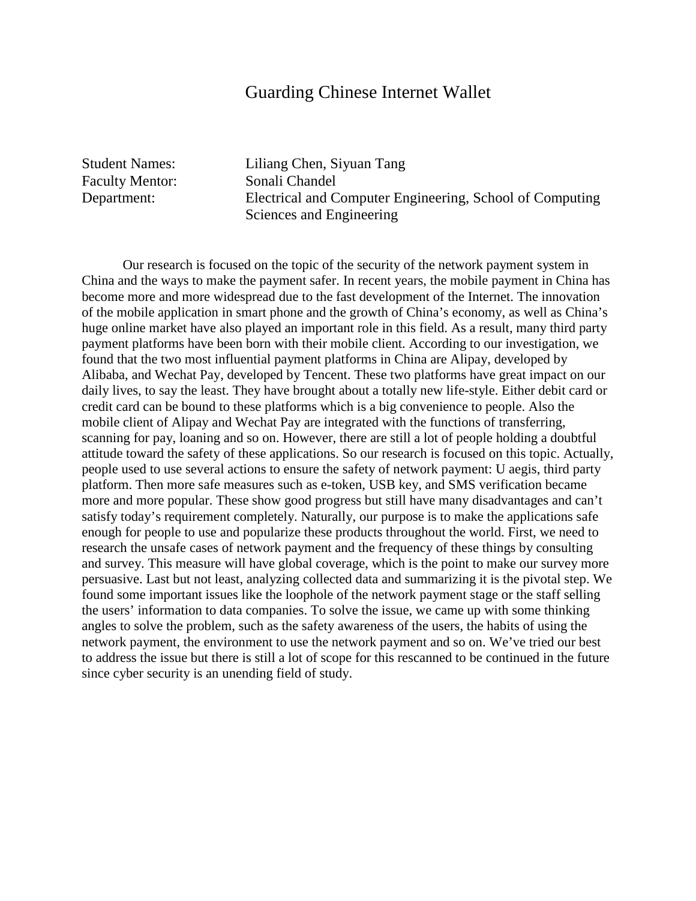# Guarding Chinese Internet Wallet

Student Names: Liliang Chen, Siyuan Tang
Faculty Mentor: Sonali Chandel
Department: Electrical and Computer Engineering, School of Computing Sciences and Engineering

Our research is focused on the topic of the security of the network payment system in China and the ways to make the payment safer. In recent years, the mobile payment in China has become more and more widespread due to the fast development of the Internet. The innovation of the mobile application in smart phone and the growth of China's economy, as well as China's huge online market have also played an important role in this field. As a result, many third party payment platforms have been born with their mobile client. According to our investigation, we found that the two most influential payment platforms in China are Alipay, developed by Alibaba, and Wechat Pay, developed by Tencent. These two platforms have great impact on our daily lives, to say the least. They have brought about a totally new life-style. Either debit card or credit card can be bound to these platforms which is a big convenience to people. Also the mobile client of Alipay and Wechat Pay are integrated with the functions of transferring, scanning for pay, loaning and so on. However, there are still a lot of people holding a doubtful attitude toward the safety of these applications. So our research is focused on this topic. Actually, people used to use several actions to ensure the safety of network payment: U aegis, third party platform. Then more safe measures such as e-token, USB key, and SMS verification became more and more popular. These show good progress but still have many disadvantages and can't satisfy today's requirement completely. Naturally, our purpose is to make the applications safe enough for people to use and popularize these products throughout the world. First, we need to research the unsafe cases of network payment and the frequency of these things by consulting and survey. This measure will have global coverage, which is the point to make our survey more persuasive. Last but not least, analyzing collected data and summarizing it is the pivotal step. We found some important issues like the loophole of the network payment stage or the staff selling the users' information to data companies. To solve the issue, we came up with some thinking angles to solve the problem, such as the safety awareness of the users, the habits of using the network payment, the environment to use the network payment and so on. We've tried our best to address the issue but there is still a lot of scope for this rescanned to be continued in the future since cyber security is an unending field of study.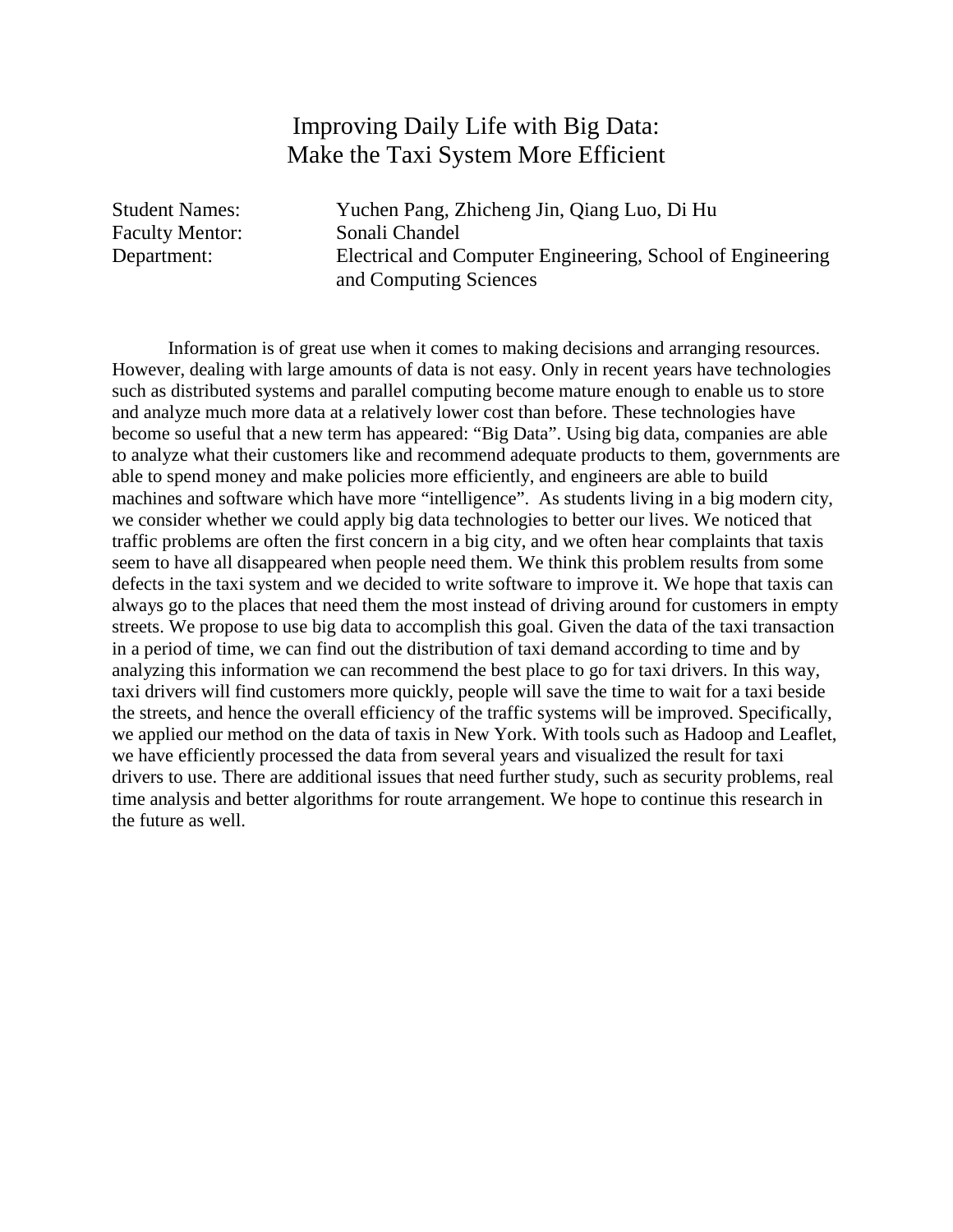# Improving Daily Life with Big Data: Make the Taxi System More Efficient

Student Names: Yuchen Pang, Zhicheng Jin, Qiang Luo, Di Hu
Faculty Mentor: Sonali Chandel
Department: Electrical and Computer Engineering, School of Engineering and Computing Sciences

Information is of great use when it comes to making decisions and arranging resources. However, dealing with large amounts of data is not easy. Only in recent years have technologies such as distributed systems and parallel computing become mature enough to enable us to store and analyze much more data at a relatively lower cost than before. These technologies have become so useful that a new term has appeared: "Big Data". Using big data, companies are able to analyze what their customers like and recommend adequate products to them, governments are able to spend money and make policies more efficiently, and engineers are able to build machines and software which have more "intelligence". As students living in a big modern city, we consider whether we could apply big data technologies to better our lives. We noticed that traffic problems are often the first concern in a big city, and we often hear complaints that taxis seem to have all disappeared when people need them. We think this problem results from some defects in the taxi system and we decided to write software to improve it. We hope that taxis can always go to the places that need them the most instead of driving around for customers in empty streets. We propose to use big data to accomplish this goal. Given the data of the taxi transaction in a period of time, we can find out the distribution of taxi demand according to time and by analyzing this information we can recommend the best place to go for taxi drivers. In this way, taxi drivers will find customers more quickly, people will save the time to wait for a taxi beside the streets, and hence the overall efficiency of the traffic systems will be improved. Specifically, we applied our method on the data of taxis in New York. With tools such as Hadoop and Leaflet, we have efficiently processed the data from several years and visualized the result for taxi drivers to use. There are additional issues that need further study, such as security problems, real time analysis and better algorithms for route arrangement. We hope to continue this research in the future as well.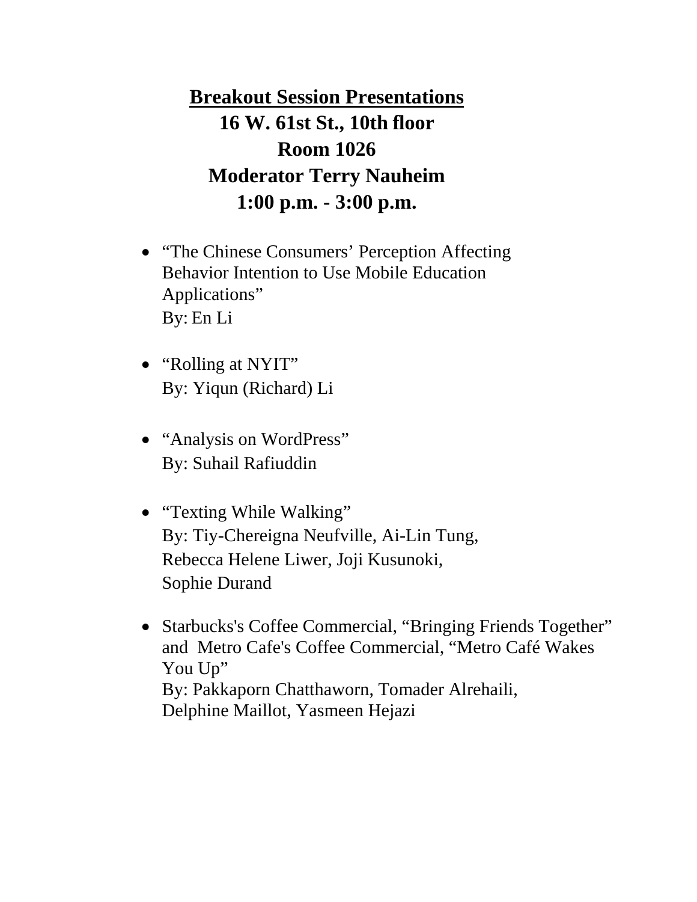# Breakout Session Presentations

**16 W. 61st St., 10th floor**
**Room 1026**
**Moderator Terry Nauheim**
**1:00 p.m. - 3:00 p.m.**

- "The Chinese Consumers' Perception Affecting Behavior Intention to Use Mobile Education Applications"
  By: En Li

- "Rolling at NYIT"
  By: Yiqun (Richard) Li

- "Analysis on WordPress"
  By: Suhail Rafiuddin

- "Texting While Walking"
  By: Tiy-Chereigna Neufville, Ai-Lin Tung, Rebecca Helene Liwer, Joji Kusunoki, Sophie Durand

- Starbucks's Coffee Commercial, "Bringing Friends Together" and Metro Cafe's Coffee Commercial, "Metro Café Wakes You Up"
  By: Pakkaporn Chatthaworn, Tomader Alrehaili, Delphine Maillot, Yasmeen Hejazi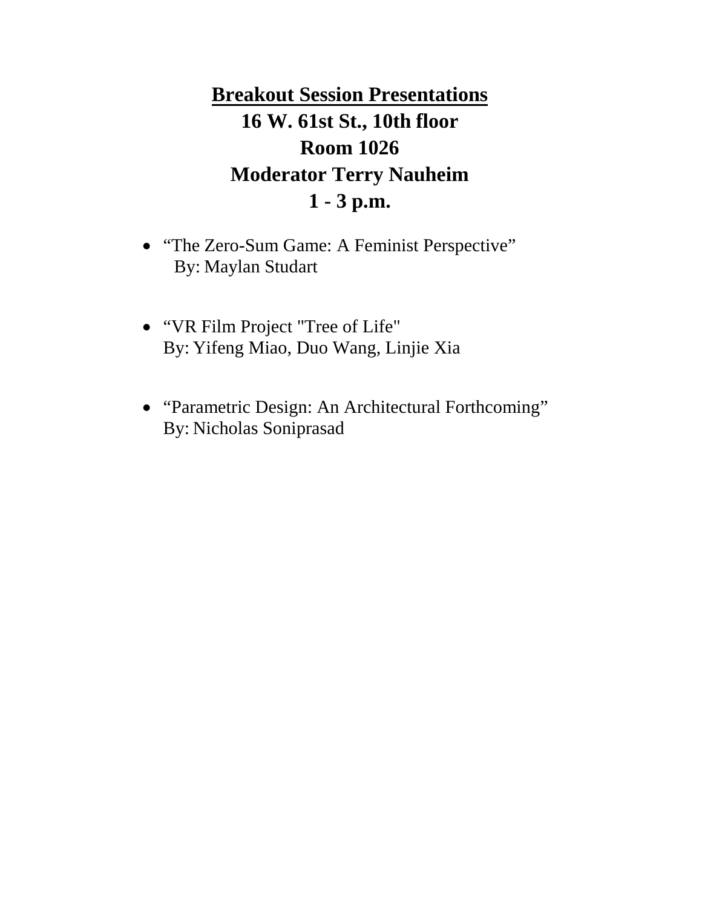## Breakout Session Presentations

**16 W. 61st St., 10th floor**
**Room 1026**
**Moderator Terry Nauheim**
**1 - 3 p.m.**

- "The Zero-Sum Game: A Feminist Perspective"
  By: Maylan Studart

- "VR Film Project "Tree of Life"
  By: Yifeng Miao, Duo Wang, Linjie Xia

- "Parametric Design: An Architectural Forthcoming"
  By: Nicholas Soniprasad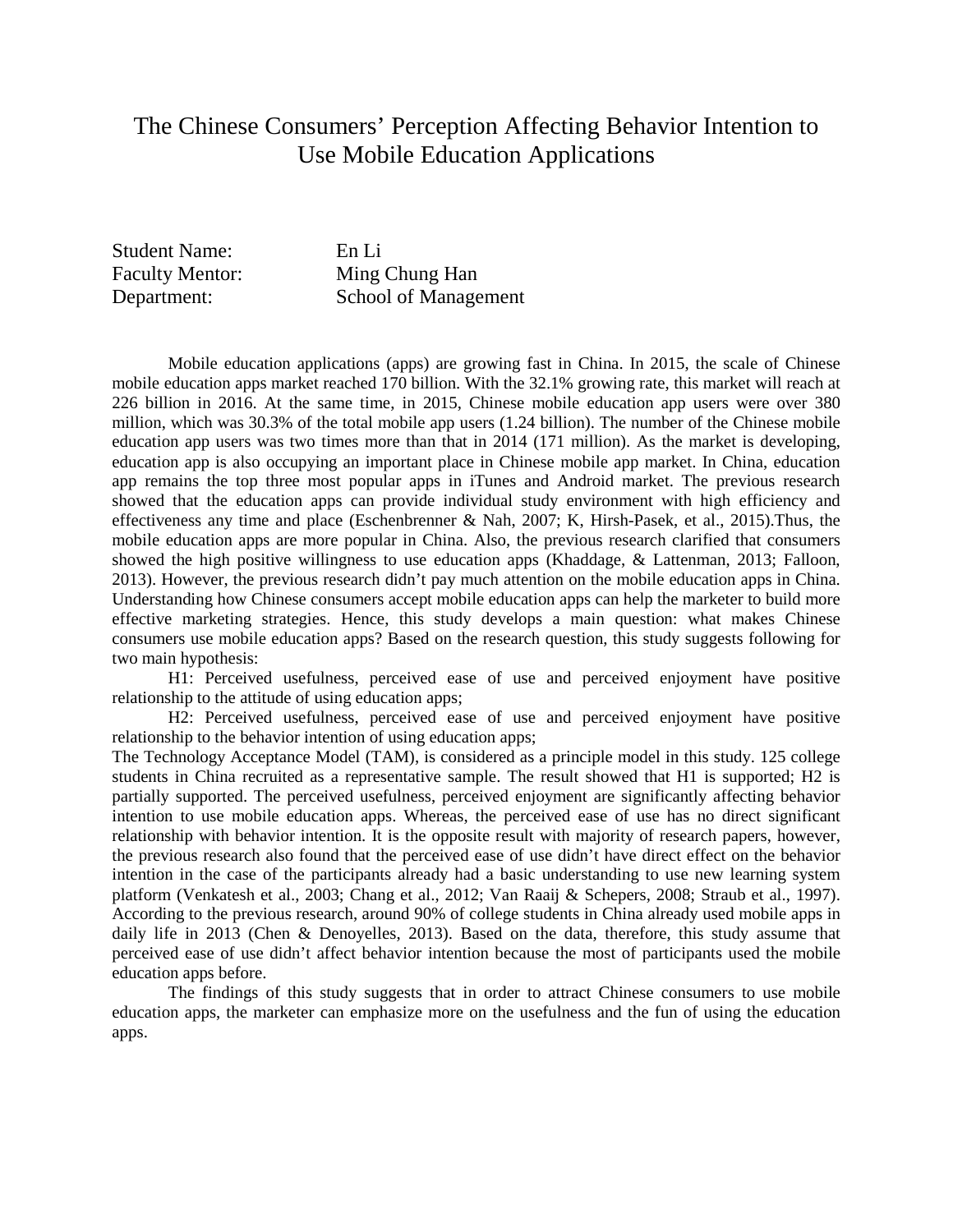# The Chinese Consumers' Perception Affecting Behavior Intention to Use Mobile Education Applications

Student Name: En Li
Faculty Mentor: Ming Chung Han
Department: School of Management

Mobile education applications (apps) are growing fast in China. In 2015, the scale of Chinese mobile education apps market reached 170 billion. With the 32.1% growing rate, this market will reach at 226 billion in 2016. At the same time, in 2015, Chinese mobile education app users were over 380 million, which was 30.3% of the total mobile app users (1.24 billion). The number of the Chinese mobile education app users was two times more than that in 2014 (171 million). As the market is developing, education app is also occupying an important place in Chinese mobile app market. In China, education app remains the top three most popular apps in iTunes and Android market. The previous research showed that the education apps can provide individual study environment with high efficiency and effectiveness any time and place (Eschenbrenner & Nah, 2007; K, Hirsh-Pasek, et al., 2015).Thus, the mobile education apps are more popular in China. Also, the previous research clarified that consumers showed the high positive willingness to use education apps (Khaddage, & Lattenman, 2013; Falloon, 2013). However, the previous research didn't pay much attention on the mobile education apps in China. Understanding how Chinese consumers accept mobile education apps can help the marketer to build more effective marketing strategies. Hence, this study develops a main question: what makes Chinese consumers use mobile education apps? Based on the research question, this study suggests following for two main hypothesis:

H1: Perceived usefulness, perceived ease of use and perceived enjoyment have positive relationship to the attitude of using education apps;

H2: Perceived usefulness, perceived ease of use and perceived enjoyment have positive relationship to the behavior intention of using education apps;

The Technology Acceptance Model (TAM), is considered as a principle model in this study. 125 college students in China recruited as a representative sample. The result showed that H1 is supported; H2 is partially supported. The perceived usefulness, perceived enjoyment are significantly affecting behavior intention to use mobile education apps. Whereas, the perceived ease of use has no direct significant relationship with behavior intention. It is the opposite result with majority of research papers, however, the previous research also found that the perceived ease of use didn't have direct effect on the behavior intention in the case of the participants already had a basic understanding to use new learning system platform (Venkatesh et al., 2003; Chang et al., 2012; Van Raaij & Schepers, 2008; Straub et al., 1997). According to the previous research, around 90% of college students in China already used mobile apps in daily life in 2013 (Chen & Denoyelles, 2013). Based on the data, therefore, this study assume that perceived ease of use didn't affect behavior intention because the most of participants used the mobile education apps before.

The findings of this study suggests that in order to attract Chinese consumers to use mobile education apps, the marketer can emphasize more on the usefulness and the fun of using the education apps.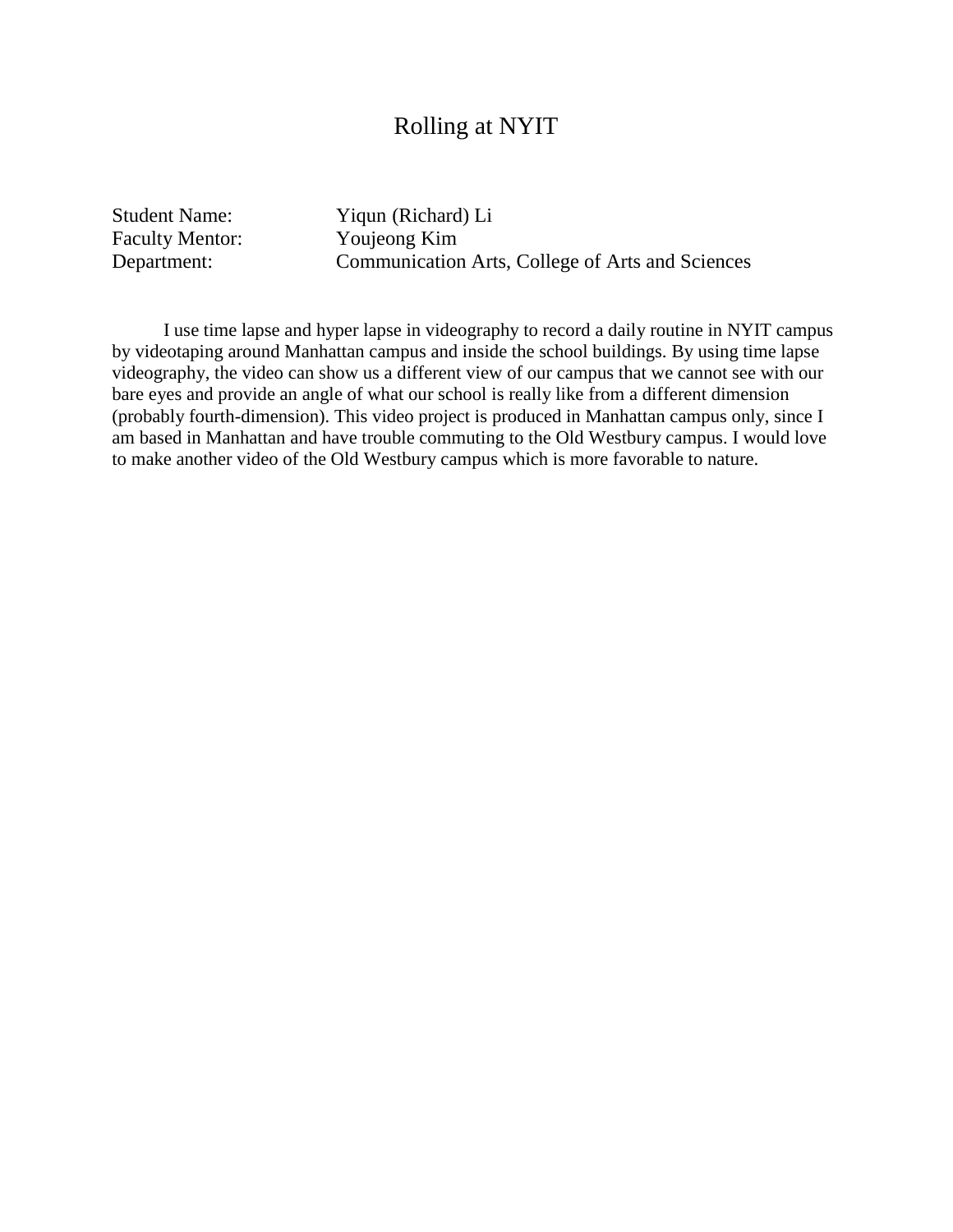# Rolling at NYIT

Student Name: Yiqun (Richard) Li
Faculty Mentor: Youjeong Kim
Department: Communication Arts, College of Arts and Sciences

I use time lapse and hyper lapse in videography to record a daily routine in NYIT campus by videotaping around Manhattan campus and inside the school buildings. By using time lapse videography, the video can show us a different view of our campus that we cannot see with our bare eyes and provide an angle of what our school is really like from a different dimension (probably fourth-dimension). This video project is produced in Manhattan campus only, since I am based in Manhattan and have trouble commuting to the Old Westbury campus. I would love to make another video of the Old Westbury campus which is more favorable to nature.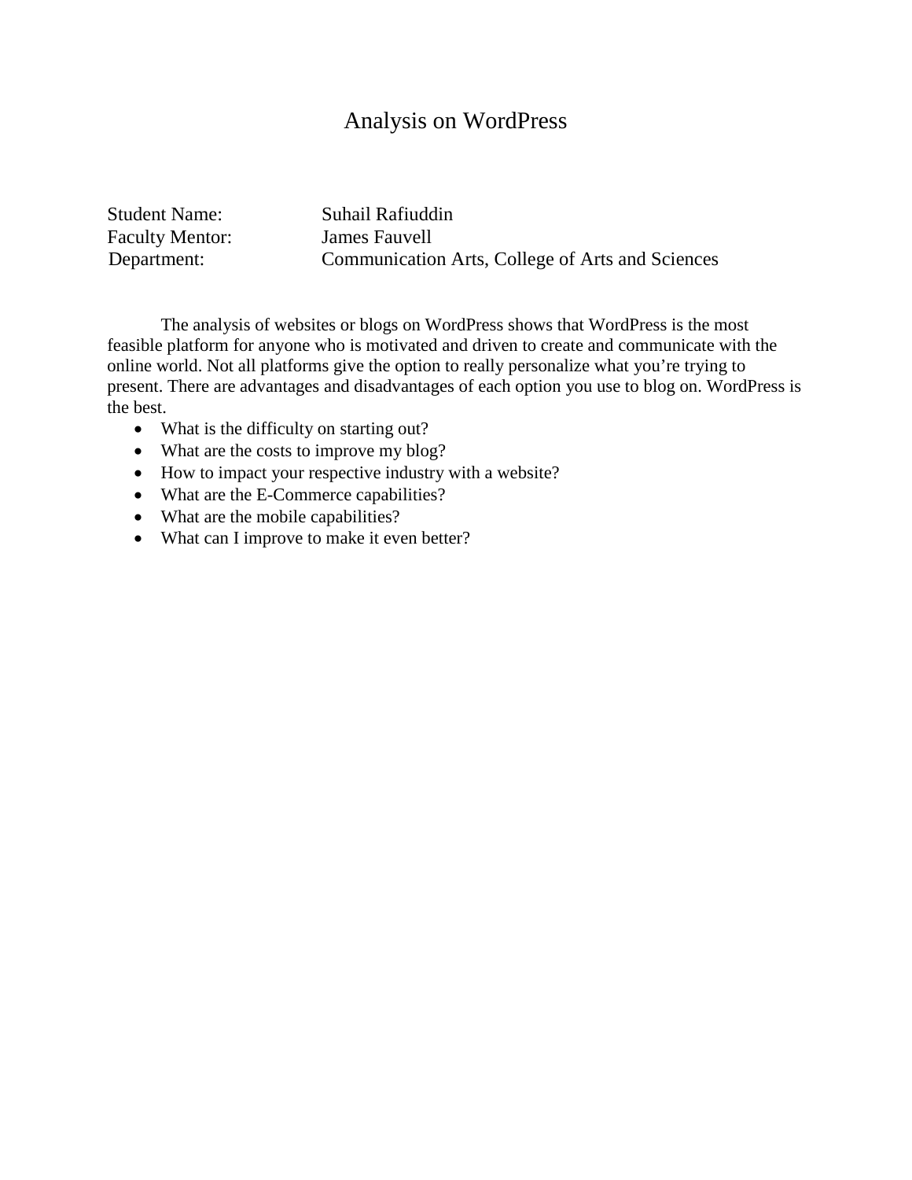# Analysis on WordPress

Student Name: Suhail Rafiuddin
Faculty Mentor: James Fauvell
Department: Communication Arts, College of Arts and Sciences

The analysis of websites or blogs on WordPress shows that WordPress is the most feasible platform for anyone who is motivated and driven to create and communicate with the online world. Not all platforms give the option to really personalize what you're trying to present. There are advantages and disadvantages of each option you use to blog on. WordPress is the best.

- What is the difficulty on starting out?
- What are the costs to improve my blog?
- How to impact your respective industry with a website?
- What are the E-Commerce capabilities?
- What are the mobile capabilities?
- What can I improve to make it even better?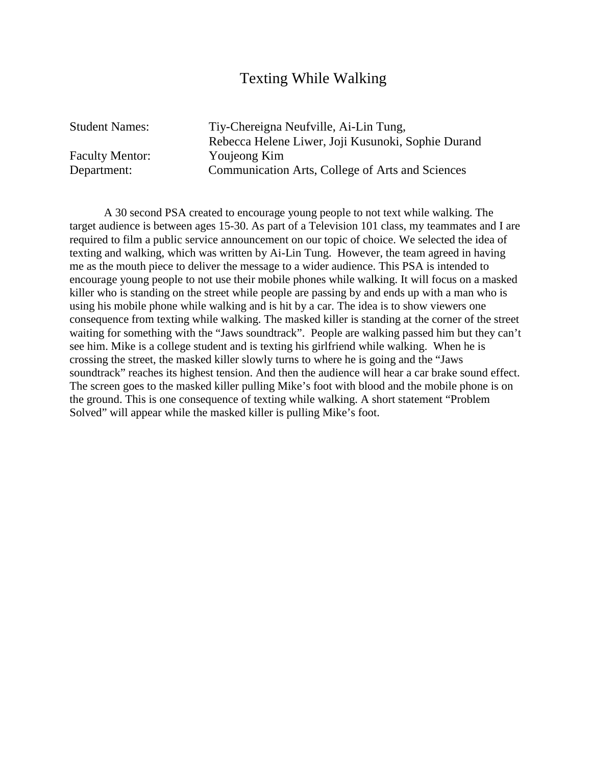# Texting While Walking

Student Names: Tiy-Chereigna Neufville, Ai-Lin Tung, Rebecca Helene Liwer, Joji Kusunoki, Sophie Durand
Faculty Mentor: Youjeong Kim
Department: Communication Arts, College of Arts and Sciences

A 30 second PSA created to encourage young people to not text while walking. The target audience is between ages 15-30. As part of a Television 101 class, my teammates and I are required to film a public service announcement on our topic of choice. We selected the idea of texting and walking, which was written by Ai-Lin Tung. However, the team agreed in having me as the mouth piece to deliver the message to a wider audience. This PSA is intended to encourage young people to not use their mobile phones while walking. It will focus on a masked killer who is standing on the street while people are passing by and ends up with a man who is using his mobile phone while walking and is hit by a car. The idea is to show viewers one consequence from texting while walking. The masked killer is standing at the corner of the street waiting for something with the "Jaws soundtrack". People are walking passed him but they can't see him. Mike is a college student and is texting his girlfriend while walking. When he is crossing the street, the masked killer slowly turns to where he is going and the "Jaws soundtrack" reaches its highest tension. And then the audience will hear a car brake sound effect. The screen goes to the masked killer pulling Mike's foot with blood and the mobile phone is on the ground. This is one consequence of texting while walking. A short statement "Problem Solved" will appear while the masked killer is pulling Mike's foot.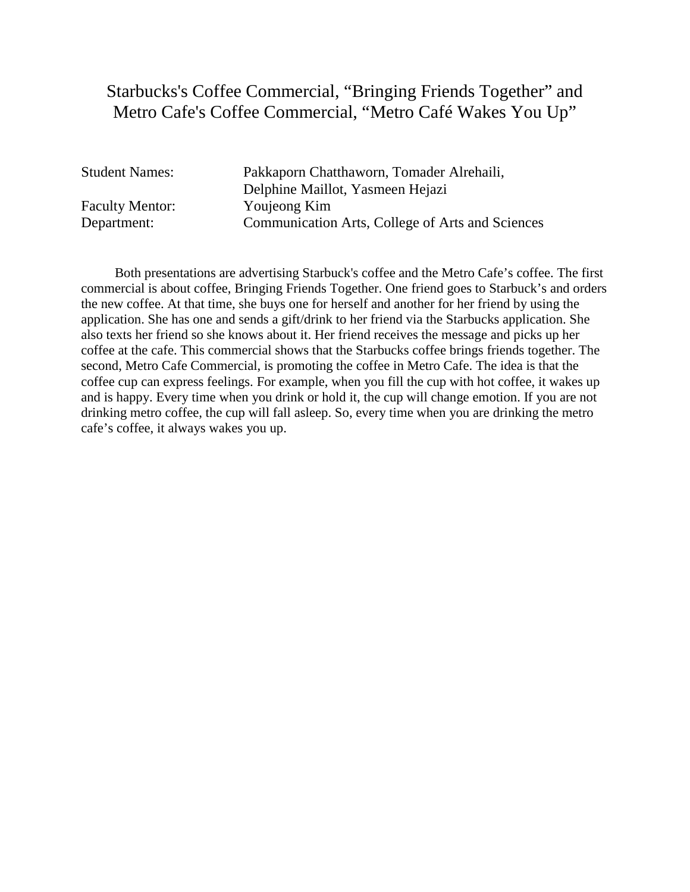# Starbucks's Coffee Commercial, “Bringing Friends Together” and Metro Cafe's Coffee Commercial, “Metro Café Wakes You Up”

| | |
|---|---|
| Student Names: | Pakkaporn Chatthaworn, Tomader Alrehaili, Delphine Maillot, Yasmeen Hejazi |
| Faculty Mentor: | Youjeong Kim |
| Department: | Communication Arts, College of Arts and Sciences |

Both presentations are advertising Starbuck's coffee and the Metro Cafe’s coffee. The first commercial is about coffee, Bringing Friends Together. One friend goes to Starbuck’s and orders the new coffee. At that time, she buys one for herself and another for her friend by using the application. She has one and sends a gift/drink to her friend via the Starbucks application. She also texts her friend so she knows about it. Her friend receives the message and picks up her coffee at the cafe. This commercial shows that the Starbucks coffee brings friends together. The second, Metro Cafe Commercial, is promoting the coffee in Metro Cafe. The idea is that the coffee cup can express feelings. For example, when you fill the cup with hot coffee, it wakes up and is happy. Every time when you drink or hold it, the cup will change emotion. If you are not drinking metro coffee, the cup will fall asleep. So, every time when you are drinking the metro cafe’s coffee, it always wakes you up.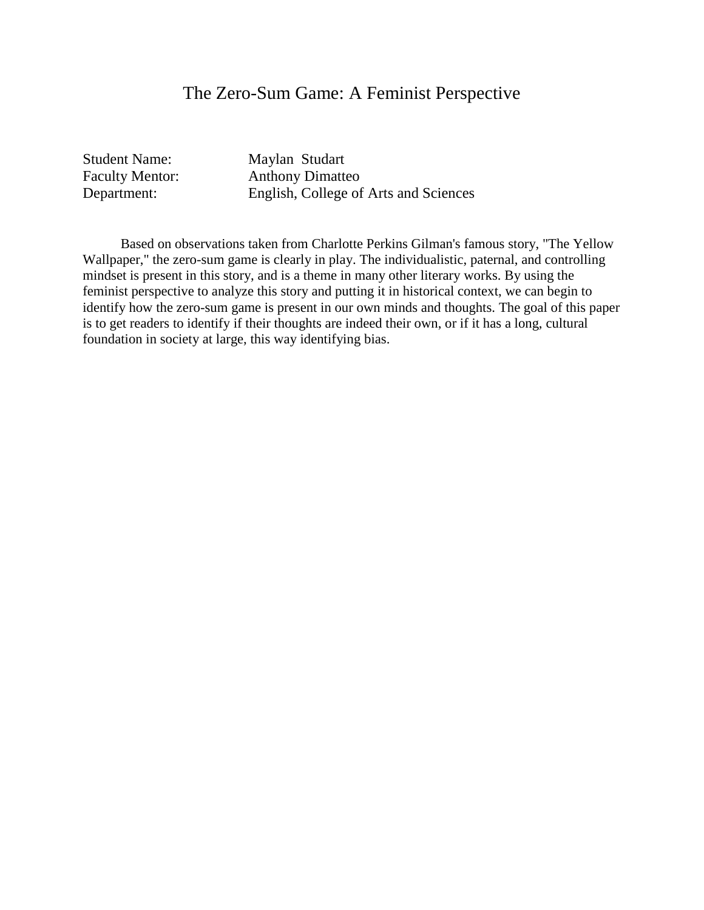# The Zero-Sum Game: A Feminist Perspective

Student Name: Maylan Studart
Faculty Mentor: Anthony Dimatteo
Department: English, College of Arts and Sciences

Based on observations taken from Charlotte Perkins Gilman's famous story, "The Yellow Wallpaper," the zero-sum game is clearly in play. The individualistic, paternal, and controlling mindset is present in this story, and is a theme in many other literary works. By using the feminist perspective to analyze this story and putting it in historical context, we can begin to identify how the zero-sum game is present in our own minds and thoughts. The goal of this paper is to get readers to identify if their thoughts are indeed their own, or if it has a long, cultural foundation in society at large, this way identifying bias.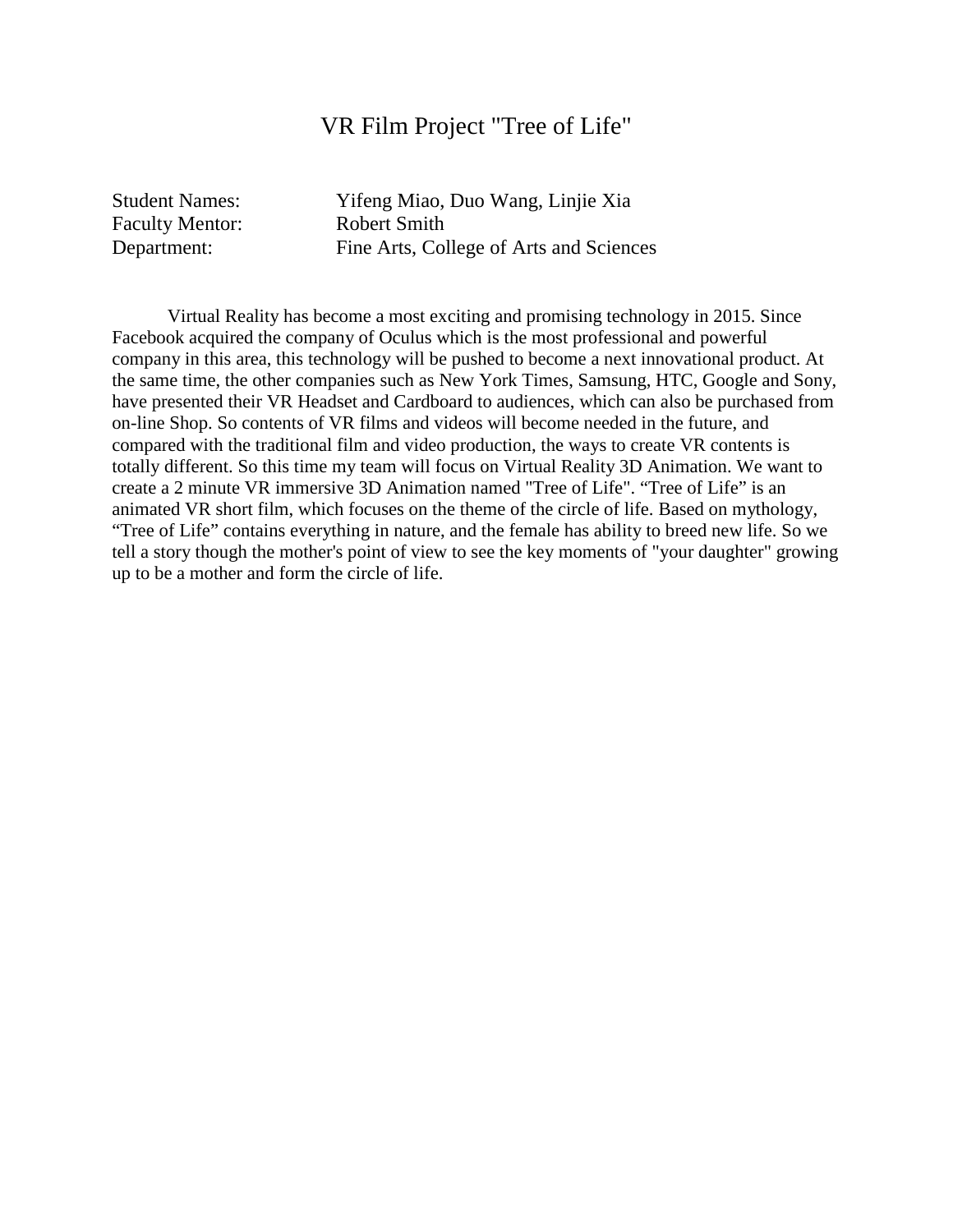# VR Film Project "Tree of Life"

| | |
|---|---|
| Student Names: | Yifeng Miao, Duo Wang, Linjie Xia |
| Faculty Mentor: | Robert Smith |
| Department: | Fine Arts, College of Arts and Sciences |

Virtual Reality has become a most exciting and promising technology in 2015. Since Facebook acquired the company of Oculus which is the most professional and powerful company in this area, this technology will be pushed to become a next innovational product. At the same time, the other companies such as New York Times, Samsung, HTC, Google and Sony, have presented their VR Headset and Cardboard to audiences, which can also be purchased from on-line Shop. So contents of VR films and videos will become needed in the future, and compared with the traditional film and video production, the ways to create VR contents is totally different. So this time my team will focus on Virtual Reality 3D Animation. We want to create a 2 minute VR immersive 3D Animation named "Tree of Life". “Tree of Life” is an animated VR short film, which focuses on the theme of the circle of life. Based on mythology, “Tree of Life” contains everything in nature, and the female has ability to breed new life. So we tell a story though the mother's point of view to see the key moments of "your daughter" growing up to be a mother and form the circle of life.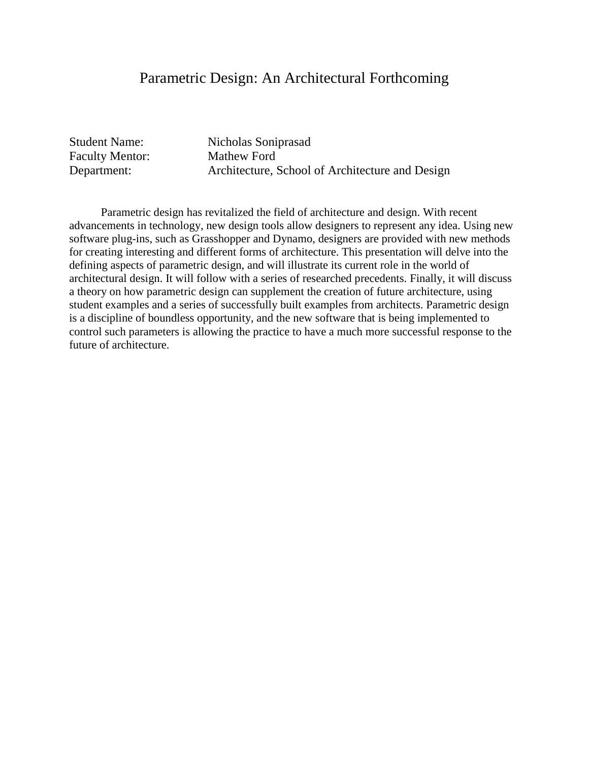# Parametric Design: An Architectural Forthcoming

Student Name: Nicholas Soniprasad
Faculty Mentor: Mathew Ford
Department: Architecture, School of Architecture and Design

Parametric design has revitalized the field of architecture and design. With recent advancements in technology, new design tools allow designers to represent any idea. Using new software plug-ins, such as Grasshopper and Dynamo, designers are provided with new methods for creating interesting and different forms of architecture. This presentation will delve into the defining aspects of parametric design, and will illustrate its current role in the world of architectural design. It will follow with a series of researched precedents. Finally, it will discuss a theory on how parametric design can supplement the creation of future architecture, using student examples and a series of successfully built examples from architects. Parametric design is a discipline of boundless opportunity, and the new software that is being implemented to control such parameters is allowing the practice to have a much more successful response to the future of architecture.